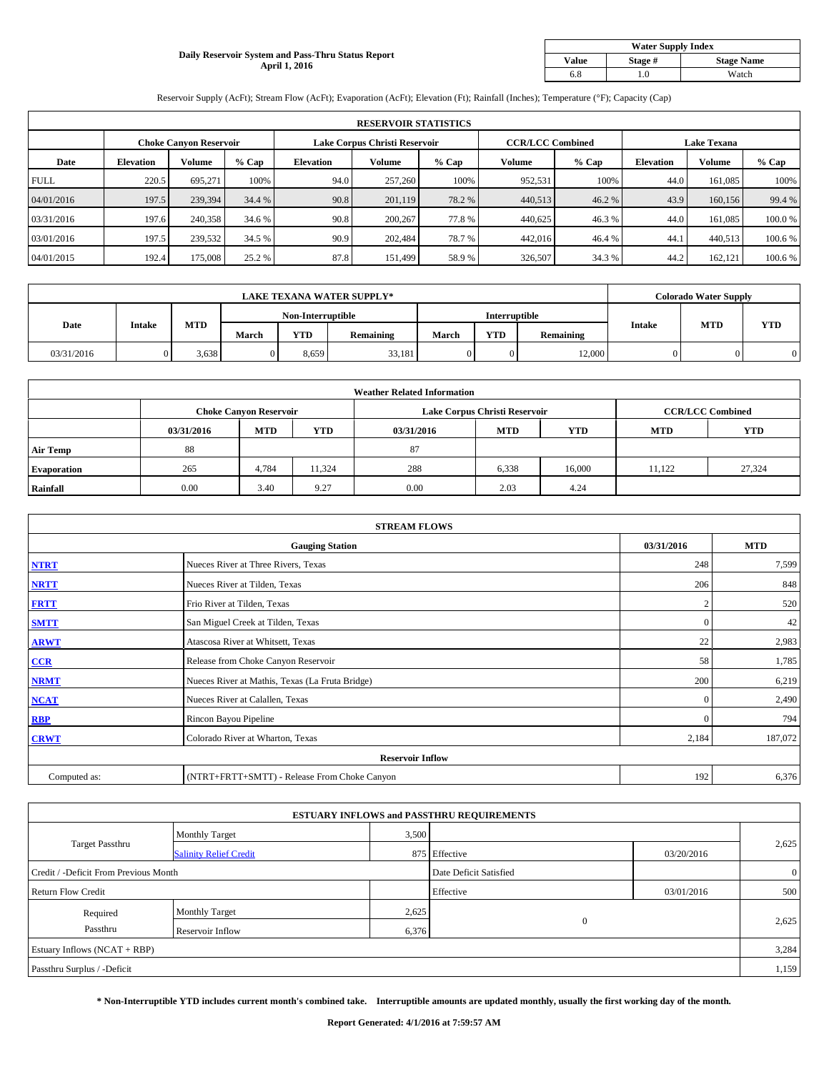**Daily Reservoir System and Pass-Thru Status Report**
**April 1, 2016**

| Water Supply Index | | |
|---|---|---|
| Value | Stage # | Stage Name |
| 6.8 | 1.0 | Watch |

Reservoir Supply (AcFt); Stream Flow (AcFt); Evaporation (AcFt); Elevation (Ft); Rainfall (Inches); Temperature (°F); Capacity (Cap)

| RESERVOIR STATISTICS | | | | | | | | | | | |
|---|---|---|---|---|---|---|---|---|---|---|---|
| | Choke Canyon Reservoir | | | Lake Corpus Christi Reservoir | | | CCR/LCC Combined | | Lake Texana | | |
| Date | Elevation | Volume | % Cap | Elevation | Volume | % Cap | Volume | % Cap | Elevation | Volume | % Cap |
| FULL | 220.5 | 695,271 | 100% | 94.0 | 257,260 | 100% | 952,531 | 100% | 44.0 | 161,085 | 100% |
| 04/01/2016 | 197.5 | 239,394 | 34.4 % | 90.8 | 201,119 | 78.2 % | 440,513 | 46.2 % | 43.9 | 160,156 | 99.4 % |
| 03/31/2016 | 197.6 | 240,358 | 34.6 % | 90.8 | 200,267 | 77.8 % | 440,625 | 46.3 % | 44.0 | 161,085 | 100.0 % |
| 03/01/2016 | 197.5 | 239,532 | 34.5 % | 90.9 | 202,484 | 78.7 % | 442,016 | 46.4 % | 44.1 | 440,513 | 100.6 % |
| 04/01/2015 | 192.4 | 175,008 | 25.2 % | 87.8 | 151,499 | 58.9 % | 326,507 | 34.3 % | 44.2 | 162,121 | 100.6 % |

| LAKE TEXANA WATER SUPPLY* | | | | | | | | | Colorado Water Supply | | |
|---|---|---|---|---|---|---|---|---|---|---|---|
| Date | Intake | MTD | Non-Interruptible | | | Interruptible | | | Intake | MTD | YTD |
| | | | March | YTD | Remaining | March | YTD | Remaining | | | |
| 03/31/2016 | 0 | 3,638 | 0 | 8,659 | 33,181 | 0 | 0 | 12,000 | 0 | 0 | 0 |

| Weather Related Information | | | | | | | | |
|---|---|---|---|---|---|---|---|---|
| | Choke Canyon Reservoir | | | Lake Corpus Christi Reservoir | | | CCR/LCC Combined | |
| | 03/31/2016 | MTD | YTD | 03/31/2016 | MTD | YTD | MTD | YTD |
| Air Temp | 88 | | | 87 | | | | |
| Evaporation | 265 | 4,784 | 11,324 | 288 | 6,338 | 16,000 | 11,122 | 27,324 |
| Rainfall | 0.00 | 3.40 | 9.27 | 0.00 | 2.03 | 4.24 | | |

| STREAM FLOWS | | | |
|---|---|---|---|
| | Gauging Station | 03/31/2016 | MTD |
| NTRT | Nueces River at Three Rivers, Texas | 248 | 7,599 |
| NRTT | Nueces River at Tilden, Texas | 206 | 848 |
| FRTT | Frio River at Tilden, Texas | 2 | 520 |
| SMTT | San Miguel Creek at Tilden, Texas | 0 | 42 |
| ARWT | Atascosa River at Whitsett, Texas | 22 | 2,983 |
| CCR | Release from Choke Canyon Reservoir | 58 | 1,785 |
| NRMT | Nueces River at Mathis, Texas (La Fruta Bridge) | 200 | 6,219 |
| NCAT | Nueces River at Calallen, Texas | 0 | 2,490 |
| RBP | Rincon Bayou Pipeline | 0 | 794 |
| CRWT | Colorado River at Wharton, Texas | 2,184 | 187,072 |
| Reservoir Inflow | | | |
| Computed as: | (NTRT+FRTT+SMTT) - Release From Choke Canyon | 192 | 6,376 |

| ESTUARY INFLOWS and PASSTHRU REQUIREMENTS | | | | | |
|---|---|---|---|---|---|
| Target Passthru | Monthly Target | 3,500 | | | 2,625 |
| | Salinity Relief Credit | 875 | Effective | 03/20/2016 | |
| Credit / -Deficit From Previous Month | | | Date Deficit Satisfied | | 0 |
| Return Flow Credit | | | Effective | 03/01/2016 | 500 |
| Required Passthru | Monthly Target | 2,625 | 0 | | 2,625 |
| | Reservoir Inflow | 6,376 | | | |
| Estuary Inflows (NCAT + RBP) | | | | | 3,284 |
| Passthru Surplus / -Deficit | | | | | 1,159 |

**\* Non-Interruptible YTD includes current month's combined take. Interruptible amounts are updated monthly, usually the first working day of the month.**

**Report Generated: 4/1/2016 at 7:59:57 AM**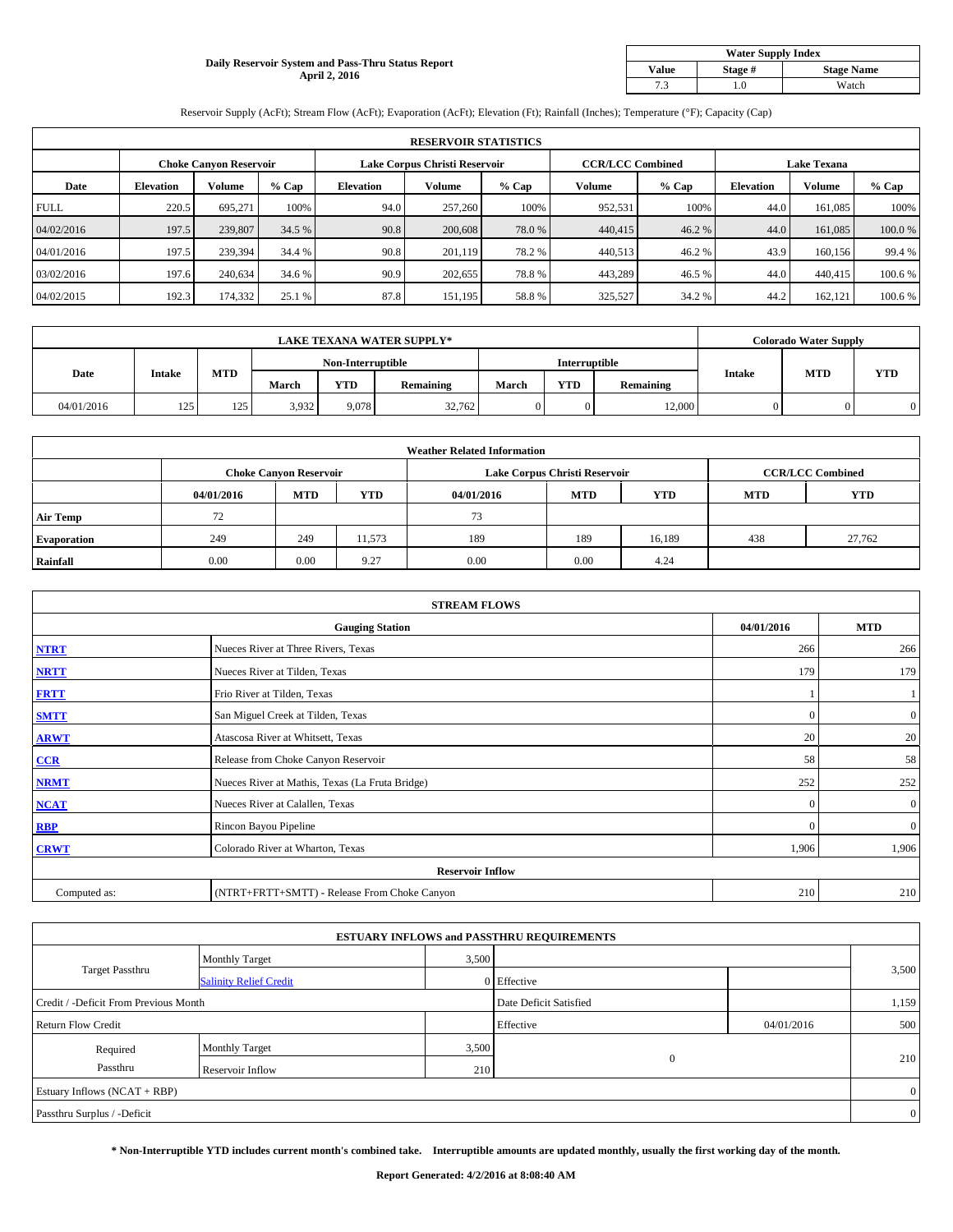**Daily Reservoir System and Pass-Thru Status Report**
**April 2, 2016**

| Water Supply Index | | |
|---|---|---|
| **Value** | **Stage #** | **Stage Name** |
| 7.3 | 1.0 | Watch |

Reservoir Supply (AcFt); Stream Flow (AcFt); Evaporation (AcFt); Elevation (Ft); Rainfall (Inches); Temperature (°F); Capacity (Cap)

| RESERVOIR STATISTICS | | | | | | | | | | |
|---|---|---|---|---|---|---|---|---|---|---|
| | Choke Canyon Reservoir | | | Lake Corpus Christi Reservoir | | | CCR/LCC Combined | | Lake Texana | | |
| **Date** | **Elevation** | **Volume** | **% Cap** | **Elevation** | **Volume** | **% Cap** | **Volume** | **% Cap** | **Elevation** | **Volume** | **% Cap** |
| FULL | 220.5 | 695,271 | 100% | 94.0 | 257,260 | 100% | 952,531 | 100% | 44.0 | 161,085 | 100% |
| 04/02/2016 | 197.5 | 239,807 | 34.5 % | 90.8 | 200,608 | 78.0 % | 440,415 | 46.2 % | 44.0 | 161,085 | 100.0 % |
| 04/01/2016 | 197.5 | 239,394 | 34.4 % | 90.8 | 201,119 | 78.2 % | 440,513 | 46.2 % | 43.9 | 160,156 | 99.4 % |
| 03/02/2016 | 197.6 | 240,634 | 34.6 % | 90.9 | 202,655 | 78.8 % | 443,289 | 46.5 % | 44.0 | 440,415 | 100.6 % |
| 04/02/2015 | 192.3 | 174,332 | 25.1 % | 87.8 | 151,195 | 58.8 % | 325,527 | 34.2 % | 44.2 | 162,121 | 100.6 % |

| LAKE TEXANA WATER SUPPLY* | | | | | | | | | Colorado Water Supply | | |
|---|---|---|---|---|---|---|---|---|---|---|---|
| **Date** | **Intake** | **MTD** | Non-Interruptible | | | Interruptible | | | **Intake** | **MTD** | **YTD** |
| | | | **March** | **YTD** | **Remaining** | **March** | **YTD** | **Remaining** | | | |
| 04/01/2016 | 125 | 125 | 3,932 | 9,078 | 32,762 | 0 | 0 | 12,000 | 0 | 0 | 0 |

| Weather Related Information | | | | | | | | |
|---|---|---|---|---|---|---|---|---|
| | Choke Canyon Reservoir | | | Lake Corpus Christi Reservoir | | | CCR/LCC Combined | |
| | **04/01/2016** | **MTD** | **YTD** | **04/01/2016** | **MTD** | **YTD** | **MTD** | **YTD** |
| **Air Temp** | 72 | | | 73 | | | | |
| **Evaporation** | 249 | 249 | 11,573 | 189 | 189 | 16,189 | 438 | 27,762 |
| **Rainfall** | 0.00 | 0.00 | 9.27 | 0.00 | 0.00 | 4.24 | | |

| STREAM FLOWS | | | |
|---|---|---|---|
| | **Gauging Station** | **04/01/2016** | **MTD** |
| **NTRT** | Nueces River at Three Rivers, Texas | 266 | 266 |
| **NRTT** | Nueces River at Tilden, Texas | 179 | 179 |
| **FRTT** | Frio River at Tilden, Texas | 1 | 1 |
| **SMTT** | San Miguel Creek at Tilden, Texas | 0 | 0 |
| **ARWT** | Atascosa River at Whitsett, Texas | 20 | 20 |
| **CCR** | Release from Choke Canyon Reservoir | 58 | 58 |
| **NRMT** | Nueces River at Mathis, Texas (La Fruta Bridge) | 252 | 252 |
| **NCAT** | Nueces River at Calallen, Texas | 0 | 0 |
| **RBP** | Rincon Bayou Pipeline | 0 | 0 |
| **CRWT** | Colorado River at Wharton, Texas | 1,906 | 1,906 |
| | **Reservoir Inflow** | | |
| Computed as: | (NTRT+FRTT+SMTT) - Release From Choke Canyon | 210 | 210 |

| ESTUARY INFLOWS and PASSTHRU REQUIREMENTS | | | | | |
|---|---|---|---|---|---|
| Target Passthru | Monthly Target | 3,500 | | | 3,500 |
| | Salinity Relief Credit | 0 | Effective | | |
| Credit / -Deficit From Previous Month | | | Date Deficit Satisfied | | 1,159 |
| Return Flow Credit | | | Effective | 04/01/2016 | 500 |
| Required Passthru | Monthly Target | 3,500 | 0 | | 210 |
| | Reservoir Inflow | 210 | | | |
| Estuary Inflows (NCAT + RBP) | | | | | 0 |
| Passthru Surplus / -Deficit | | | | | 0 |

**\* Non-Interruptible YTD includes current month's combined take. Interruptible amounts are updated monthly, usually the first working day of the month.**

**Report Generated: 4/2/2016 at 8:08:40 AM**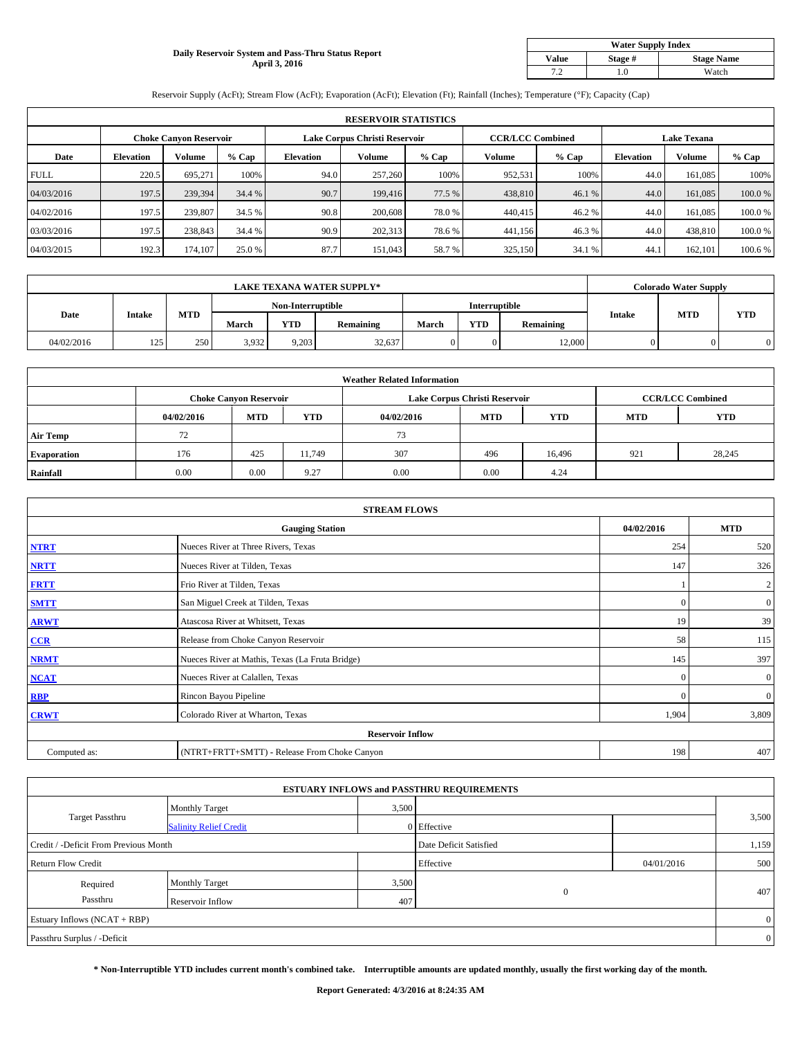**Daily Reservoir System and Pass-Thru Status Report**
**April 3, 2016**

| Water Supply Index | | |
|---|---|---|
| Value | Stage # | Stage Name |
| 7.2 | 1.0 | Watch |

Reservoir Supply (AcFt); Stream Flow (AcFt); Evaporation (AcFt); Elevation (Ft); Rainfall (Inches); Temperature (°F); Capacity (Cap)

| RESERVOIR STATISTICS | | | | | | | | | | | |
|---|---|---|---|---|---|---|---|---|---|---|---|
| | Choke Canyon Reservoir | | | Lake Corpus Christi Reservoir | | | CCR/LCC Combined | | Lake Texana | | |
| Date | Elevation | Volume | % Cap | Elevation | Volume | % Cap | Volume | % Cap | Elevation | Volume | % Cap |
| FULL | 220.5 | 695,271 | 100% | 94.0 | 257,260 | 100% | 952,531 | 100% | 44.0 | 161,085 | 100% |
| 04/03/2016 | 197.5 | 239,394 | 34.4 % | 90.7 | 199,416 | 77.5 % | 438,810 | 46.1 % | 44.0 | 161,085 | 100.0 % |
| 04/02/2016 | 197.5 | 239,807 | 34.5 % | 90.8 | 200,608 | 78.0 % | 440,415 | 46.2 % | 44.0 | 161,085 | 100.0 % |
| 03/03/2016 | 197.5 | 238,843 | 34.4 % | 90.9 | 202,313 | 78.6 % | 441,156 | 46.3 % | 44.0 | 438,810 | 100.0 % |
| 04/03/2015 | 192.3 | 174,107 | 25.0 % | 87.7 | 151,043 | 58.7 % | 325,150 | 34.1 % | 44.1 | 162,101 | 100.6 % |

| LAKE TEXANA WATER SUPPLY* | | | | | | | | | Colorado Water Supply | | |
|---|---|---|---|---|---|---|---|---|---|---|---|
| Date | Intake | MTD | Non-Interruptible | | | Interruptible | | | Intake | MTD | YTD |
| | | | March | YTD | Remaining | March | YTD | Remaining | | | |
| 04/02/2016 | 125 | 250 | 3,932 | 9,203 | 32,637 | 0 | 0 | 12,000 | 0 | 0 | 0 |

| Weather Related Information | | | | | | | | |
|---|---|---|---|---|---|---|---|---|
| | Choke Canyon Reservoir | | | Lake Corpus Christi Reservoir | | | CCR/LCC Combined | |
| | 04/02/2016 | MTD | YTD | 04/02/2016 | MTD | YTD | MTD | YTD |
| Air Temp | 72 | | | 73 | | | | |
| Evaporation | 176 | 425 | 11,749 | 307 | 496 | 16,496 | 921 | 28,245 |
| Rainfall | 0.00 | 0.00 | 9.27 | 0.00 | 0.00 | 4.24 | | |

| STREAM FLOWS | | | |
|---|---|---|---|
| Gauging Station | | 04/02/2016 | MTD |
| NTRT | Nueces River at Three Rivers, Texas | 254 | 520 |
| NRTT | Nueces River at Tilden, Texas | 147 | 326 |
| FRTT | Frio River at Tilden, Texas | 1 | 2 |
| SMTT | San Miguel Creek at Tilden, Texas | 0 | 0 |
| ARWT | Atascosa River at Whitsett, Texas | 19 | 39 |
| CCR | Release from Choke Canyon Reservoir | 58 | 115 |
| NRMT | Nueces River at Mathis, Texas (La Fruta Bridge) | 145 | 397 |
| NCAT | Nueces River at Calallen, Texas | 0 | 0 |
| RBP | Rincon Bayou Pipeline | 0 | 0 |
| CRWT | Colorado River at Wharton, Texas | 1,904 | 3,809 |
| Reservoir Inflow | | | |
| Computed as: | (NTRT+FRTT+SMTT) - Release From Choke Canyon | 198 | 407 |

| ESTUARY INFLOWS and PASSTHRU REQUIREMENTS | | | | | |
|---|---|---|---|---|---|
| Target Passthru | Monthly Target | 3,500 | | | 3,500 |
| | Salinity Relief Credit | 0 | Effective | | |
| Credit / -Deficit From Previous Month | | | Date Deficit Satisfied | | 1,159 |
| Return Flow Credit | | | Effective | 04/01/2016 | 500 |
| Required Passthru | Monthly Target | 3,500 | 0 | | 407 |
| | Reservoir Inflow | 407 | | | |
| Estuary Inflows (NCAT + RBP) | | | | | 0 |
| Passthru Surplus / -Deficit | | | | | 0 |

**\* Non-Interruptible YTD includes current month's combined take. Interruptible amounts are updated monthly, usually the first working day of the month.**

**Report Generated: 4/3/2016 at 8:24:35 AM**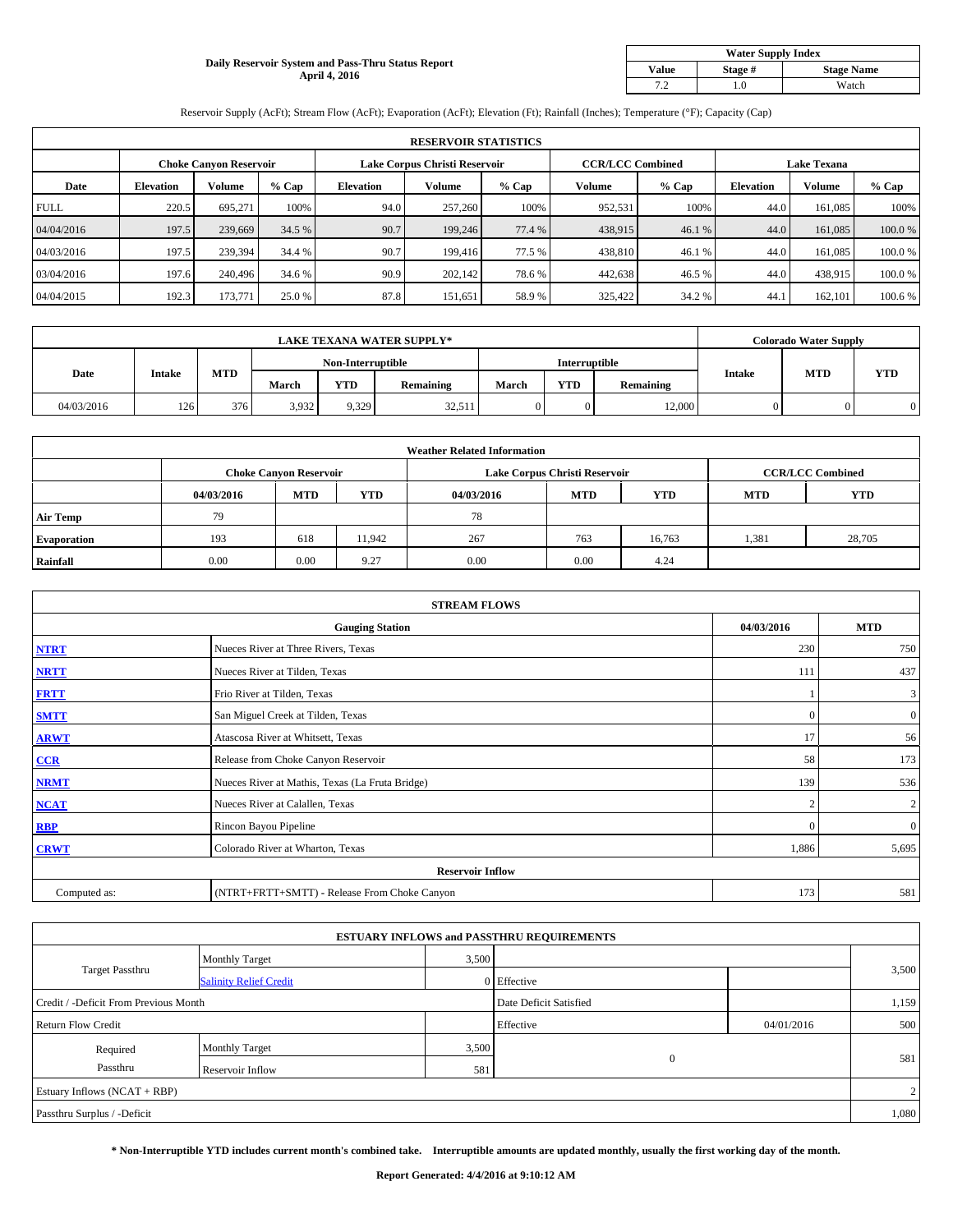**Daily Reservoir System and Pass-Thru Status Report**
**April 4, 2016**

| Water Supply Index | | |
|---|---|---|
| Value | Stage # | Stage Name |
| 7.2 | 1.0 | Watch |

Reservoir Supply (AcFt); Stream Flow (AcFt); Evaporation (AcFt); Elevation (Ft); Rainfall (Inches); Temperature (°F); Capacity (Cap)

| RESERVOIR STATISTICS | | | | | | | | | | | |
|---|---|---|---|---|---|---|---|---|---|---|---|
| | Choke Canyon Reservoir | | | Lake Corpus Christi Reservoir | | | CCR/LCC Combined | | Lake Texana | | |
| Date | Elevation | Volume | % Cap | Elevation | Volume | % Cap | Volume | % Cap | Elevation | Volume | % Cap |
| FULL | 220.5 | 695,271 | 100% | 94.0 | 257,260 | 100% | 952,531 | 100% | 44.0 | 161,085 | 100% |
| 04/04/2016 | 197.5 | 239,669 | 34.5 % | 90.7 | 199,246 | 77.4 % | 438,915 | 46.1 % | 44.0 | 161,085 | 100.0 % |
| 04/03/2016 | 197.5 | 239,394 | 34.4 % | 90.7 | 199,416 | 77.5 % | 438,810 | 46.1 % | 44.0 | 161,085 | 100.0 % |
| 03/04/2016 | 197.6 | 240,496 | 34.6 % | 90.9 | 202,142 | 78.6 % | 442,638 | 46.5 % | 44.0 | 438,915 | 100.0 % |
| 04/04/2015 | 192.3 | 173,771 | 25.0 % | 87.8 | 151,651 | 58.9 % | 325,422 | 34.2 % | 44.1 | 162,101 | 100.6 % |

| LAKE TEXANA WATER SUPPLY* | | | | | | | | | Colorado Water Supply | | |
|---|---|---|---|---|---|---|---|---|---|---|---|
| Date | Intake | MTD | Non-Interruptible | | | Interruptible | | | Intake | MTD | YTD |
| | | | March | YTD | Remaining | March | YTD | Remaining | | | |
| 04/03/2016 | 126 | 376 | 3,932 | 9,329 | 32,511 | 0 | 0 | 12,000 | 0 | 0 | 0 |

| Weather Related Information | | | | | | | | |
|---|---|---|---|---|---|---|---|---|
| | Choke Canyon Reservoir | | | Lake Corpus Christi Reservoir | | | CCR/LCC Combined | |
| | 04/03/2016 | MTD | YTD | 04/03/2016 | MTD | YTD | MTD | YTD |
| Air Temp | 79 | | | 78 | | | | |
| Evaporation | 193 | 618 | 11,942 | 267 | 763 | 16,763 | 1,381 | 28,705 |
| Rainfall | 0.00 | 0.00 | 9.27 | 0.00 | 0.00 | 4.24 | | |

| STREAM FLOWS | | | |
|---|---|---|---|
| Gauging Station | | 04/03/2016 | MTD |
| NTRT | Nueces River at Three Rivers, Texas | 230 | 750 |
| NRTT | Nueces River at Tilden, Texas | 111 | 437 |
| FRTT | Frio River at Tilden, Texas | 1 | 3 |
| SMTT | San Miguel Creek at Tilden, Texas | 0 | 0 |
| ARWT | Atascosa River at Whitsett, Texas | 17 | 56 |
| CCR | Release from Choke Canyon Reservoir | 58 | 173 |
| NRMT | Nueces River at Mathis, Texas (La Fruta Bridge) | 139 | 536 |
| NCAT | Nueces River at Calallen, Texas | 2 | 2 |
| RBP | Rincon Bayou Pipeline | 0 | 0 |
| CRWT | Colorado River at Wharton, Texas | 1,886 | 5,695 |
| Reservoir Inflow | | | |
| Computed as: | (NTRT+FRTT+SMTT) - Release From Choke Canyon | 173 | 581 |

| ESTUARY INFLOWS and PASSTHRU REQUIREMENTS | | | | | |
|---|---|---|---|---|---|
| Target Passthru | Monthly Target | 3,500 | | | 3,500 |
| | Salinity Relief Credit | 0 | Effective | | |
| Credit / -Deficit From Previous Month | | | Date Deficit Satisfied | | 1,159 |
| Return Flow Credit | | | Effective | 04/01/2016 | 500 |
| Required Passthru | Monthly Target | 3,500 | 0 | | 581 |
| | Reservoir Inflow | 581 | | | |
| Estuary Inflows (NCAT + RBP) | | | | | 2 |
| Passthru Surplus / -Deficit | | | | | 1,080 |

**\* Non-Interruptible YTD includes current month's combined take. Interruptible amounts are updated monthly, usually the first working day of the month.**

**Report Generated: 4/4/2016 at 9:10:12 AM**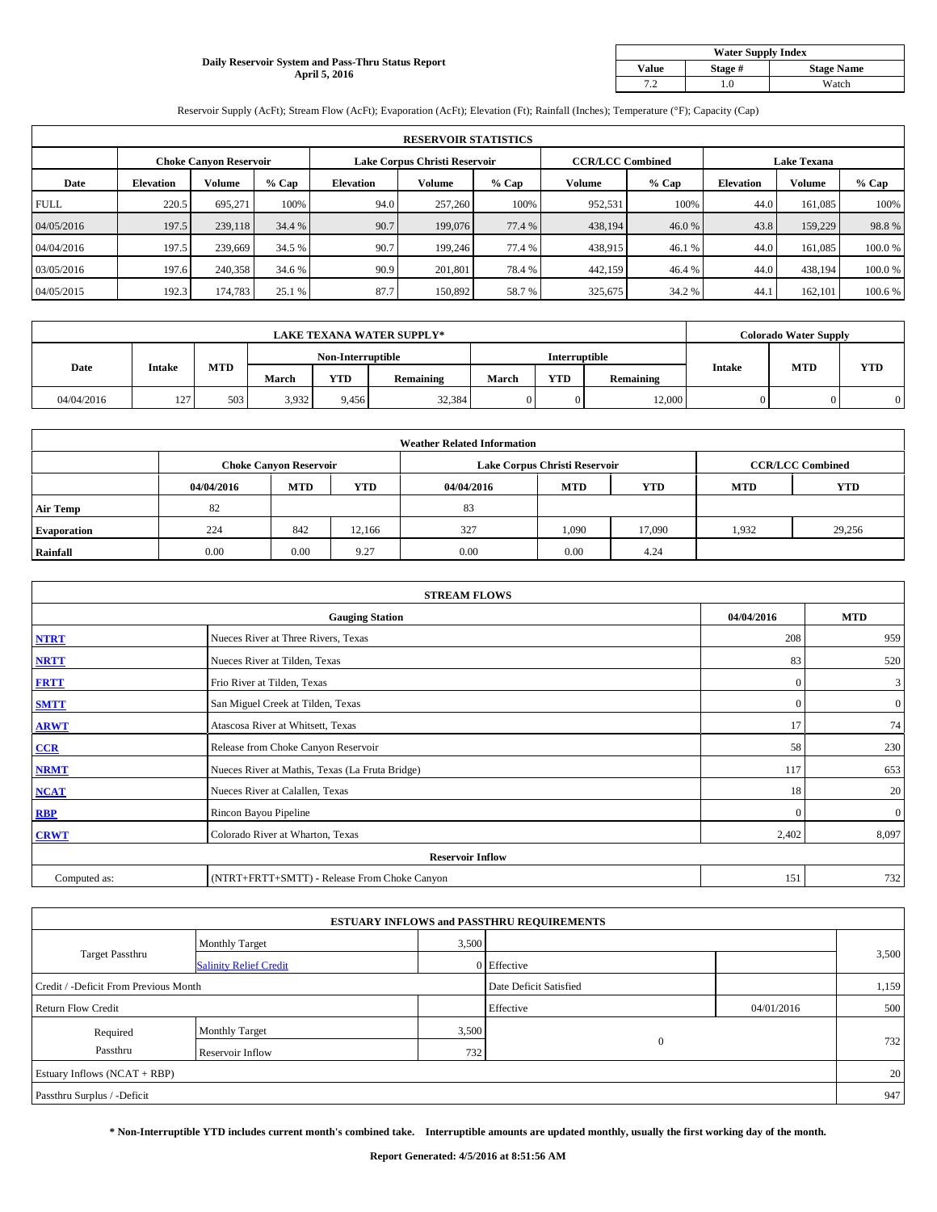**Daily Reservoir System and Pass-Thru Status Report**
**April 5, 2016**

| Water Supply Index | | |
|---|---|---|
| Value | Stage # | Stage Name |
| 7.2 | 1.0 | Watch |

Reservoir Supply (AcFt); Stream Flow (AcFt); Evaporation (AcFt); Elevation (Ft); Rainfall (Inches); Temperature (°F); Capacity (Cap)

| RESERVOIR STATISTICS | | | | | | | | | | | |
|---|---|---|---|---|---|---|---|---|---|---|---|
| | Choke Canyon Reservoir | | | Lake Corpus Christi Reservoir | | | CCR/LCC Combined | | Lake Texana | | |
| Date | Elevation | Volume | % Cap | Elevation | Volume | % Cap | Volume | % Cap | Elevation | Volume | % Cap |
| FULL | 220.5 | 695,271 | 100% | 94.0 | 257,260 | 100% | 952,531 | 100% | 44.0 | 161,085 | 100% |
| 04/05/2016 | 197.5 | 239,118 | 34.4 % | 90.7 | 199,076 | 77.4 % | 438,194 | 46.0 % | 43.8 | 159,229 | 98.8 % |
| 04/04/2016 | 197.5 | 239,669 | 34.5 % | 90.7 | 199,246 | 77.4 % | 438,915 | 46.1 % | 44.0 | 161,085 | 100.0 % |
| 03/05/2016 | 197.6 | 240,358 | 34.6 % | 90.9 | 201,801 | 78.4 % | 442,159 | 46.4 % | 44.0 | 438,194 | 100.0 % |
| 04/05/2015 | 192.3 | 174,783 | 25.1 % | 87.7 | 150,892 | 58.7 % | 325,675 | 34.2 % | 44.1 | 162,101 | 100.6 % |

| LAKE TEXANA WATER SUPPLY* | | | | | | | | | Colorado Water Supply | | |
|---|---|---|---|---|---|---|---|---|---|---|---|
| Date | Intake | MTD | Non-Interruptible | | | Interruptible | | | Intake | MTD | YTD |
| | | | March | YTD | Remaining | March | YTD | Remaining | | | |
| 04/04/2016 | 127 | 503 | 3,932 | 9,456 | 32,384 | 0 | 0 | 12,000 | 0 | 0 | 0 |

| Weather Related Information | | | | | | | | |
|---|---|---|---|---|---|---|---|---|
| | Choke Canyon Reservoir | | | Lake Corpus Christi Reservoir | | | CCR/LCC Combined | |
| | 04/04/2016 | MTD | YTD | 04/04/2016 | MTD | YTD | MTD | YTD |
| Air Temp | 82 | | | 83 | | | | |
| Evaporation | 224 | 842 | 12,166 | 327 | 1,090 | 17,090 | 1,932 | 29,256 |
| Rainfall | 0.00 | 0.00 | 9.27 | 0.00 | 0.00 | 4.24 | | |

| STREAM FLOWS | | | |
|---|---|---|---|
| Gauging Station | | 04/04/2016 | MTD |
| NTRT | Nueces River at Three Rivers, Texas | 208 | 959 |
| NRTT | Nueces River at Tilden, Texas | 83 | 520 |
| FRTT | Frio River at Tilden, Texas | 0 | 3 |
| SMTT | San Miguel Creek at Tilden, Texas | 0 | 0 |
| ARWT | Atascosa River at Whitsett, Texas | 17 | 74 |
| CCR | Release from Choke Canyon Reservoir | 58 | 230 |
| NRMT | Nueces River at Mathis, Texas (La Fruta Bridge) | 117 | 653 |
| NCAT | Nueces River at Calallen, Texas | 18 | 20 |
| RBP | Rincon Bayou Pipeline | 0 | 0 |
| CRWT | Colorado River at Wharton, Texas | 2,402 | 8,097 |
| Reservoir Inflow | | | |
| Computed as: | (NTRT+FRTT+SMTT) - Release From Choke Canyon | 151 | 732 |

| ESTUARY INFLOWS and PASSTHRU REQUIREMENTS | | | | | |
|---|---|---|---|---|---|
| Target Passthru | Monthly Target | 3,500 | | | 3,500 |
| | Salinity Relief Credit | 0 | Effective | | |
| Credit / -Deficit From Previous Month | | | Date Deficit Satisfied | | 1,159 |
| Return Flow Credit | | | Effective | 04/01/2016 | 500 |
| Required Passthru | Monthly Target | 3,500 | 0 | | 732 |
| | Reservoir Inflow | 732 | | | |
| Estuary Inflows (NCAT + RBP) | | | | | 20 |
| Passthru Surplus / -Deficit | | | | | 947 |

**\* Non-Interruptible YTD includes current month's combined take. Interruptible amounts are updated monthly, usually the first working day of the month.**

**Report Generated: 4/5/2016 at 8:51:56 AM**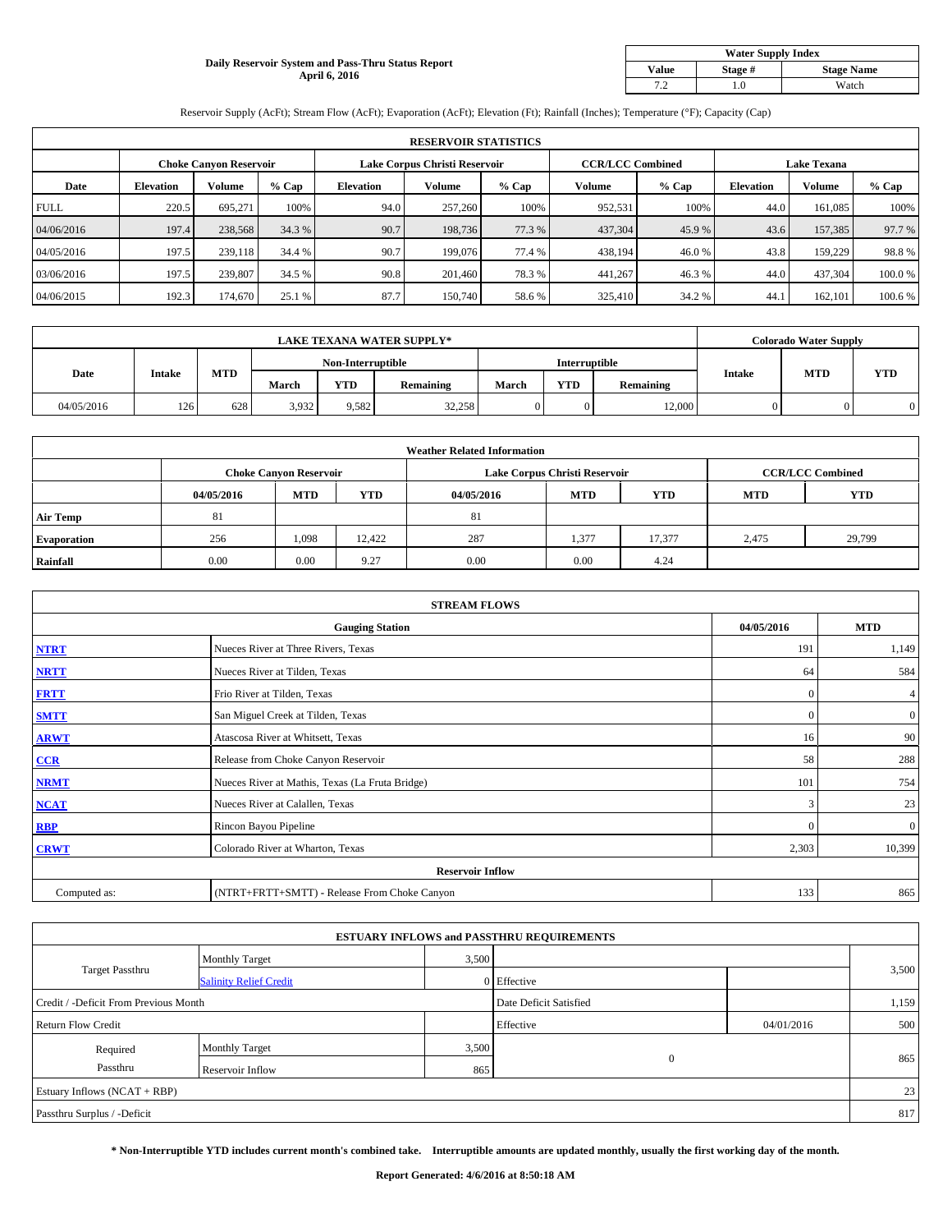**Daily Reservoir System and Pass-Thru Status Report**
**April 6, 2016**

| Water Supply Index | | |
|---|---|---|
| **Value** | **Stage #** | **Stage Name** |
| 7.2 | 1.0 | Watch |

Reservoir Supply (AcFt); Stream Flow (AcFt); Evaporation (AcFt); Elevation (Ft); Rainfall (Inches); Temperature (°F); Capacity (Cap)

| RESERVOIR STATISTICS | | | | | | | | | | | |
|---|---|---|---|---|---|---|---|---|---|---|---|
| | Choke Canyon Reservoir | | | Lake Corpus Christi Reservoir | | | CCR/LCC Combined | | Lake Texana | | |
| **Date** | **Elevation** | **Volume** | **% Cap** | **Elevation** | **Volume** | **% Cap** | **Volume** | **% Cap** | **Elevation** | **Volume** | **% Cap** |
| FULL | 220.5 | 695,271 | 100% | 94.0 | 257,260 | 100% | 952,531 | 100% | 44.0 | 161,085 | 100% |
| 04/06/2016 | 197.4 | 238,568 | 34.3 % | 90.7 | 198,736 | 77.3 % | 437,304 | 45.9 % | 43.6 | 157,385 | 97.7 % |
| 04/05/2016 | 197.5 | 239,118 | 34.4 % | 90.7 | 199,076 | 77.4 % | 438,194 | 46.0 % | 43.8 | 159,229 | 98.8 % |
| 03/06/2016 | 197.5 | 239,807 | 34.5 % | 90.8 | 201,460 | 78.3 % | 441,267 | 46.3 % | 44.0 | 437,304 | 100.0 % |
| 04/06/2015 | 192.3 | 174,670 | 25.1 % | 87.7 | 150,740 | 58.6 % | 325,410 | 34.2 % | 44.1 | 162,101 | 100.6 % |

| LAKE TEXANA WATER SUPPLY* | | | | | | | | | Colorado Water Supply | | |
|---|---|---|---|---|---|---|---|---|---|---|---|
| **Date** | **Intake** | **MTD** | Non-Interruptible | | | Interruptible | | | **Intake** | **MTD** | **YTD** |
| | | | **March** | **YTD** | **Remaining** | **March** | **YTD** | **Remaining** | | | |
| 04/05/2016 | 126 | 628 | 3,932 | 9,582 | 32,258 | 0 | 0 | 12,000 | 0 | 0 | 0 |

| Weather Related Information | | | | | | | | |
|---|---|---|---|---|---|---|---|---|
| | Choke Canyon Reservoir | | | Lake Corpus Christi Reservoir | | | CCR/LCC Combined | |
| | **04/05/2016** | **MTD** | **YTD** | **04/05/2016** | **MTD** | **YTD** | **MTD** | **YTD** |
| **Air Temp** | 81 | | | 81 | | | | |
| **Evaporation** | 256 | 1,098 | 12,422 | 287 | 1,377 | 17,377 | 2,475 | 29,799 |
| **Rainfall** | 0.00 | 0.00 | 9.27 | 0.00 | 0.00 | 4.24 | | |

| STREAM FLOWS | | | |
|---|---|---|---|
| | **Gauging Station** | **04/05/2016** | **MTD** |
| **NTRT** | Nueces River at Three Rivers, Texas | 191 | 1,149 |
| **NRTT** | Nueces River at Tilden, Texas | 64 | 584 |
| **FRTT** | Frio River at Tilden, Texas | 0 | 4 |
| **SMTT** | San Miguel Creek at Tilden, Texas | 0 | 0 |
| **ARWT** | Atascosa River at Whitsett, Texas | 16 | 90 |
| **CCR** | Release from Choke Canyon Reservoir | 58 | 288 |
| **NRMT** | Nueces River at Mathis, Texas (La Fruta Bridge) | 101 | 754 |
| **NCAT** | Nueces River at Calallen, Texas | 3 | 23 |
| **RBP** | Rincon Bayou Pipeline | 0 | 0 |
| **CRWT** | Colorado River at Wharton, Texas | 2,303 | 10,399 |
| | **Reservoir Inflow** | | |
| Computed as: | (NTRT+FRTT+SMTT) - Release From Choke Canyon | 133 | 865 |

| ESTUARY INFLOWS and PASSTHRU REQUIREMENTS | | | | | |
|---|---|---|---|---|---|
| Target Passthru | Monthly Target | 3,500 | | | 3,500 |
| | Salinity Relief Credit | 0 | Effective | | |
| Credit / -Deficit From Previous Month | | | Date Deficit Satisfied | | 1,159 |
| Return Flow Credit | | | Effective | 04/01/2016 | 500 |
| Required Passthru | Monthly Target | 3,500 | 0 | | 865 |
| | Reservoir Inflow | 865 | | | |
| Estuary Inflows (NCAT + RBP) | | | | | 23 |
| Passthru Surplus / -Deficit | | | | | 817 |

**\* Non-Interruptible YTD includes current month's combined take. Interruptible amounts are updated monthly, usually the first working day of the month.**

**Report Generated: 4/6/2016 at 8:50:18 AM**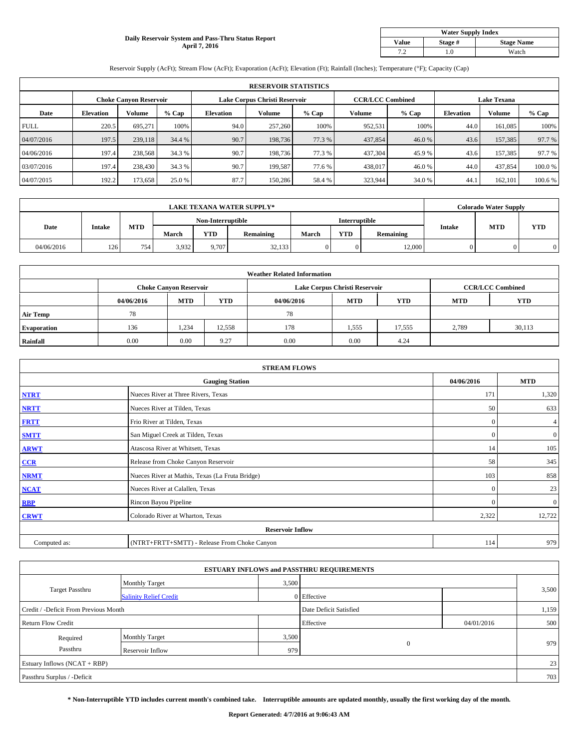**Daily Reservoir System and Pass-Thru Status Report**
**April 7, 2016**

| Water Supply Index | | |
|---|---|---|
| **Value** | **Stage #** | **Stage Name** |
| 7.2 | 1.0 | Watch |

Reservoir Supply (AcFt); Stream Flow (AcFt); Evaporation (AcFt); Elevation (Ft); Rainfall (Inches); Temperature (°F); Capacity (Cap)

| RESERVOIR STATISTICS | | | | | | | | | | | |
|---|---|---|---|---|---|---|---|---|---|---|---|
| | Choke Canyon Reservoir | | | Lake Corpus Christi Reservoir | | | CCR/LCC Combined | | Lake Texana | | |
| **Date** | **Elevation** | **Volume** | **% Cap** | **Elevation** | **Volume** | **% Cap** | **Volume** | **% Cap** | **Elevation** | **Volume** | **% Cap** |
| FULL | 220.5 | 695,271 | 100% | 94.0 | 257,260 | 100% | 952,531 | 100% | 44.0 | 161,085 | 100% |
| 04/07/2016 | 197.5 | 239,118 | 34.4 % | 90.7 | 198,736 | 77.3 % | 437,854 | 46.0 % | 43.6 | 157,385 | 97.7 % |
| 04/06/2016 | 197.4 | 238,568 | 34.3 % | 90.7 | 198,736 | 77.3 % | 437,304 | 45.9 % | 43.6 | 157,385 | 97.7 % |
| 03/07/2016 | 197.4 | 238,430 | 34.3 % | 90.7 | 199,587 | 77.6 % | 438,017 | 46.0 % | 44.0 | 437,854 | 100.0 % |
| 04/07/2015 | 192.2 | 173,658 | 25.0 % | 87.7 | 150,286 | 58.4 % | 323,944 | 34.0 % | 44.1 | 162,101 | 100.6 % |

| LAKE TEXANA WATER SUPPLY* | | | | | | | | | Colorado Water Supply | | |
|---|---|---|---|---|---|---|---|---|---|---|---|
| | | | Non-Interruptible | | | Interruptible | | | | | |
| **Date** | **Intake** | **MTD** | **March** | **YTD** | **Remaining** | **March** | **YTD** | **Remaining** | **Intake** | **MTD** | **YTD** |
| 04/06/2016 | 126 | 754 | 3,932 | 9,707 | 32,133 | 0 | 0 | 12,000 | 0 | 0 | 0 |

| Weather Related Information | | | | | | | | |
|---|---|---|---|---|---|---|---|---|
| | Choke Canyon Reservoir | | | Lake Corpus Christi Reservoir | | | CCR/LCC Combined | |
| | **04/06/2016** | **MTD** | **YTD** | **04/06/2016** | **MTD** | **YTD** | **MTD** | **YTD** |
| **Air Temp** | 78 | | | 78 | | | | |
| **Evaporation** | 136 | 1,234 | 12,558 | 178 | 1,555 | 17,555 | 2,789 | 30,113 |
| **Rainfall** | 0.00 | 0.00 | 9.27 | 0.00 | 0.00 | 4.24 | | |

| STREAM FLOWS | | | |
|---|---|---|---|
| **Gauging Station** | | **04/06/2016** | **MTD** |
| **NTRT** | Nueces River at Three Rivers, Texas | 171 | 1,320 |
| **NRTT** | Nueces River at Tilden, Texas | 50 | 633 |
| **FRTT** | Frio River at Tilden, Texas | 0 | 4 |
| **SMTT** | San Miguel Creek at Tilden, Texas | 0 | 0 |
| **ARWT** | Atascosa River at Whitsett, Texas | 14 | 105 |
| **CCR** | Release from Choke Canyon Reservoir | 58 | 345 |
| **NRMT** | Nueces River at Mathis, Texas (La Fruta Bridge) | 103 | 858 |
| **NCAT** | Nueces River at Calallen, Texas | 0 | 23 |
| **RBP** | Rincon Bayou Pipeline | 0 | 0 |
| **CRWT** | Colorado River at Wharton, Texas | 2,322 | 12,722 |
| **Reservoir Inflow** | | | |
| Computed as: | (NTRT+FRTT+SMTT) - Release From Choke Canyon | 114 | 979 |

| ESTUARY INFLOWS and PASSTHRU REQUIREMENTS | | | | | |
|---|---|---|---|---|---|
| Target Passthru | Monthly Target | 3,500 | | | 3,500 |
| | Salinity Relief Credit | 0 | Effective | | |
| Credit / -Deficit From Previous Month | | | Date Deficit Satisfied | | 1,159 |
| Return Flow Credit | | | Effective | 04/01/2016 | 500 |
| Required Passthru | Monthly Target | 3,500 | 0 | | 979 |
| | Reservoir Inflow | 979 | | | |
| Estuary Inflows (NCAT + RBP) | | | | | 23 |
| Passthru Surplus / -Deficit | | | | | 703 |

**\* Non-Interruptible YTD includes current month's combined take. Interruptible amounts are updated monthly, usually the first working day of the month.**

**Report Generated: 4/7/2016 at 9:06:43 AM**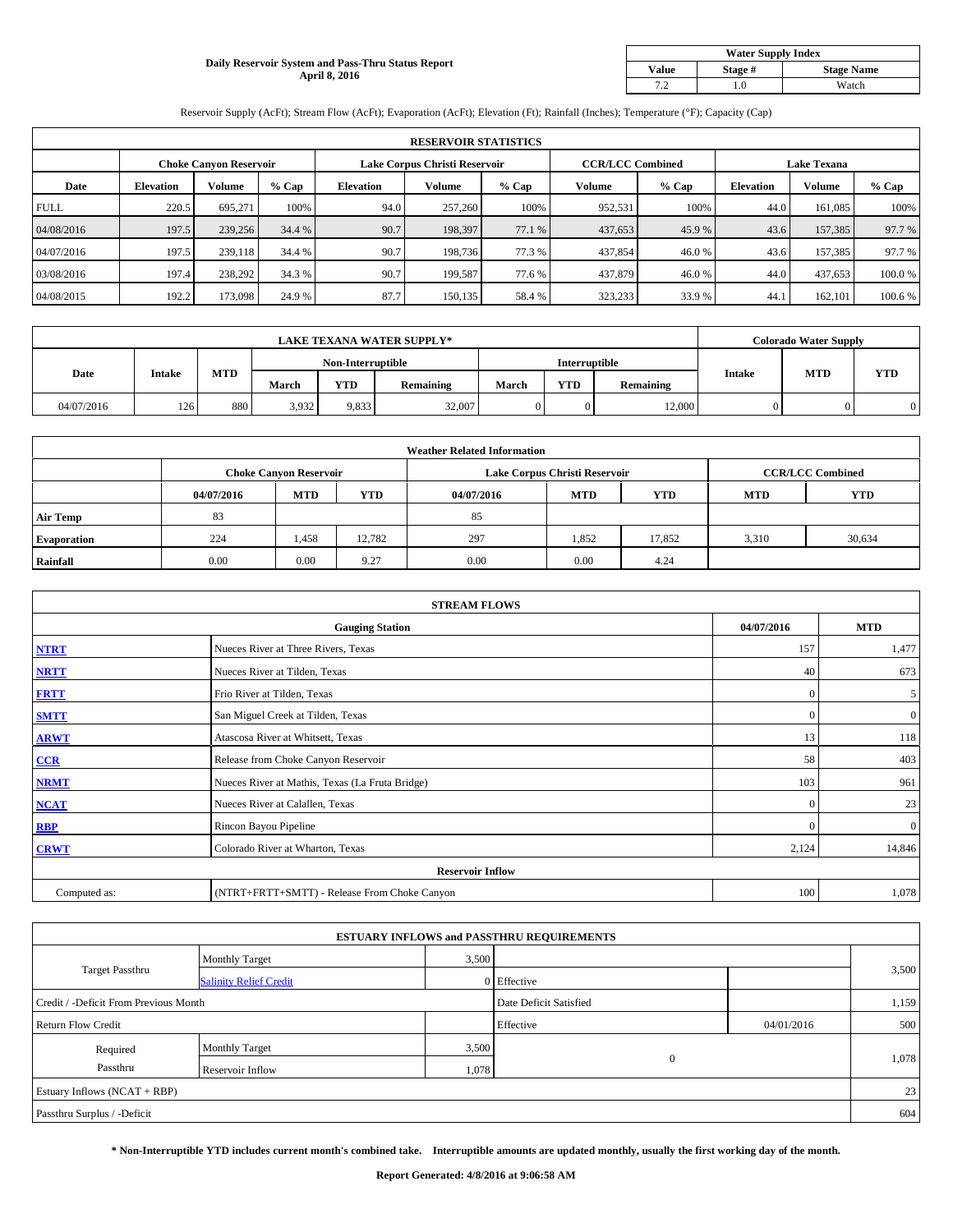**Daily Reservoir System and Pass-Thru Status Report**
**April 8, 2016**

| Water Supply Index | | |
|---|---|---|
| Value | Stage # | Stage Name |
| 7.2 | 1.0 | Watch |

Reservoir Supply (AcFt); Stream Flow (AcFt); Evaporation (AcFt); Elevation (Ft); Rainfall (Inches); Temperature (°F); Capacity (Cap)

| RESERVOIR STATISTICS | | | | | | | | | | | |
|---|---|---|---|---|---|---|---|---|---|---|---|
| | Choke Canyon Reservoir | | | Lake Corpus Christi Reservoir | | | CCR/LCC Combined | | Lake Texana | | |
| Date | Elevation | Volume | % Cap | Elevation | Volume | % Cap | Volume | % Cap | Elevation | Volume | % Cap |
| FULL | 220.5 | 695,271 | 100% | 94.0 | 257,260 | 100% | 952,531 | 100% | 44.0 | 161,085 | 100% |
| 04/08/2016 | 197.5 | 239,256 | 34.4 % | 90.7 | 198,397 | 77.1 % | 437,653 | 45.9 % | 43.6 | 157,385 | 97.7 % |
| 04/07/2016 | 197.5 | 239,118 | 34.4 % | 90.7 | 198,736 | 77.3 % | 437,854 | 46.0 % | 43.6 | 157,385 | 97.7 % |
| 03/08/2016 | 197.4 | 238,292 | 34.3 % | 90.7 | 199,587 | 77.6 % | 437,879 | 46.0 % | 44.0 | 437,653 | 100.0 % |
| 04/08/2015 | 192.2 | 173,098 | 24.9 % | 87.7 | 150,135 | 58.4 % | 323,233 | 33.9 % | 44.1 | 162,101 | 100.6 % |

| LAKE TEXANA WATER SUPPLY* | | | | | | | | | Colorado Water Supply | | |
|---|---|---|---|---|---|---|---|---|---|---|---|
| Date | Intake | MTD | Non-Interruptible | | | Interruptible | | | Intake | MTD | YTD |
| | | | March | YTD | Remaining | March | YTD | Remaining | | | |
| 04/07/2016 | 126 | 880 | 3,932 | 9,833 | 32,007 | 0 | 0 | 12,000 | 0 | 0 | 0 |

| Weather Related Information | | | | | | | | |
|---|---|---|---|---|---|---|---|---|
| | Choke Canyon Reservoir | | | Lake Corpus Christi Reservoir | | | CCR/LCC Combined | |
| | 04/07/2016 | MTD | YTD | 04/07/2016 | MTD | YTD | MTD | YTD |
| Air Temp | 83 | | | 85 | | | | |
| Evaporation | 224 | 1,458 | 12,782 | 297 | 1,852 | 17,852 | 3,310 | 30,634 |
| Rainfall | 0.00 | 0.00 | 9.27 | 0.00 | 0.00 | 4.24 | | |

| STREAM FLOWS | | | |
|---|---|---|---|
| | Gauging Station | 04/07/2016 | MTD |
| NTRT | Nueces River at Three Rivers, Texas | 157 | 1,477 |
| NRTT | Nueces River at Tilden, Texas | 40 | 673 |
| FRTT | Frio River at Tilden, Texas | 0 | 5 |
| SMTT | San Miguel Creek at Tilden, Texas | 0 | 0 |
| ARWT | Atascosa River at Whitsett, Texas | 13 | 118 |
| CCR | Release from Choke Canyon Reservoir | 58 | 403 |
| NRMT | Nueces River at Mathis, Texas (La Fruta Bridge) | 103 | 961 |
| NCAT | Nueces River at Calallen, Texas | 0 | 23 |
| RBP | Rincon Bayou Pipeline | 0 | 0 |
| CRWT | Colorado River at Wharton, Texas | 2,124 | 14,846 |
| Reservoir Inflow | | | |
| Computed as: | (NTRT+FRTT+SMTT) - Release From Choke Canyon | 100 | 1,078 |

| ESTUARY INFLOWS and PASSTHRU REQUIREMENTS | | | | | |
|---|---|---|---|---|---|
| Target Passthru | Monthly Target | 3,500 | | | 3,500 |
| | Salinity Relief Credit | 0 | Effective | | |
| Credit / -Deficit From Previous Month | | | Date Deficit Satisfied | | 1,159 |
| Return Flow Credit | | | Effective | 04/01/2016 | 500 |
| Required Passthru | Monthly Target | 3,500 | 0 | | 1,078 |
| | Reservoir Inflow | 1,078 | | | |
| Estuary Inflows (NCAT + RBP) | | | | | 23 |
| Passthru Surplus / -Deficit | | | | | 604 |

**\* Non-Interruptible YTD includes current month's combined take. Interruptible amounts are updated monthly, usually the first working day of the month.**

**Report Generated: 4/8/2016 at 9:06:58 AM**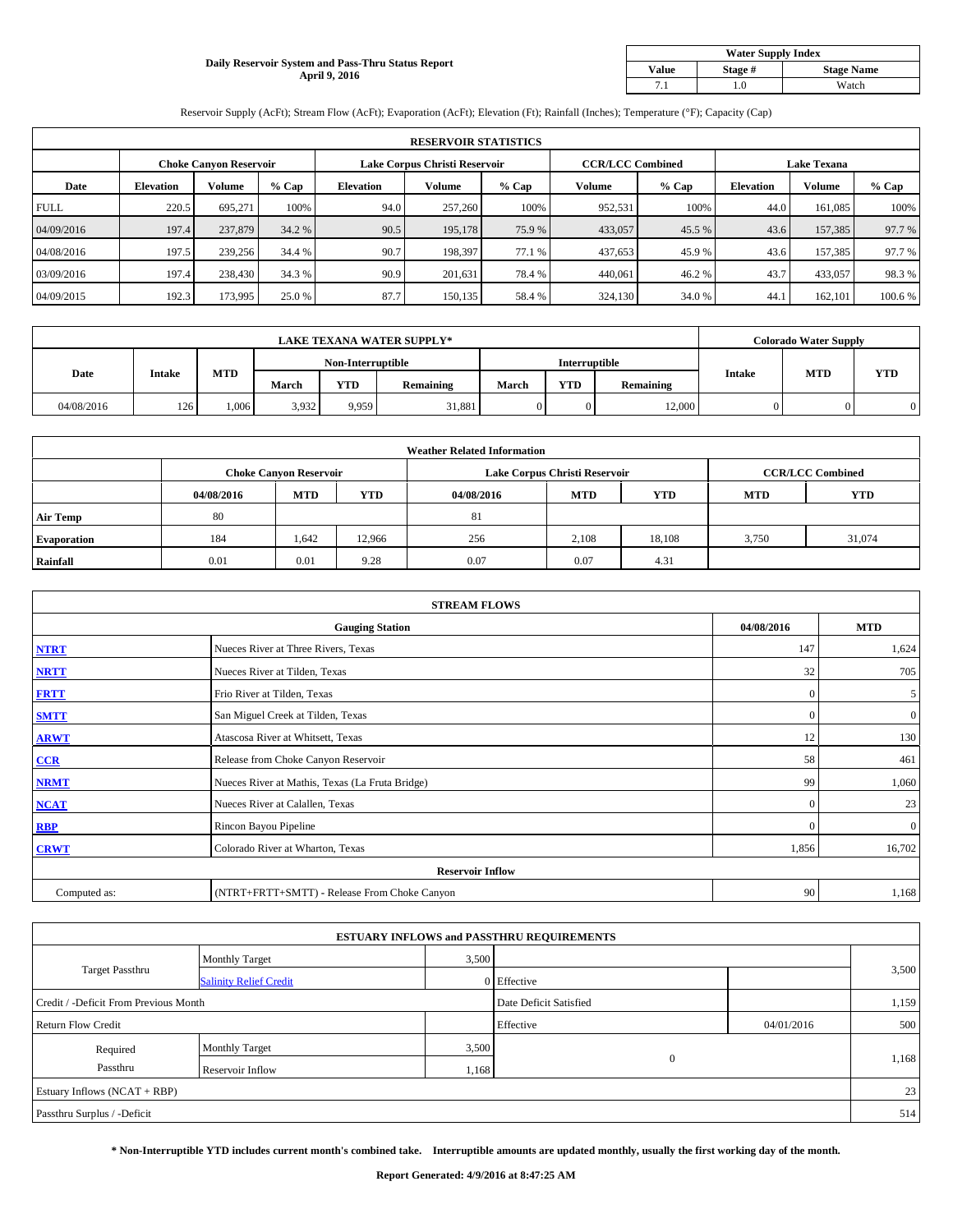**Daily Reservoir System and Pass-Thru Status Report**
**April 9, 2016**

| Water Supply Index | | |
|---|---|---|
| **Value** | **Stage #** | **Stage Name** |
| 7.1 | 1.0 | Watch |

Reservoir Supply (AcFt); Stream Flow (AcFt); Evaporation (AcFt); Elevation (Ft); Rainfall (Inches); Temperature (°F); Capacity (Cap)

| RESERVOIR STATISTICS | | | | | | | | | | | |
|---|---|---|---|---|---|---|---|---|---|---|---|
| | Choke Canyon Reservoir | | | Lake Corpus Christi Reservoir | | | CCR/LCC Combined | | Lake Texana | | |
| **Date** | **Elevation** | **Volume** | **% Cap** | **Elevation** | **Volume** | **% Cap** | **Volume** | **% Cap** | **Elevation** | **Volume** | **% Cap** |
| FULL | 220.5 | 695,271 | 100% | 94.0 | 257,260 | 100% | 952,531 | 100% | 44.0 | 161,085 | 100% |
| 04/09/2016 | 197.4 | 237,879 | 34.2 % | 90.5 | 195,178 | 75.9 % | 433,057 | 45.5 % | 43.6 | 157,385 | 97.7 % |
| 04/08/2016 | 197.5 | 239,256 | 34.4 % | 90.7 | 198,397 | 77.1 % | 437,653 | 45.9 % | 43.6 | 157,385 | 97.7 % |
| 03/09/2016 | 197.4 | 238,430 | 34.3 % | 90.9 | 201,631 | 78.4 % | 440,061 | 46.2 % | 43.7 | 433,057 | 98.3 % |
| 04/09/2015 | 192.3 | 173,995 | 25.0 % | 87.7 | 150,135 | 58.4 % | 324,130 | 34.0 % | 44.1 | 162,101 | 100.6 % |

| LAKE TEXANA WATER SUPPLY* | | | | | | | | | Colorado Water Supply | | |
|---|---|---|---|---|---|---|---|---|---|---|---|
| **Date** | **Intake** | **MTD** | Non-Interruptible | | | Interruptible | | | **Intake** | **MTD** | **YTD** |
| | | | **March** | **YTD** | **Remaining** | **March** | **YTD** | **Remaining** | | | |
| 04/08/2016 | 126 | 1,006 | 3,932 | 9,959 | 31,881 | 0 | 0 | 12,000 | 0 | 0 | 0 |

| Weather Related Information | | | | | | | | |
|---|---|---|---|---|---|---|---|---|
| | Choke Canyon Reservoir | | | Lake Corpus Christi Reservoir | | | CCR/LCC Combined | |
| | **04/08/2016** | **MTD** | **YTD** | **04/08/2016** | **MTD** | **YTD** | **MTD** | **YTD** |
| **Air Temp** | 80 | | | 81 | | | | |
| **Evaporation** | 184 | 1,642 | 12,966 | 256 | 2,108 | 18,108 | 3,750 | 31,074 |
| **Rainfall** | 0.01 | 0.01 | 9.28 | 0.07 | 0.07 | 4.31 | | |

| STREAM FLOWS | | | |
|---|---|---|---|
| | **Gauging Station** | **04/08/2016** | **MTD** |
| **NTRT** | Nueces River at Three Rivers, Texas | 147 | 1,624 |
| **NRTT** | Nueces River at Tilden, Texas | 32 | 705 |
| **FRTT** | Frio River at Tilden, Texas | 0 | 5 |
| **SMTT** | San Miguel Creek at Tilden, Texas | 0 | 0 |
| **ARWT** | Atascosa River at Whitsett, Texas | 12 | 130 |
| **CCR** | Release from Choke Canyon Reservoir | 58 | 461 |
| **NRMT** | Nueces River at Mathis, Texas (La Fruta Bridge) | 99 | 1,060 |
| **NCAT** | Nueces River at Calallen, Texas | 0 | 23 |
| **RBP** | Rincon Bayou Pipeline | 0 | 0 |
| **CRWT** | Colorado River at Wharton, Texas | 1,856 | 16,702 |
| | **Reservoir Inflow** | | |
| Computed as: | (NTRT+FRTT+SMTT) - Release From Choke Canyon | 90 | 1,168 |

| ESTUARY INFLOWS and PASSTHRU REQUIREMENTS | | | | | |
|---|---|---|---|---|---|
| Target Passthru | Monthly Target | 3,500 | | | 3,500 |
| | Salinity Relief Credit | 0 | Effective | | |
| Credit / -Deficit From Previous Month | | | Date Deficit Satisfied | | 1,159 |
| Return Flow Credit | | | Effective | 04/01/2016 | 500 |
| Required Passthru | Monthly Target | 3,500 | 0 | | 1,168 |
| | Reservoir Inflow | 1,168 | | | |
| Estuary Inflows (NCAT + RBP) | | | | | 23 |
| Passthru Surplus / -Deficit | | | | | 514 |

**\* Non-Interruptible YTD includes current month's combined take. Interruptible amounts are updated monthly, usually the first working day of the month.**

**Report Generated: 4/9/2016 at 8:47:25 AM**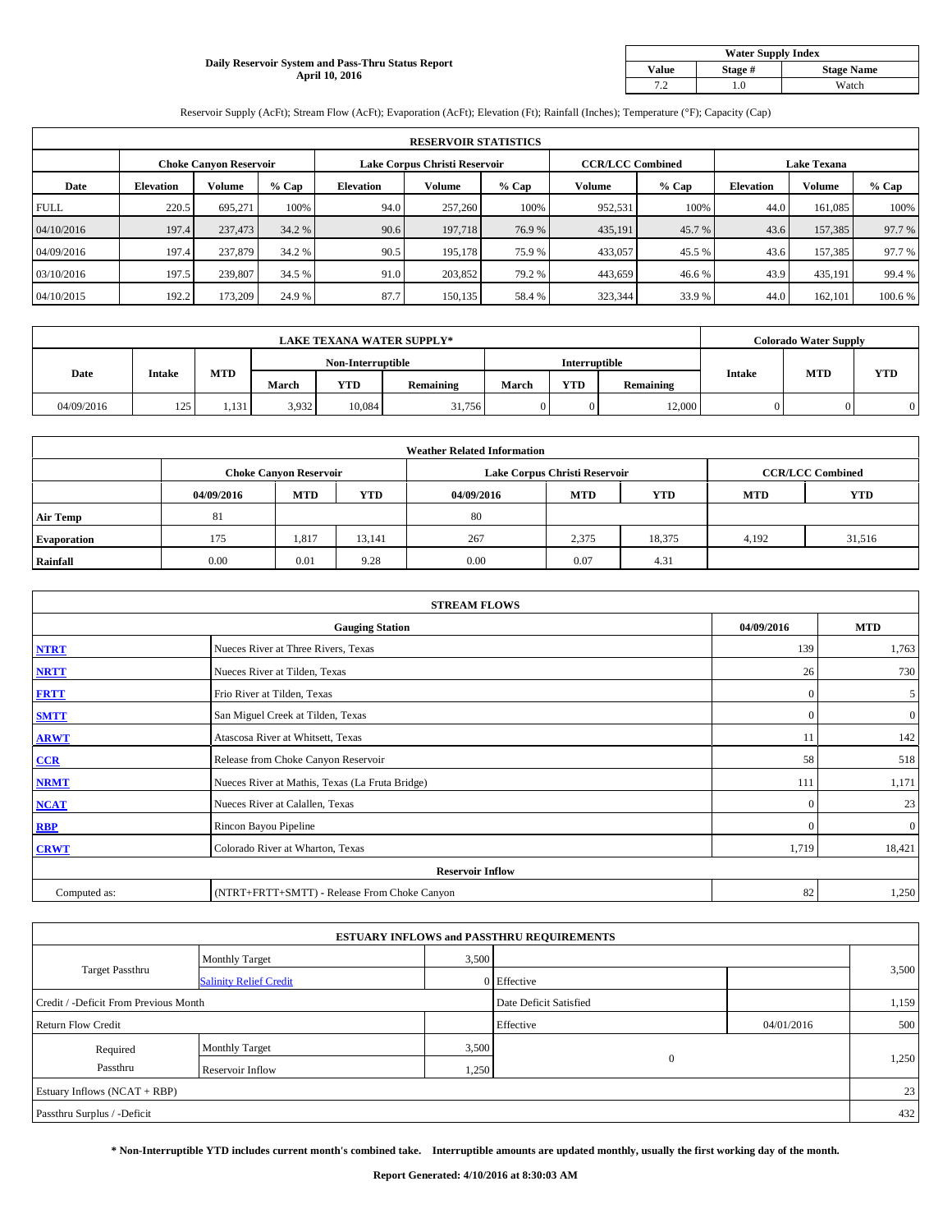**Daily Reservoir System and Pass-Thru Status Report**
**April 10, 2016**

| Water Supply Index | | |
|---|---|---|
| Value | Stage # | Stage Name |
| 7.2 | 1.0 | Watch |

Reservoir Supply (AcFt); Stream Flow (AcFt); Evaporation (AcFt); Elevation (Ft); Rainfall (Inches); Temperature (°F); Capacity (Cap)

| RESERVOIR STATISTICS | | | | | | | | | | | |
|---|---|---|---|---|---|---|---|---|---|---|---|
| | Choke Canyon Reservoir | | | Lake Corpus Christi Reservoir | | | CCR/LCC Combined | | Lake Texana | | |
| Date | Elevation | Volume | % Cap | Elevation | Volume | % Cap | Volume | % Cap | Elevation | Volume | % Cap |
| FULL | 220.5 | 695,271 | 100% | 94.0 | 257,260 | 100% | 952,531 | 100% | 44.0 | 161,085 | 100% |
| 04/10/2016 | 197.4 | 237,473 | 34.2 % | 90.6 | 197,718 | 76.9 % | 435,191 | 45.7 % | 43.6 | 157,385 | 97.7 % |
| 04/09/2016 | 197.4 | 237,879 | 34.2 % | 90.5 | 195,178 | 75.9 % | 433,057 | 45.5 % | 43.6 | 157,385 | 97.7 % |
| 03/10/2016 | 197.5 | 239,807 | 34.5 % | 91.0 | 203,852 | 79.2 % | 443,659 | 46.6 % | 43.9 | 435,191 | 99.4 % |
| 04/10/2015 | 192.2 | 173,209 | 24.9 % | 87.7 | 150,135 | 58.4 % | 323,344 | 33.9 % | 44.0 | 162,101 | 100.6 % |

| LAKE TEXANA WATER SUPPLY* | | | | | | | | | Colorado Water Supply | | |
|---|---|---|---|---|---|---|---|---|---|---|---|
| Date | Intake | MTD | Non-Interruptible | | | Interruptible | | | Intake | MTD | YTD |
| | | | March | YTD | Remaining | March | YTD | Remaining | | | |
| 04/09/2016 | 125 | 1,131 | 3,932 | 10,084 | 31,756 | 0 | 0 | 12,000 | 0 | 0 | 0 |

| Weather Related Information | | | | | | | | |
|---|---|---|---|---|---|---|---|---|
| | Choke Canyon Reservoir | | | Lake Corpus Christi Reservoir | | | CCR/LCC Combined | |
| | 04/09/2016 | MTD | YTD | 04/09/2016 | MTD | YTD | MTD | YTD |
| Air Temp | 81 | | | 80 | | | | |
| Evaporation | 175 | 1,817 | 13,141 | 267 | 2,375 | 18,375 | 4,192 | 31,516 |
| Rainfall | 0.00 | 0.01 | 9.28 | 0.00 | 0.07 | 4.31 | | |

| STREAM FLOWS | | | |
|---|---|---|---|
| Gauging Station | | 04/09/2016 | MTD |
| NTRT | Nueces River at Three Rivers, Texas | 139 | 1,763 |
| NRTT | Nueces River at Tilden, Texas | 26 | 730 |
| FRTT | Frio River at Tilden, Texas | 0 | 5 |
| SMTT | San Miguel Creek at Tilden, Texas | 0 | 0 |
| ARWT | Atascosa River at Whitsett, Texas | 11 | 142 |
| CCR | Release from Choke Canyon Reservoir | 58 | 518 |
| NRMT | Nueces River at Mathis, Texas (La Fruta Bridge) | 111 | 1,171 |
| NCAT | Nueces River at Calallen, Texas | 0 | 23 |
| RBP | Rincon Bayou Pipeline | 0 | 0 |
| CRWT | Colorado River at Wharton, Texas | 1,719 | 18,421 |
| Reservoir Inflow | | | |
| Computed as: | (NTRT+FRTT+SMTT) - Release From Choke Canyon | 82 | 1,250 |

| ESTUARY INFLOWS and PASSTHRU REQUIREMENTS | | | | | |
|---|---|---|---|---|---|
| Target Passthru | Monthly Target | 3,500 | | | 3,500 |
| | Salinity Relief Credit | 0 | Effective | | |
| Credit / -Deficit From Previous Month | | | Date Deficit Satisfied | | 1,159 |
| Return Flow Credit | | | Effective | 04/01/2016 | 500 |
| Required Passthru | Monthly Target | 3,500 | 0 | | 1,250 |
| | Reservoir Inflow | 1,250 | | | |
| Estuary Inflows (NCAT + RBP) | | | | | 23 |
| Passthru Surplus / -Deficit | | | | | 432 |

**\* Non-Interruptible YTD includes current month's combined take. Interruptible amounts are updated monthly, usually the first working day of the month.**

**Report Generated: 4/10/2016 at 8:30:03 AM**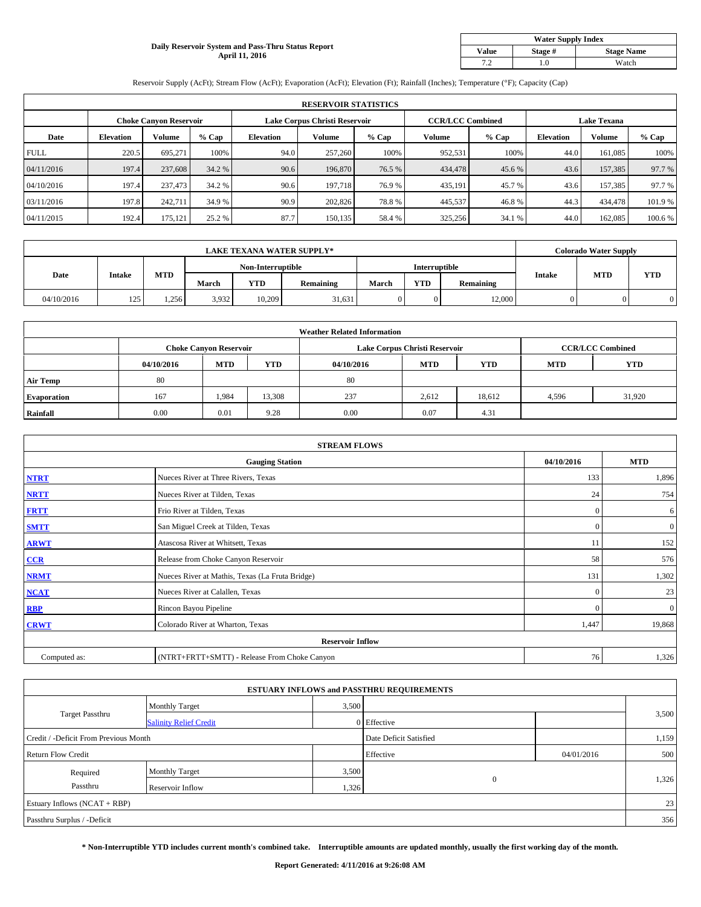**Daily Reservoir System and Pass-Thru Status Report**
**April 11, 2016**

| Water Supply Index | | |
|---|---|---|
| **Value** | **Stage #** | **Stage Name** |
| 7.2 | 1.0 | Watch |

Reservoir Supply (AcFt); Stream Flow (AcFt); Evaporation (AcFt); Elevation (Ft); Rainfall (Inches); Temperature (°F); Capacity (Cap)

| RESERVOIR STATISTICS | | | | | | | | | | | |
|---|---|---|---|---|---|---|---|---|---|---|---|
| | Choke Canyon Reservoir | | | Lake Corpus Christi Reservoir | | | CCR/LCC Combined | | Lake Texana | | |
| **Date** | **Elevation** | **Volume** | **% Cap** | **Elevation** | **Volume** | **% Cap** | **Volume** | **% Cap** | **Elevation** | **Volume** | **% Cap** |
| FULL | 220.5 | 695,271 | 100% | 94.0 | 257,260 | 100% | 952,531 | 100% | 44.0 | 161,085 | 100% |
| 04/11/2016 | 197.4 | 237,608 | 34.2 % | 90.6 | 196,870 | 76.5 % | 434,478 | 45.6 % | 43.6 | 157,385 | 97.7 % |
| 04/10/2016 | 197.4 | 237,473 | 34.2 % | 90.6 | 197,718 | 76.9 % | 435,191 | 45.7 % | 43.6 | 157,385 | 97.7 % |
| 03/11/2016 | 197.8 | 242,711 | 34.9 % | 90.9 | 202,826 | 78.8 % | 445,537 | 46.8 % | 44.3 | 434,478 | 101.9 % |
| 04/11/2015 | 192.4 | 175,121 | 25.2 % | 87.7 | 150,135 | 58.4 % | 325,256 | 34.1 % | 44.0 | 162,085 | 100.6 % |

| LAKE TEXANA WATER SUPPLY* | | | | | | | | | Colorado Water Supply | | |
|---|---|---|---|---|---|---|---|---|---|---|---|
| **Date** | **Intake** | **MTD** | Non-Interruptible | | | Interruptible | | | **Intake** | **MTD** | **YTD** |
| | | | **March** | **YTD** | **Remaining** | **March** | **YTD** | **Remaining** | | | |
| 04/10/2016 | 125 | 1,256 | 3,932 | 10,209 | 31,631 | 0 | 0 | 12,000 | 0 | 0 | 0 |

| Weather Related Information | | | | | | | | |
|---|---|---|---|---|---|---|---|---|
| | Choke Canyon Reservoir | | | Lake Corpus Christi Reservoir | | | CCR/LCC Combined | |
| | **04/10/2016** | **MTD** | **YTD** | **04/10/2016** | **MTD** | **YTD** | **MTD** | **YTD** |
| **Air Temp** | 80 | | | 80 | | | | |
| **Evaporation** | 167 | 1,984 | 13,308 | 237 | 2,612 | 18,612 | 4,596 | 31,920 |
| **Rainfall** | 0.00 | 0.01 | 9.28 | 0.00 | 0.07 | 4.31 | | |

| STREAM FLOWS | | | |
|---|---|---|---|
| | **Gauging Station** | **04/10/2016** | **MTD** |
| **NTRT** | Nueces River at Three Rivers, Texas | 133 | 1,896 |
| **NRTT** | Nueces River at Tilden, Texas | 24 | 754 |
| **FRTT** | Frio River at Tilden, Texas | 0 | 6 |
| **SMTT** | San Miguel Creek at Tilden, Texas | 0 | 0 |
| **ARWT** | Atascosa River at Whitsett, Texas | 11 | 152 |
| **CCR** | Release from Choke Canyon Reservoir | 58 | 576 |
| **NRMT** | Nueces River at Mathis, Texas (La Fruta Bridge) | 131 | 1,302 |
| **NCAT** | Nueces River at Calallen, Texas | 0 | 23 |
| **RBP** | Rincon Bayou Pipeline | 0 | 0 |
| **CRWT** | Colorado River at Wharton, Texas | 1,447 | 19,868 |
| | **Reservoir Inflow** | | |
| Computed as: | (NTRT+FRTT+SMTT) - Release From Choke Canyon | 76 | 1,326 |

| ESTUARY INFLOWS and PASSTHRU REQUIREMENTS | | | | | |
|---|---|---|---|---|---|
| Target Passthru | Monthly Target | 3,500 | | | 3,500 |
| | Salinity Relief Credit | 0 | Effective | | |
| Credit / -Deficit From Previous Month | | | Date Deficit Satisfied | | 1,159 |
| Return Flow Credit | | | Effective | 04/01/2016 | 500 |
| Required Passthru | Monthly Target | 3,500 | 0 | | 1,326 |
| | Reservoir Inflow | 1,326 | | | |
| Estuary Inflows (NCAT + RBP) | | | | | 23 |
| Passthru Surplus / -Deficit | | | | | 356 |

**\* Non-Interruptible YTD includes current month's combined take. Interruptible amounts are updated monthly, usually the first working day of the month.**

**Report Generated: 4/11/2016 at 9:26:08 AM**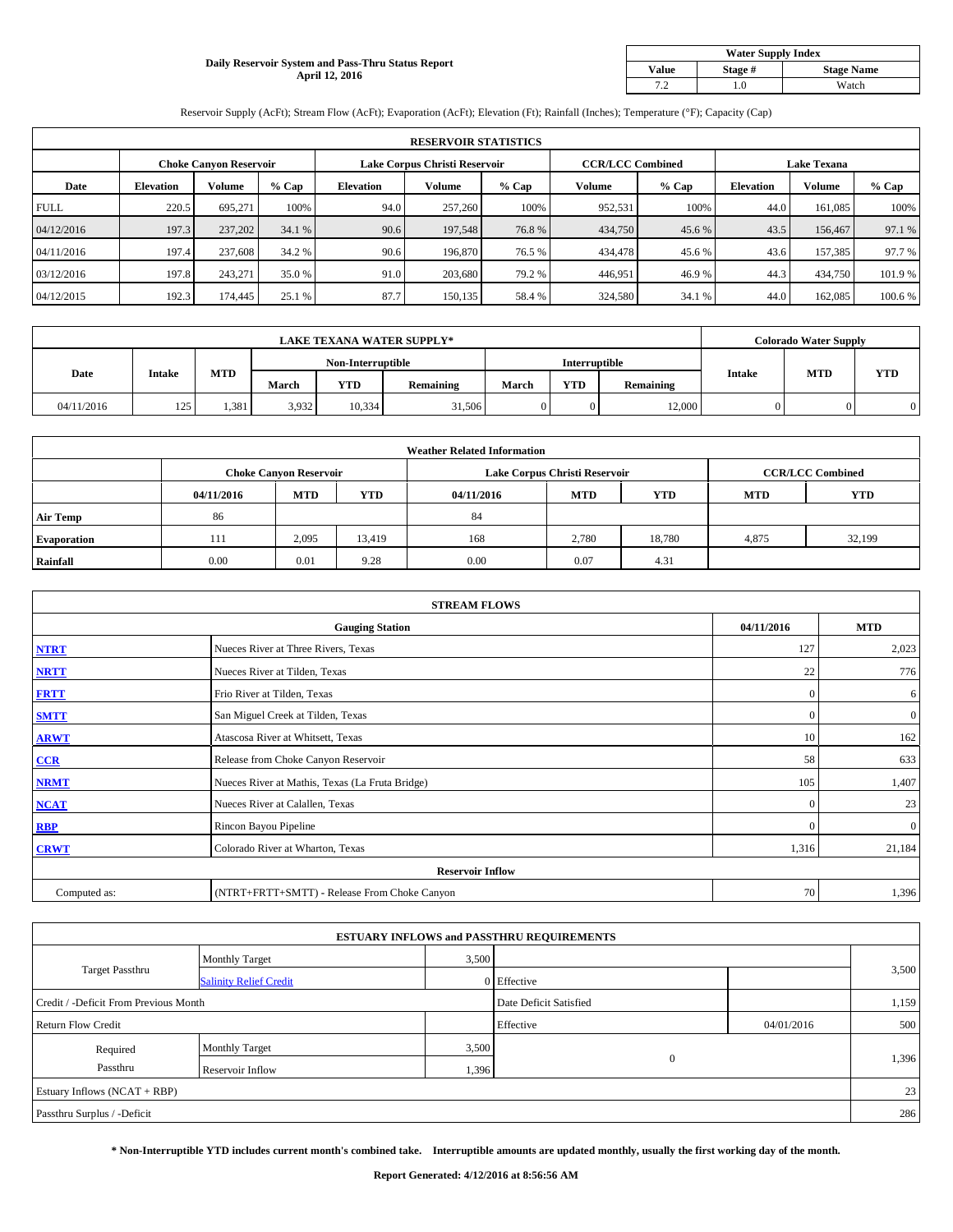**Daily Reservoir System and Pass-Thru Status Report**
**April 12, 2016**

| Water Supply Index | | |
|---|---|---|
| **Value** | **Stage #** | **Stage Name** |
| 7.2 | 1.0 | Watch |

Reservoir Supply (AcFt); Stream Flow (AcFt); Evaporation (AcFt); Elevation (Ft); Rainfall (Inches); Temperature (°F); Capacity (Cap)

| RESERVOIR STATISTICS | | | | | | | | | | | |
|---|---|---|---|---|---|---|---|---|---|---|---|
| | Choke Canyon Reservoir | | | Lake Corpus Christi Reservoir | | | CCR/LCC Combined | | Lake Texana | | |
| **Date** | **Elevation** | **Volume** | **% Cap** | **Elevation** | **Volume** | **% Cap** | **Volume** | **% Cap** | **Elevation** | **Volume** | **% Cap** |
| FULL | 220.5 | 695,271 | 100% | 94.0 | 257,260 | 100% | 952,531 | 100% | 44.0 | 161,085 | 100% |
| 04/12/2016 | 197.3 | 237,202 | 34.1 % | 90.6 | 197,548 | 76.8 % | 434,750 | 45.6 % | 43.5 | 156,467 | 97.1 % |
| 04/11/2016 | 197.4 | 237,608 | 34.2 % | 90.6 | 196,870 | 76.5 % | 434,478 | 45.6 % | 43.6 | 157,385 | 97.7 % |
| 03/12/2016 | 197.8 | 243,271 | 35.0 % | 91.0 | 203,680 | 79.2 % | 446,951 | 46.9 % | 44.3 | 434,750 | 101.9 % |
| 04/12/2015 | 192.3 | 174,445 | 25.1 % | 87.7 | 150,135 | 58.4 % | 324,580 | 34.1 % | 44.0 | 162,085 | 100.6 % |

| LAKE TEXANA WATER SUPPLY* | | | | | | | | | Colorado Water Supply | | |
|---|---|---|---|---|---|---|---|---|---|---|---|
| | | | Non-Interruptible | | | Interruptible | | | | | |
| **Date** | **Intake** | **MTD** | **March** | **YTD** | **Remaining** | **March** | **YTD** | **Remaining** | **Intake** | **MTD** | **YTD** |
| 04/11/2016 | 125 | 1,381 | 3,932 | 10,334 | 31,506 | 0 | 0 | 12,000 | 0 | 0 | 0 |

| Weather Related Information | | | | | | | | |
|---|---|---|---|---|---|---|---|---|
| | Choke Canyon Reservoir | | | Lake Corpus Christi Reservoir | | | CCR/LCC Combined | |
| | **04/11/2016** | **MTD** | **YTD** | **04/11/2016** | **MTD** | **YTD** | **MTD** | **YTD** |
| **Air Temp** | 86 | | | 84 | | | | |
| **Evaporation** | 111 | 2,095 | 13,419 | 168 | 2,780 | 18,780 | 4,875 | 32,199 |
| **Rainfall** | 0.00 | 0.01 | 9.28 | 0.00 | 0.07 | 4.31 | | |

| STREAM FLOWS | | | |
|---|---|---|---|
| | **Gauging Station** | **04/11/2016** | **MTD** |
| **NTRT** | Nueces River at Three Rivers, Texas | 127 | 2,023 |
| **NRTT** | Nueces River at Tilden, Texas | 22 | 776 |
| **FRTT** | Frio River at Tilden, Texas | 0 | 6 |
| **SMTT** | San Miguel Creek at Tilden, Texas | 0 | 0 |
| **ARWT** | Atascosa River at Whitsett, Texas | 10 | 162 |
| **CCR** | Release from Choke Canyon Reservoir | 58 | 633 |
| **NRMT** | Nueces River at Mathis, Texas (La Fruta Bridge) | 105 | 1,407 |
| **NCAT** | Nueces River at Calallen, Texas | 0 | 23 |
| **RBP** | Rincon Bayou Pipeline | 0 | 0 |
| **CRWT** | Colorado River at Wharton, Texas | 1,316 | 21,184 |
| | **Reservoir Inflow** | | |
| Computed as: | (NTRT+FRTT+SMTT) - Release From Choke Canyon | 70 | 1,396 |

| ESTUARY INFLOWS and PASSTHRU REQUIREMENTS | | | | | |
|---|---|---|---|---|---|
| Target Passthru | Monthly Target | 3,500 | | | 3,500 |
| | Salinity Relief Credit | 0 | Effective | | |
| Credit / -Deficit From Previous Month | | | Date Deficit Satisfied | | 1,159 |
| Return Flow Credit | | | Effective | 04/01/2016 | 500 |
| Required Passthru | Monthly Target | 3,500 | 0 | | 1,396 |
| | Reservoir Inflow | 1,396 | | | |
| Estuary Inflows (NCAT + RBP) | | | | | 23 |
| Passthru Surplus / -Deficit | | | | | 286 |

**\* Non-Interruptible YTD includes current month's combined take. Interruptible amounts are updated monthly, usually the first working day of the month.**

**Report Generated: 4/12/2016 at 8:56:56 AM**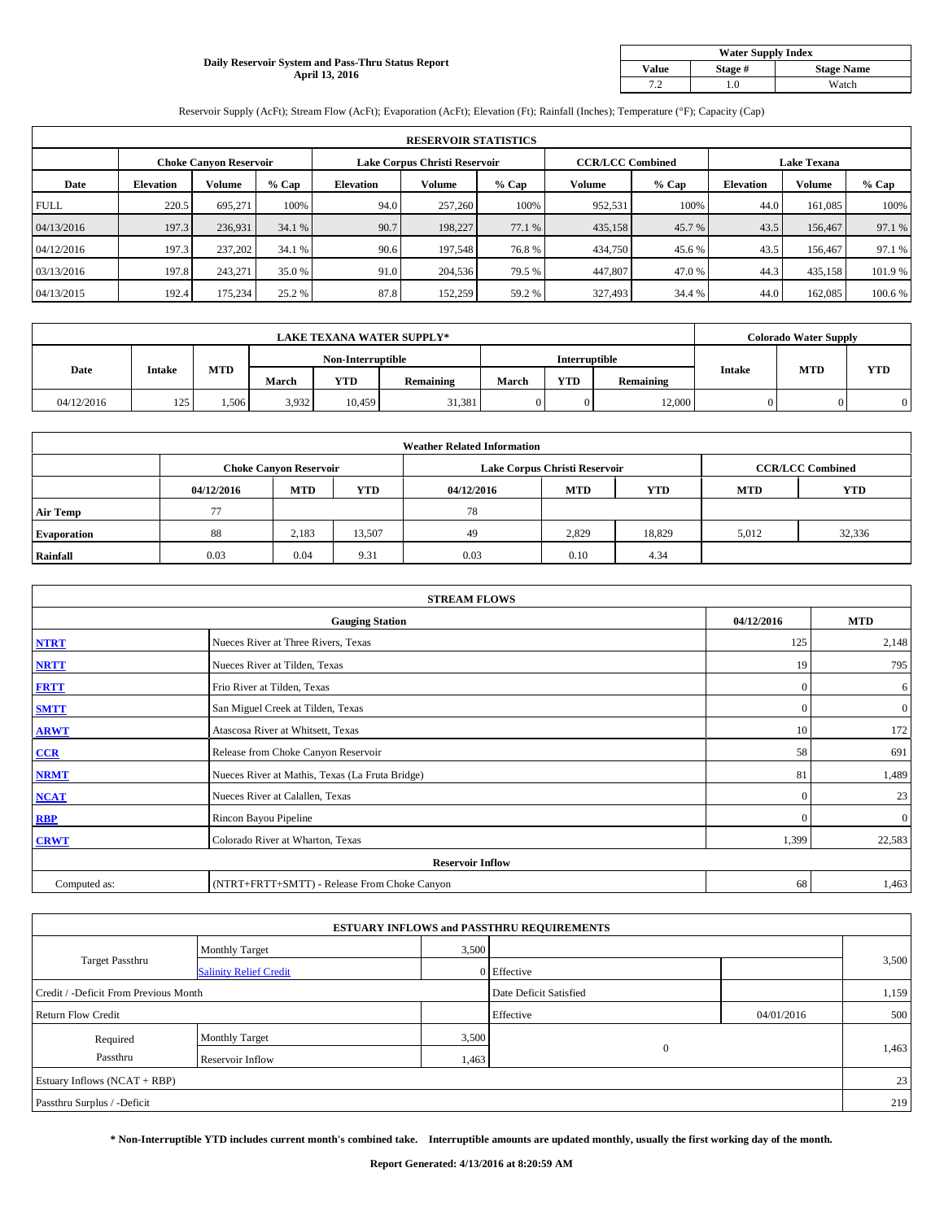**Daily Reservoir System and Pass-Thru Status Report**
**April 13, 2016**

| Water Supply Index | | |
|---|---|---|
| **Value** | **Stage #** | **Stage Name** |
| 7.2 | 1.0 | Watch |

Reservoir Supply (AcFt); Stream Flow (AcFt); Evaporation (AcFt); Elevation (Ft); Rainfall (Inches); Temperature (°F); Capacity (Cap)

| RESERVOIR STATISTICS | | | | | | | | | | | |
|---|---|---|---|---|---|---|---|---|---|---|---|
| | Choke Canyon Reservoir | | | Lake Corpus Christi Reservoir | | | CCR/LCC Combined | | Lake Texana | | |
| **Date** | **Elevation** | **Volume** | **% Cap** | **Elevation** | **Volume** | **% Cap** | **Volume** | **% Cap** | **Elevation** | **Volume** | **% Cap** |
| FULL | 220.5 | 695,271 | 100% | 94.0 | 257,260 | 100% | 952,531 | 100% | 44.0 | 161,085 | 100% |
| 04/13/2016 | 197.3 | 236,931 | 34.1 % | 90.7 | 198,227 | 77.1 % | 435,158 | 45.7 % | 43.5 | 156,467 | 97.1 % |
| 04/12/2016 | 197.3 | 237,202 | 34.1 % | 90.6 | 197,548 | 76.8 % | 434,750 | 45.6 % | 43.5 | 156,467 | 97.1 % |
| 03/13/2016 | 197.8 | 243,271 | 35.0 % | 91.0 | 204,536 | 79.5 % | 447,807 | 47.0 % | 44.3 | 435,158 | 101.9 % |
| 04/13/2015 | 192.4 | 175,234 | 25.2 % | 87.8 | 152,259 | 59.2 % | 327,493 | 34.4 % | 44.0 | 162,085 | 100.6 % |

| LAKE TEXANA WATER SUPPLY* | | | | | | | | | Colorado Water Supply | | |
|---|---|---|---|---|---|---|---|---|---|---|---|
| **Date** | **Intake** | **MTD** | Non-Interruptible | | | Interruptible | | | **Intake** | **MTD** | **YTD** |
| | | | **March** | **YTD** | **Remaining** | **March** | **YTD** | **Remaining** | | | |
| 04/12/2016 | 125 | 1,506 | 3,932 | 10,459 | 31,381 | 0 | 0 | 12,000 | 0 | 0 | 0 |

| Weather Related Information | | | | | | | | |
|---|---|---|---|---|---|---|---|---|
| | Choke Canyon Reservoir | | | Lake Corpus Christi Reservoir | | | CCR/LCC Combined | |
| | **04/12/2016** | **MTD** | **YTD** | **04/12/2016** | **MTD** | **YTD** | **MTD** | **YTD** |
| **Air Temp** | 77 | | | 78 | | | | |
| **Evaporation** | 88 | 2,183 | 13,507 | 49 | 2,829 | 18,829 | 5,012 | 32,336 |
| **Rainfall** | 0.03 | 0.04 | 9.31 | 0.03 | 0.10 | 4.34 | | |

| STREAM FLOWS | | | |
|---|---|---|---|
| | **Gauging Station** | **04/12/2016** | **MTD** |
| **NTRT** | Nueces River at Three Rivers, Texas | 125 | 2,148 |
| **NRTT** | Nueces River at Tilden, Texas | 19 | 795 |
| **FRTT** | Frio River at Tilden, Texas | 0 | 6 |
| **SMTT** | San Miguel Creek at Tilden, Texas | 0 | 0 |
| **ARWT** | Atascosa River at Whitsett, Texas | 10 | 172 |
| **CCR** | Release from Choke Canyon Reservoir | 58 | 691 |
| **NRMT** | Nueces River at Mathis, Texas (La Fruta Bridge) | 81 | 1,489 |
| **NCAT** | Nueces River at Calallen, Texas | 0 | 23 |
| **RBP** | Rincon Bayou Pipeline | 0 | 0 |
| **CRWT** | Colorado River at Wharton, Texas | 1,399 | 22,583 |
| | **Reservoir Inflow** | | |
| Computed as: | (NTRT+FRTT+SMTT) - Release From Choke Canyon | 68 | 1,463 |

| ESTUARY INFLOWS and PASSTHRU REQUIREMENTS | | | | | |
|---|---|---|---|---|---|
| Target Passthru | Monthly Target | 3,500 | | | 3,500 |
| | Salinity Relief Credit | 0 | Effective | | |
| Credit / -Deficit From Previous Month | | | Date Deficit Satisfied | | 1,159 |
| Return Flow Credit | | | Effective | 04/01/2016 | 500 |
| Required Passthru | Monthly Target | 3,500 | 0 | | 1,463 |
| | Reservoir Inflow | 1,463 | | | |
| Estuary Inflows (NCAT + RBP) | | | | | 23 |
| Passthru Surplus / -Deficit | | | | | 219 |

**\* Non-Interruptible YTD includes current month's combined take. Interruptible amounts are updated monthly, usually the first working day of the month.**

**Report Generated: 4/13/2016 at 8:20:59 AM**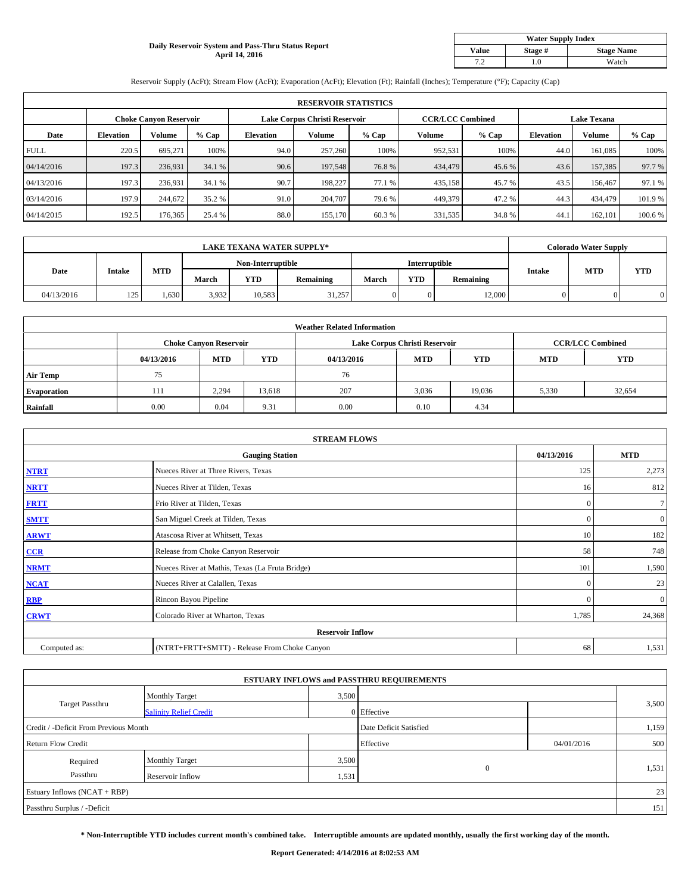**Daily Reservoir System and Pass-Thru Status Report**
**April 14, 2016**

| Water Supply Index | | |
|---|---|---|
| **Value** | **Stage #** | **Stage Name** |
| 7.2 | 1.0 | Watch |

Reservoir Supply (AcFt); Stream Flow (AcFt); Evaporation (AcFt); Elevation (Ft); Rainfall (Inches); Temperature (°F); Capacity (Cap)

| RESERVOIR STATISTICS | | | | | | | | | | | |
|---|---|---|---|---|---|---|---|---|---|---|---|
| | Choke Canyon Reservoir | | | Lake Corpus Christi Reservoir | | | CCR/LCC Combined | | Lake Texana | | |
| Date | Elevation | Volume | % Cap | Elevation | Volume | % Cap | Volume | % Cap | Elevation | Volume | % Cap |
| FULL | 220.5 | 695,271 | 100% | 94.0 | 257,260 | 100% | 952,531 | 100% | 44.0 | 161,085 | 100% |
| 04/14/2016 | 197.3 | 236,931 | 34.1 % | 90.6 | 197,548 | 76.8 % | 434,479 | 45.6 % | 43.6 | 157,385 | 97.7 % |
| 04/13/2016 | 197.3 | 236,931 | 34.1 % | 90.7 | 198,227 | 77.1 % | 435,158 | 45.7 % | 43.5 | 156,467 | 97.1 % |
| 03/14/2016 | 197.9 | 244,672 | 35.2 % | 91.0 | 204,707 | 79.6 % | 449,379 | 47.2 % | 44.3 | 434,479 | 101.9 % |
| 04/14/2015 | 192.5 | 176,365 | 25.4 % | 88.0 | 155,170 | 60.3 % | 331,535 | 34.8 % | 44.1 | 162,101 | 100.6 % |

| LAKE TEXANA WATER SUPPLY* | | | | | | | | | Colorado Water Supply | | |
|---|---|---|---|---|---|---|---|---|---|---|---|
| Date | Intake | MTD | Non-Interruptible | | | Interruptible | | | Intake | MTD | YTD |
| | | | March | YTD | Remaining | March | YTD | Remaining | | | |
| 04/13/2016 | 125 | 1,630 | 3,932 | 10,583 | 31,257 | 0 | 0 | 12,000 | 0 | 0 | 0 |

| Weather Related Information | | | | | | | | |
|---|---|---|---|---|---|---|---|---|
| | Choke Canyon Reservoir | | | Lake Corpus Christi Reservoir | | | CCR/LCC Combined | |
| | 04/13/2016 | MTD | YTD | 04/13/2016 | MTD | YTD | MTD | YTD |
| **Air Temp** | 75 | | | 76 | | | | |
| **Evaporation** | 111 | 2,294 | 13,618 | 207 | 3,036 | 19,036 | 5,330 | 32,654 |
| **Rainfall** | 0.00 | 0.04 | 9.31 | 0.00 | 0.10 | 4.34 | | |

| STREAM FLOWS | | | |
|---|---|---|---|
| | Gauging Station | 04/13/2016 | MTD |
| NTRT | Nueces River at Three Rivers, Texas | 125 | 2,273 |
| NRTT | Nueces River at Tilden, Texas | 16 | 812 |
| FRTT | Frio River at Tilden, Texas | 0 | 7 |
| SMTT | San Miguel Creek at Tilden, Texas | 0 | 0 |
| ARWT | Atascosa River at Whitsett, Texas | 10 | 182 |
| CCR | Release from Choke Canyon Reservoir | 58 | 748 |
| NRMT | Nueces River at Mathis, Texas (La Fruta Bridge) | 101 | 1,590 |
| NCAT | Nueces River at Calallen, Texas | 0 | 23 |
| RBP | Rincon Bayou Pipeline | 0 | 0 |
| CRWT | Colorado River at Wharton, Texas | 1,785 | 24,368 |
| | Reservoir Inflow | | |
| Computed as: | (NTRT+FRTT+SMTT) - Release From Choke Canyon | 68 | 1,531 |

| ESTUARY INFLOWS and PASSTHRU REQUIREMENTS | | | | | |
|---|---|---|---|---|---|
| Target Passthru | Monthly Target | 3,500 | | | 3,500 |
| | Salinity Relief Credit | 0 | Effective | | |
| Credit / -Deficit From Previous Month | | | Date Deficit Satisfied | | 1,159 |
| Return Flow Credit | | | Effective | 04/01/2016 | 500 |
| Required Passthru | Monthly Target | 3,500 | 0 | | 1,531 |
| | Reservoir Inflow | 1,531 | | | |
| Estuary Inflows (NCAT + RBP) | | | | | 23 |
| Passthru Surplus / -Deficit | | | | | 151 |

**\* Non-Interruptible YTD includes current month's combined take. Interruptible amounts are updated monthly, usually the first working day of the month.**

**Report Generated: 4/14/2016 at 8:02:53 AM**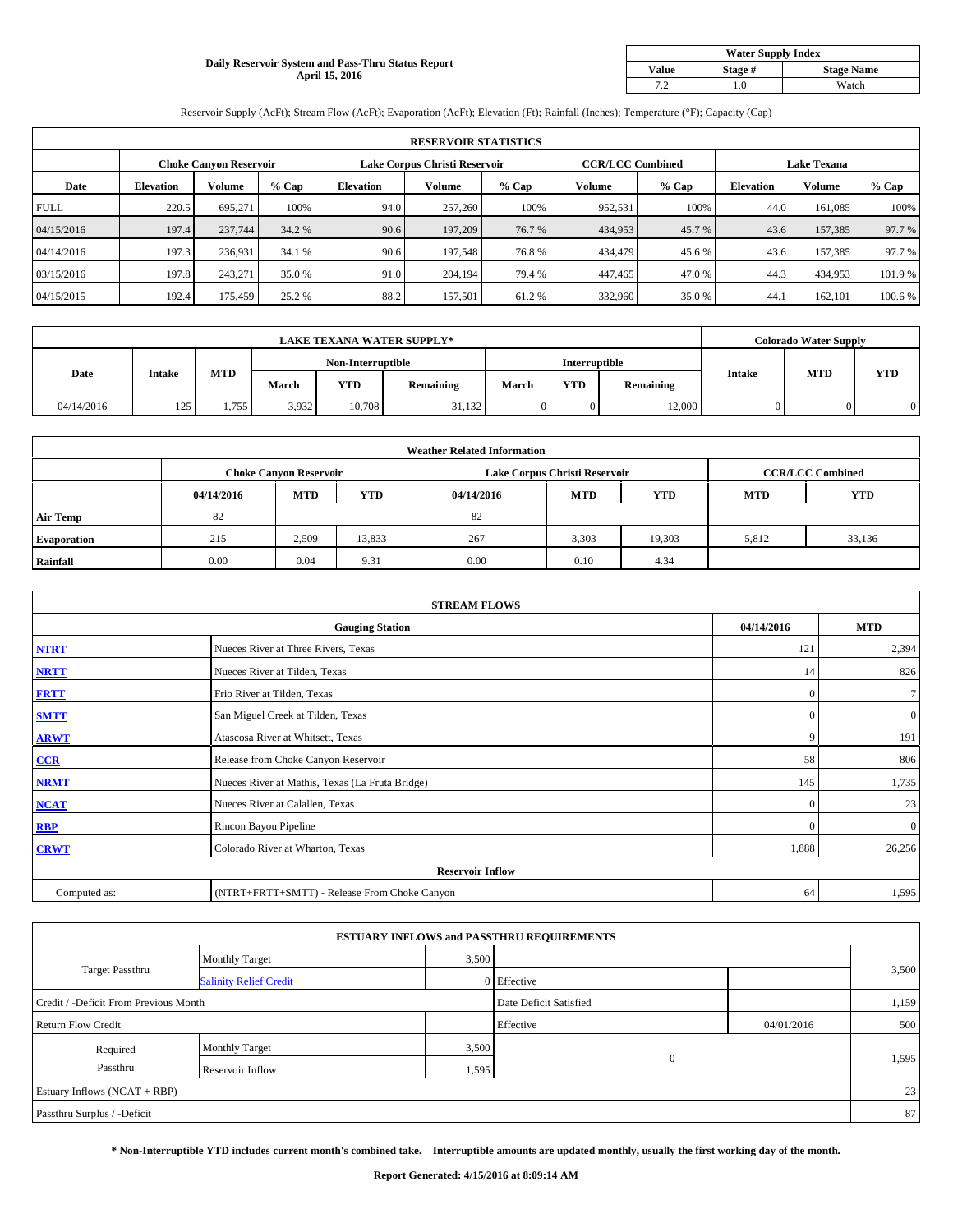**Daily Reservoir System and Pass-Thru Status Report**
**April 15, 2016**

| Water Supply Index | | |
|---|---|---|
| Value | Stage # | Stage Name |
| 7.2 | 1.0 | Watch |

Reservoir Supply (AcFt); Stream Flow (AcFt); Evaporation (AcFt); Elevation (Ft); Rainfall (Inches); Temperature (°F); Capacity (Cap)

| RESERVOIR STATISTICS | | | | | | | | | | | |
|---|---|---|---|---|---|---|---|---|---|---|---|
| | Choke Canyon Reservoir | | | Lake Corpus Christi Reservoir | | | CCR/LCC Combined | | Lake Texana | | |
| Date | Elevation | Volume | % Cap | Elevation | Volume | % Cap | Volume | % Cap | Elevation | Volume | % Cap |
| FULL | 220.5 | 695,271 | 100% | 94.0 | 257,260 | 100% | 952,531 | 100% | 44.0 | 161,085 | 100% |
| 04/15/2016 | 197.4 | 237,744 | 34.2 % | 90.6 | 197,209 | 76.7 % | 434,953 | 45.7 % | 43.6 | 157,385 | 97.7 % |
| 04/14/2016 | 197.3 | 236,931 | 34.1 % | 90.6 | 197,548 | 76.8 % | 434,479 | 45.6 % | 43.6 | 157,385 | 97.7 % |
| 03/15/2016 | 197.8 | 243,271 | 35.0 % | 91.0 | 204,194 | 79.4 % | 447,465 | 47.0 % | 44.3 | 434,953 | 101.9 % |
| 04/15/2015 | 192.4 | 175,459 | 25.2 % | 88.2 | 157,501 | 61.2 % | 332,960 | 35.0 % | 44.1 | 162,101 | 100.6 % |

| LAKE TEXANA WATER SUPPLY* | | | | | | | | | Colorado Water Supply | | |
|---|---|---|---|---|---|---|---|---|---|---|---|
| Date | Intake | MTD | Non-Interruptible | | | Interruptible | | | Intake | MTD | YTD |
| | | | March | YTD | Remaining | March | YTD | Remaining | | | |
| 04/14/2016 | 125 | 1,755 | 3,932 | 10,708 | 31,132 | 0 | 0 | 12,000 | 0 | 0 | 0 |

| Weather Related Information | | | | | | | | |
|---|---|---|---|---|---|---|---|---|
| | Choke Canyon Reservoir | | | Lake Corpus Christi Reservoir | | | CCR/LCC Combined | |
| | 04/14/2016 | MTD | YTD | 04/14/2016 | MTD | YTD | MTD | YTD |
| Air Temp | 82 | | | 82 | | | | |
| Evaporation | 215 | 2,509 | 13,833 | 267 | 3,303 | 19,303 | 5,812 | 33,136 |
| Rainfall | 0.00 | 0.04 | 9.31 | 0.00 | 0.10 | 4.34 | | |

| STREAM FLOWS | | | |
|---|---|---|---|
| Gauging Station | | 04/14/2016 | MTD |
| NTRT | Nueces River at Three Rivers, Texas | 121 | 2,394 |
| NRTT | Nueces River at Tilden, Texas | 14 | 826 |
| FRTT | Frio River at Tilden, Texas | 0 | 7 |
| SMTT | San Miguel Creek at Tilden, Texas | 0 | 0 |
| ARWT | Atascosa River at Whitsett, Texas | 9 | 191 |
| CCR | Release from Choke Canyon Reservoir | 58 | 806 |
| NRMT | Nueces River at Mathis, Texas (La Fruta Bridge) | 145 | 1,735 |
| NCAT | Nueces River at Calallen, Texas | 0 | 23 |
| RBP | Rincon Bayou Pipeline | 0 | 0 |
| CRWT | Colorado River at Wharton, Texas | 1,888 | 26,256 |
| Reservoir Inflow | | | |
| Computed as: | (NTRT+FRTT+SMTT) - Release From Choke Canyon | 64 | 1,595 |

| ESTUARY INFLOWS and PASSTHRU REQUIREMENTS | | | | | |
|---|---|---|---|---|---|
| Target Passthru | Monthly Target | 3,500 | | | 3,500 |
| | Salinity Relief Credit | 0 | Effective | | |
| Credit / -Deficit From Previous Month | | | Date Deficit Satisfied | | 1,159 |
| Return Flow Credit | | | Effective | 04/01/2016 | 500 |
| Required Passthru | Monthly Target | 3,500 | 0 | | 1,595 |
| | Reservoir Inflow | 1,595 | | | |
| Estuary Inflows (NCAT + RBP) | | | | | 23 |
| Passthru Surplus / -Deficit | | | | | 87 |

**\* Non-Interruptible YTD includes current month's combined take. Interruptible amounts are updated monthly, usually the first working day of the month.**

**Report Generated: 4/15/2016 at 8:09:14 AM**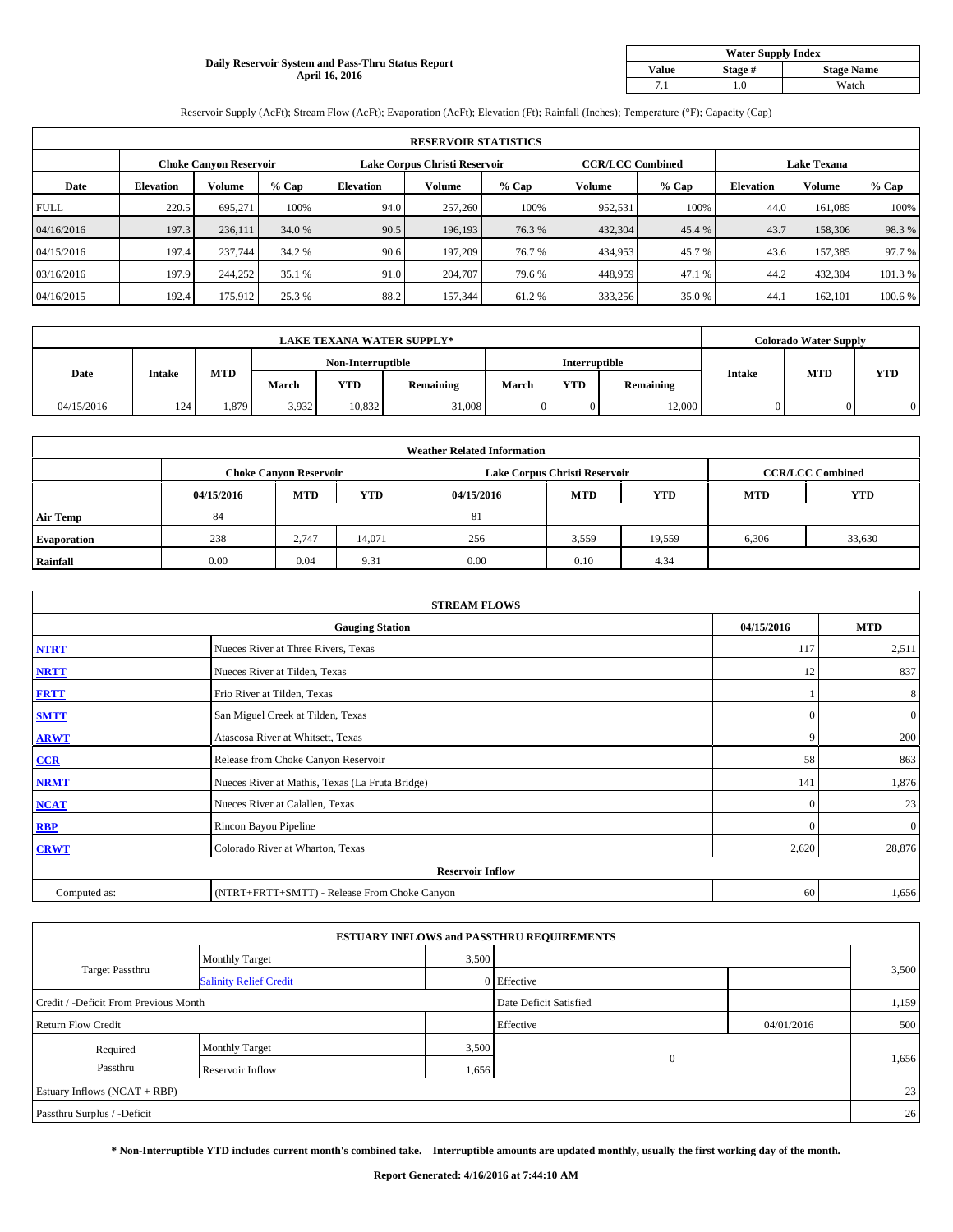**Daily Reservoir System and Pass-Thru Status Report**
**April 16, 2016**

| Water Supply Index | | |
|---|---|---|
| **Value** | **Stage #** | **Stage Name** |
| 7.1 | 1.0 | Watch |

Reservoir Supply (AcFt); Stream Flow (AcFt); Evaporation (AcFt); Elevation (Ft); Rainfall (Inches); Temperature (°F); Capacity (Cap)

| RESERVOIR STATISTICS | | | | | | | | | | | |
|---|---|---|---|---|---|---|---|---|---|---|---|
| | Choke Canyon Reservoir | | | Lake Corpus Christi Reservoir | | | CCR/LCC Combined | | Lake Texana | | |
| **Date** | **Elevation** | **Volume** | **% Cap** | **Elevation** | **Volume** | **% Cap** | **Volume** | **% Cap** | **Elevation** | **Volume** | **% Cap** |
| FULL | 220.5 | 695,271 | 100% | 94.0 | 257,260 | 100% | 952,531 | 100% | 44.0 | 161,085 | 100% |
| 04/16/2016 | 197.3 | 236,111 | 34.0 % | 90.5 | 196,193 | 76.3 % | 432,304 | 45.4 % | 43.7 | 158,306 | 98.3 % |
| 04/15/2016 | 197.4 | 237,744 | 34.2 % | 90.6 | 197,209 | 76.7 % | 434,953 | 45.7 % | 43.6 | 157,385 | 97.7 % |
| 03/16/2016 | 197.9 | 244,252 | 35.1 % | 91.0 | 204,707 | 79.6 % | 448,959 | 47.1 % | 44.2 | 432,304 | 101.3 % |
| 04/16/2015 | 192.4 | 175,912 | 25.3 % | 88.2 | 157,344 | 61.2 % | 333,256 | 35.0 % | 44.1 | 162,101 | 100.6 % |

| LAKE TEXANA WATER SUPPLY* | | | | | | | | | Colorado Water Supply | | |
|---|---|---|---|---|---|---|---|---|---|---|---|
| **Date** | **Intake** | **MTD** | Non-Interruptible | | | Interruptible | | | **Intake** | **MTD** | **YTD** |
| | | | **March** | **YTD** | **Remaining** | **March** | **YTD** | **Remaining** | | | |
| 04/15/2016 | 124 | 1,879 | 3,932 | 10,832 | 31,008 | 0 | 0 | 12,000 | 0 | 0 | 0 |

| Weather Related Information | | | | | | | | |
|---|---|---|---|---|---|---|---|---|
| | Choke Canyon Reservoir | | | Lake Corpus Christi Reservoir | | | CCR/LCC Combined | |
| | **04/15/2016** | **MTD** | **YTD** | **04/15/2016** | **MTD** | **YTD** | **MTD** | **YTD** |
| **Air Temp** | 84 | | | 81 | | | | |
| **Evaporation** | 238 | 2,747 | 14,071 | 256 | 3,559 | 19,559 | 6,306 | 33,630 |
| **Rainfall** | 0.00 | 0.04 | 9.31 | 0.00 | 0.10 | 4.34 | | |

| STREAM FLOWS | | | |
|---|---|---|---|
| | **Gauging Station** | **04/15/2016** | **MTD** |
| **NTRT** | Nueces River at Three Rivers, Texas | 117 | 2,511 |
| **NRTT** | Nueces River at Tilden, Texas | 12 | 837 |
| **FRTT** | Frio River at Tilden, Texas | 1 | 8 |
| **SMTT** | San Miguel Creek at Tilden, Texas | 0 | 0 |
| **ARWT** | Atascosa River at Whitsett, Texas | 9 | 200 |
| **CCR** | Release from Choke Canyon Reservoir | 58 | 863 |
| **NRMT** | Nueces River at Mathis, Texas (La Fruta Bridge) | 141 | 1,876 |
| **NCAT** | Nueces River at Calallen, Texas | 0 | 23 |
| **RBP** | Rincon Bayou Pipeline | 0 | 0 |
| **CRWT** | Colorado River at Wharton, Texas | 2,620 | 28,876 |
| | **Reservoir Inflow** | | |
| Computed as: | (NTRT+FRTT+SMTT) - Release From Choke Canyon | 60 | 1,656 |

| ESTUARY INFLOWS and PASSTHRU REQUIREMENTS | | | | | |
|---|---|---|---|---|---|
| Target Passthru | Monthly Target | 3,500 | | | 3,500 |
| | Salinity Relief Credit | 0 | Effective | | |
| Credit / -Deficit From Previous Month | | | Date Deficit Satisfied | | 1,159 |
| Return Flow Credit | | | Effective | 04/01/2016 | 500 |
| Required Passthru | Monthly Target | 3,500 | 0 | | 1,656 |
| | Reservoir Inflow | 1,656 | | | |
| Estuary Inflows (NCAT + RBP) | | | | | 23 |
| Passthru Surplus / -Deficit | | | | | 26 |

**\* Non-Interruptible YTD includes current month's combined take. Interruptible amounts are updated monthly, usually the first working day of the month.**

**Report Generated: 4/16/2016 at 7:44:10 AM**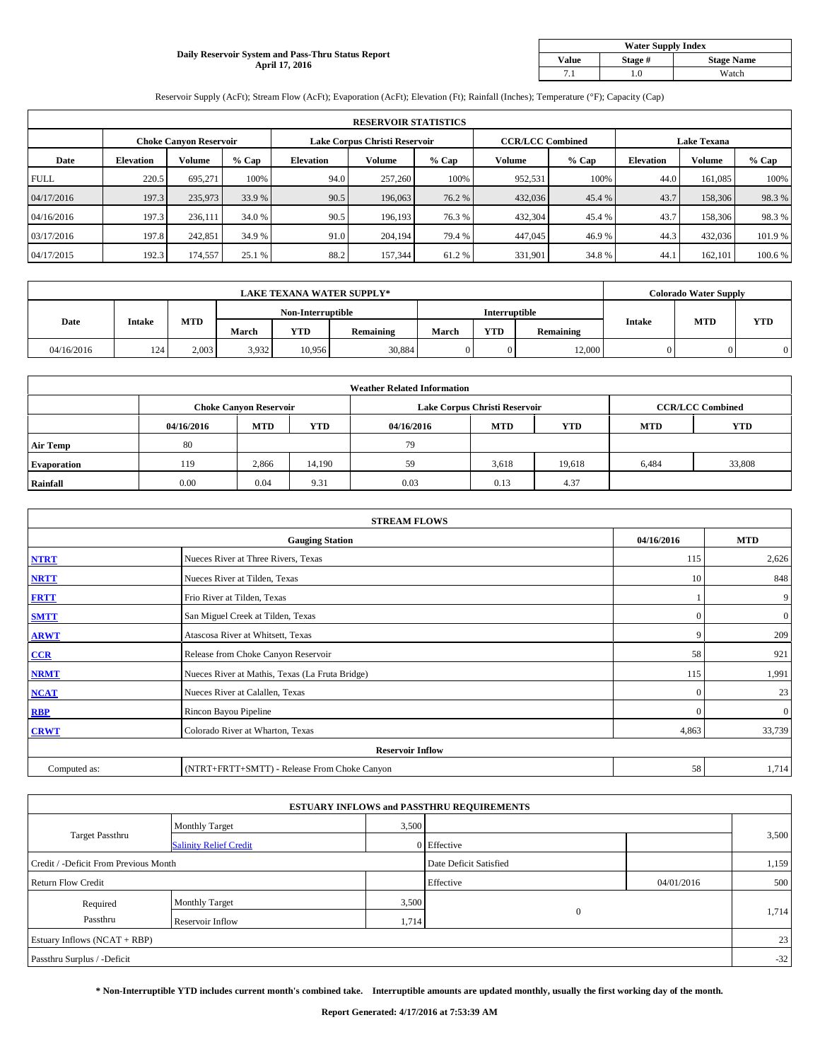**Daily Reservoir System and Pass-Thru Status Report**
**April 17, 2016**

| Water Supply Index | | |
|---|---|---|
| **Value** | **Stage #** | **Stage Name** |
| 7.1 | 1.0 | Watch |

Reservoir Supply (AcFt); Stream Flow (AcFt); Evaporation (AcFt); Elevation (Ft); Rainfall (Inches); Temperature (°F); Capacity (Cap)

| RESERVOIR STATISTICS | | | | | | | | | | | |
|---|---|---|---|---|---|---|---|---|---|---|---|
| | Choke Canyon Reservoir | | | Lake Corpus Christi Reservoir | | | CCR/LCC Combined | | Lake Texana | | |
| **Date** | **Elevation** | **Volume** | **% Cap** | **Elevation** | **Volume** | **% Cap** | **Volume** | **% Cap** | **Elevation** | **Volume** | **% Cap** |
| FULL | 220.5 | 695,271 | 100% | 94.0 | 257,260 | 100% | 952,531 | 100% | 44.0 | 161,085 | 100% |
| 04/17/2016 | 197.3 | 235,973 | 33.9 % | 90.5 | 196,063 | 76.2 % | 432,036 | 45.4 % | 43.7 | 158,306 | 98.3 % |
| 04/16/2016 | 197.3 | 236,111 | 34.0 % | 90.5 | 196,193 | 76.3 % | 432,304 | 45.4 % | 43.7 | 158,306 | 98.3 % |
| 03/17/2016 | 197.8 | 242,851 | 34.9 % | 91.0 | 204,194 | 79.4 % | 447,045 | 46.9 % | 44.3 | 432,036 | 101.9 % |
| 04/17/2015 | 192.3 | 174,557 | 25.1 % | 88.2 | 157,344 | 61.2 % | 331,901 | 34.8 % | 44.1 | 162,101 | 100.6 % |

| LAKE TEXANA WATER SUPPLY* | | | | | | | | | Colorado Water Supply | | |
|---|---|---|---|---|---|---|---|---|---|---|---|
| **Date** | **Intake** | **MTD** | Non-Interruptible | | | Interruptible | | | **Intake** | **MTD** | **YTD** |
| | | | **March** | **YTD** | **Remaining** | **March** | **YTD** | **Remaining** | | | |
| 04/16/2016 | 124 | 2,003 | 3,932 | 10,956 | 30,884 | 0 | 0 | 12,000 | 0 | 0 | 0 |

| Weather Related Information | | | | | | | | |
|---|---|---|---|---|---|---|---|---|
| | Choke Canyon Reservoir | | | Lake Corpus Christi Reservoir | | | CCR/LCC Combined | |
| | **04/16/2016** | **MTD** | **YTD** | **04/16/2016** | **MTD** | **YTD** | **MTD** | **YTD** |
| **Air Temp** | 80 | | | 79 | | | | |
| **Evaporation** | 119 | 2,866 | 14,190 | 59 | 3,618 | 19,618 | 6,484 | 33,808 |
| **Rainfall** | 0.00 | 0.04 | 9.31 | 0.03 | 0.13 | 4.37 | | |

| STREAM FLOWS | | | |
|---|---|---|---|
| **Gauging Station** | | **04/16/2016** | **MTD** |
| **NTRT** | Nueces River at Three Rivers, Texas | 115 | 2,626 |
| **NRTT** | Nueces River at Tilden, Texas | 10 | 848 |
| **FRTT** | Frio River at Tilden, Texas | 1 | 9 |
| **SMTT** | San Miguel Creek at Tilden, Texas | 0 | 0 |
| **ARWT** | Atascosa River at Whitsett, Texas | 9 | 209 |
| **CCR** | Release from Choke Canyon Reservoir | 58 | 921 |
| **NRMT** | Nueces River at Mathis, Texas (La Fruta Bridge) | 115 | 1,991 |
| **NCAT** | Nueces River at Calallen, Texas | 0 | 23 |
| **RBP** | Rincon Bayou Pipeline | 0 | 0 |
| **CRWT** | Colorado River at Wharton, Texas | 4,863 | 33,739 |
| **Reservoir Inflow** | | | |
| Computed as: | (NTRT+FRTT+SMTT) - Release From Choke Canyon | 58 | 1,714 |

| ESTUARY INFLOWS and PASSTHRU REQUIREMENTS | | | | | |
|---|---|---|---|---|---|
| Target Passthru | Monthly Target | 3,500 | | | 3,500 |
| | Salinity Relief Credit | 0 | Effective | | |
| Credit / -Deficit From Previous Month | | | Date Deficit Satisfied | | 1,159 |
| Return Flow Credit | | | Effective | 04/01/2016 | 500 |
| Required Passthru | Monthly Target | 3,500 | 0 | | 1,714 |
| | Reservoir Inflow | 1,714 | | | |
| Estuary Inflows (NCAT + RBP) | | | | | 23 |
| Passthru Surplus / -Deficit | | | | | -32 |

**\* Non-Interruptible YTD includes current month's combined take. Interruptible amounts are updated monthly, usually the first working day of the month.**

**Report Generated: 4/17/2016 at 7:53:39 AM**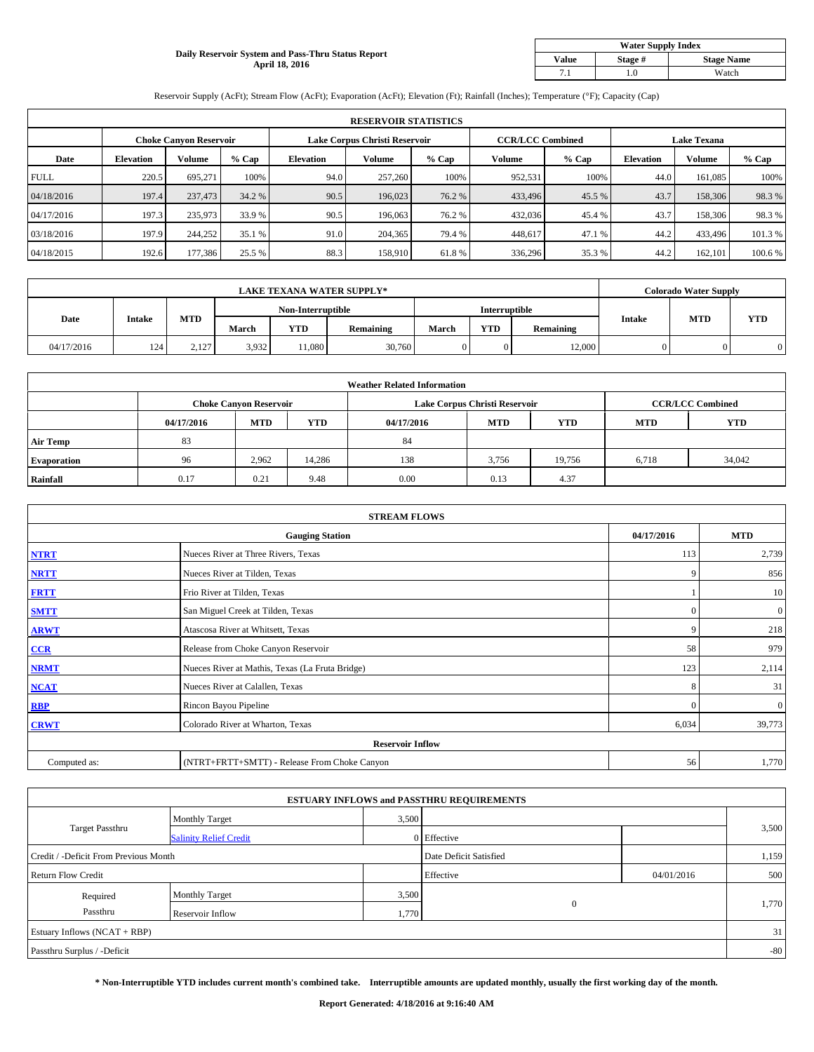**Daily Reservoir System and Pass-Thru Status Report**
**April 18, 2016**

| Water Supply Index | | |
|---|---|---|
| Value | Stage # | Stage Name |
| 7.1 | 1.0 | Watch |

Reservoir Supply (AcFt); Stream Flow (AcFt); Evaporation (AcFt); Elevation (Ft); Rainfall (Inches); Temperature (°F); Capacity (Cap)

| RESERVOIR STATISTICS | | | | | | | | | | | |
|---|---|---|---|---|---|---|---|---|---|---|---|
| | Choke Canyon Reservoir | | | Lake Corpus Christi Reservoir | | | CCR/LCC Combined | | Lake Texana | | |
| Date | Elevation | Volume | % Cap | Elevation | Volume | % Cap | Volume | % Cap | Elevation | Volume | % Cap |
| FULL | 220.5 | 695,271 | 100% | 94.0 | 257,260 | 100% | 952,531 | 100% | 44.0 | 161,085 | 100% |
| 04/18/2016 | 197.4 | 237,473 | 34.2 % | 90.5 | 196,023 | 76.2 % | 433,496 | 45.5 % | 43.7 | 158,306 | 98.3 % |
| 04/17/2016 | 197.3 | 235,973 | 33.9 % | 90.5 | 196,063 | 76.2 % | 432,036 | 45.4 % | 43.7 | 158,306 | 98.3 % |
| 03/18/2016 | 197.9 | 244,252 | 35.1 % | 91.0 | 204,365 | 79.4 % | 448,617 | 47.1 % | 44.2 | 433,496 | 101.3 % |
| 04/18/2015 | 192.6 | 177,386 | 25.5 % | 88.3 | 158,910 | 61.8 % | 336,296 | 35.3 % | 44.2 | 162,101 | 100.6 % |

| LAKE TEXANA WATER SUPPLY* | | | | | | | | | Colorado Water Supply | | |
|---|---|---|---|---|---|---|---|---|---|---|---|
| Date | Intake | MTD | Non-Interruptible | | | Interruptible | | | Intake | MTD | YTD |
| | | | March | YTD | Remaining | March | YTD | Remaining | | | |
| 04/17/2016 | 124 | 2,127 | 3,932 | 11,080 | 30,760 | 0 | 0 | 12,000 | 0 | 0 | 0 |

| Weather Related Information | | | | | | | |
|---|---|---|---|---|---|---|---|
| | Choke Canyon Reservoir | | | Lake Corpus Christi Reservoir | | | CCR/LCC Combined | |
| | 04/17/2016 | MTD | YTD | 04/17/2016 | MTD | YTD | MTD | YTD |
| Air Temp | 83 | | | 84 | | | | |
| Evaporation | 96 | 2,962 | 14,286 | 138 | 3,756 | 19,756 | 6,718 | 34,042 |
| Rainfall | 0.17 | 0.21 | 9.48 | 0.00 | 0.13 | 4.37 | | |

| STREAM FLOWS | | | |
|---|---|---|---|
| Gauging Station | | 04/17/2016 | MTD |
| NTRT | Nueces River at Three Rivers, Texas | 113 | 2,739 |
| NRTT | Nueces River at Tilden, Texas | 9 | 856 |
| FRTT | Frio River at Tilden, Texas | 1 | 10 |
| SMTT | San Miguel Creek at Tilden, Texas | 0 | 0 |
| ARWT | Atascosa River at Whitsett, Texas | 9 | 218 |
| CCR | Release from Choke Canyon Reservoir | 58 | 979 |
| NRMT | Nueces River at Mathis, Texas (La Fruta Bridge) | 123 | 2,114 |
| NCAT | Nueces River at Calallen, Texas | 8 | 31 |
| RBP | Rincon Bayou Pipeline | 0 | 0 |
| CRWT | Colorado River at Wharton, Texas | 6,034 | 39,773 |
| Reservoir Inflow | | | |
| Computed as: | (NTRT+FRTT+SMTT) - Release From Choke Canyon | 56 | 1,770 |

| ESTUARY INFLOWS and PASSTHRU REQUIREMENTS | | | | | |
|---|---|---|---|---|---|
| Target Passthru | Monthly Target | 3,500 | | | 3,500 |
| | Salinity Relief Credit | 0 | Effective | | |
| Credit / -Deficit From Previous Month | | | Date Deficit Satisfied | | 1,159 |
| Return Flow Credit | | | Effective | 04/01/2016 | 500 |
| Required Passthru | Monthly Target | 3,500 | 0 | | 1,770 |
| | Reservoir Inflow | 1,770 | | | |
| Estuary Inflows (NCAT + RBP) | | | | | 31 |
| Passthru Surplus / -Deficit | | | | | -80 |

**\* Non-Interruptible YTD includes current month's combined take. Interruptible amounts are updated monthly, usually the first working day of the month.**

**Report Generated: 4/18/2016 at 9:16:40 AM**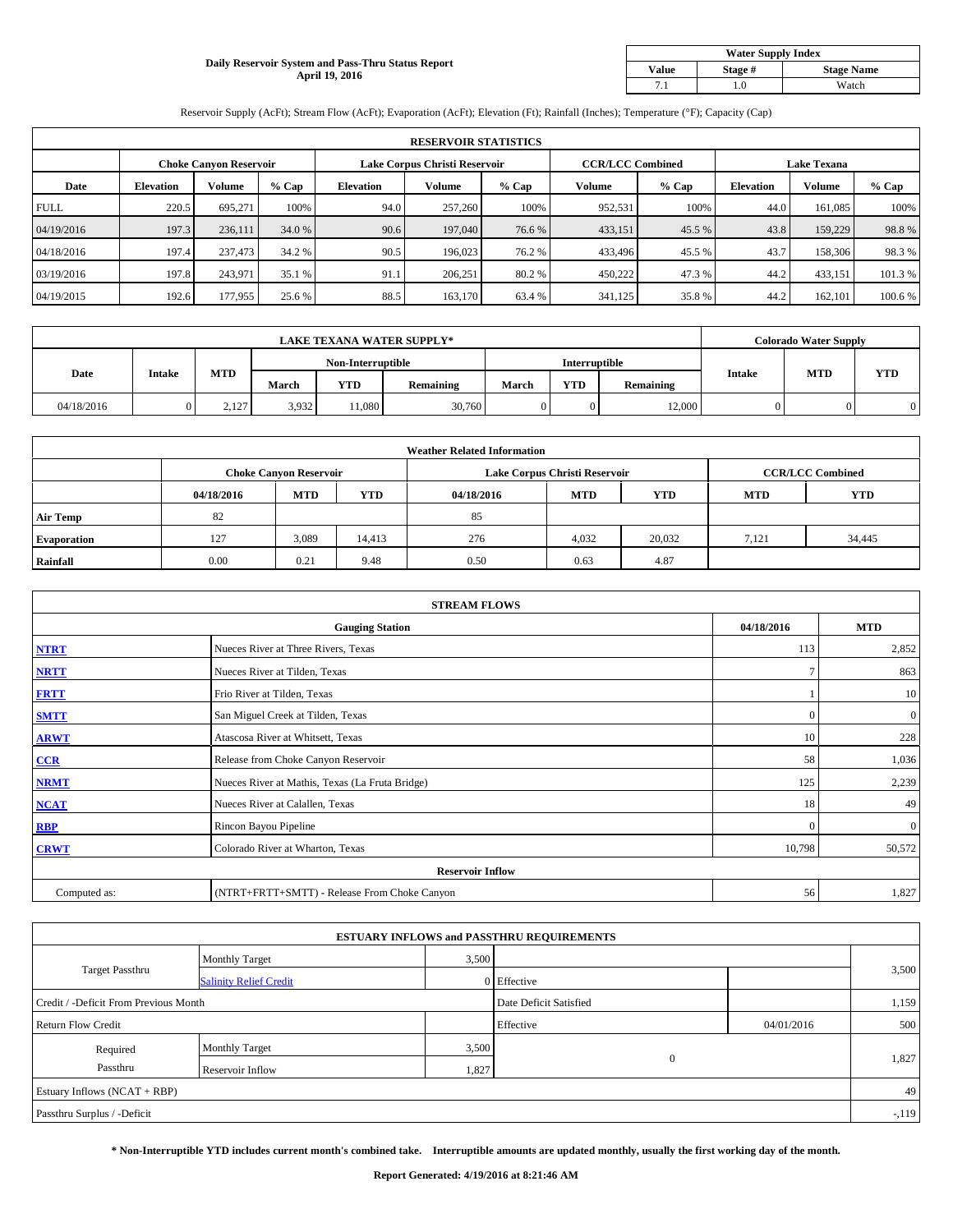**Daily Reservoir System and Pass-Thru Status Report**
**April 19, 2016**

| Water Supply Index | | |
|---|---|---|
| **Value** | **Stage #** | **Stage Name** |
| 7.1 | 1.0 | Watch |

Reservoir Supply (AcFt); Stream Flow (AcFt); Evaporation (AcFt); Elevation (Ft); Rainfall (Inches); Temperature (°F); Capacity (Cap)

| RESERVOIR STATISTICS | | | | | | | | | | | |
|---|---|---|---|---|---|---|---|---|---|---|---|
| | Choke Canyon Reservoir | | | Lake Corpus Christi Reservoir | | | CCR/LCC Combined | | Lake Texana | | |
| **Date** | **Elevation** | **Volume** | **% Cap** | **Elevation** | **Volume** | **% Cap** | **Volume** | **% Cap** | **Elevation** | **Volume** | **% Cap** |
| FULL | 220.5 | 695,271 | 100% | 94.0 | 257,260 | 100% | 952,531 | 100% | 44.0 | 161,085 | 100% |
| 04/19/2016 | 197.3 | 236,111 | 34.0 % | 90.6 | 197,040 | 76.6 % | 433,151 | 45.5 % | 43.8 | 159,229 | 98.8 % |
| 04/18/2016 | 197.4 | 237,473 | 34.2 % | 90.5 | 196,023 | 76.2 % | 433,496 | 45.5 % | 43.7 | 158,306 | 98.3 % |
| 03/19/2016 | 197.8 | 243,971 | 35.1 % | 91.1 | 206,251 | 80.2 % | 450,222 | 47.3 % | 44.2 | 433,151 | 101.3 % |
| 04/19/2015 | 192.6 | 177,955 | 25.6 % | 88.5 | 163,170 | 63.4 % | 341,125 | 35.8 % | 44.2 | 162,101 | 100.6 % |

| LAKE TEXANA WATER SUPPLY* | | | | | | | | | Colorado Water Supply | | |
|---|---|---|---|---|---|---|---|---|---|---|---|
| | | | Non-Interruptible | | | Interruptible | | | | | |
| **Date** | **Intake** | **MTD** | **March** | **YTD** | **Remaining** | **March** | **YTD** | **Remaining** | **Intake** | **MTD** | **YTD** |
| 04/18/2016 | 0 | 2,127 | 3,932 | 11,080 | 30,760 | 0 | 0 | 12,000 | 0 | 0 | 0 |

| Weather Related Information | | | | | | | | |
|---|---|---|---|---|---|---|---|---|
| | Choke Canyon Reservoir | | | Lake Corpus Christi Reservoir | | | CCR/LCC Combined | |
| | **04/18/2016** | **MTD** | **YTD** | **04/18/2016** | **MTD** | **YTD** | **MTD** | **YTD** |
| **Air Temp** | 82 | | | 85 | | | | |
| **Evaporation** | 127 | 3,089 | 14,413 | 276 | 4,032 | 20,032 | 7,121 | 34,445 |
| **Rainfall** | 0.00 | 0.21 | 9.48 | 0.50 | 0.63 | 4.87 | | |

| STREAM FLOWS | | | |
|---|---|---|---|
| | **Gauging Station** | **04/18/2016** | **MTD** |
| **NTRT** | Nueces River at Three Rivers, Texas | 113 | 2,852 |
| **NRTT** | Nueces River at Tilden, Texas | 7 | 863 |
| **FRTT** | Frio River at Tilden, Texas | 1 | 10 |
| **SMTT** | San Miguel Creek at Tilden, Texas | 0 | 0 |
| **ARWT** | Atascosa River at Whitsett, Texas | 10 | 228 |
| **CCR** | Release from Choke Canyon Reservoir | 58 | 1,036 |
| **NRMT** | Nueces River at Mathis, Texas (La Fruta Bridge) | 125 | 2,239 |
| **NCAT** | Nueces River at Calallen, Texas | 18 | 49 |
| **RBP** | Rincon Bayou Pipeline | 0 | 0 |
| **CRWT** | Colorado River at Wharton, Texas | 10,798 | 50,572 |
| | **Reservoir Inflow** | | |
| Computed as: | (NTRT+FRTT+SMTT) - Release From Choke Canyon | 56 | 1,827 |

| ESTUARY INFLOWS and PASSTHRU REQUIREMENTS | | | | | |
|---|---|---|---|---|---|
| Target Passthru | Monthly Target | 3,500 | | | 3,500 |
| | Salinity Relief Credit | 0 | Effective | | |
| Credit / -Deficit From Previous Month | | | Date Deficit Satisfied | | 1,159 |
| Return Flow Credit | | | Effective | 04/01/2016 | 500 |
| Required Passthru | Monthly Target | 3,500 | 0 | | 1,827 |
| | Reservoir Inflow | 1,827 | | | |
| Estuary Inflows (NCAT + RBP) | | | | | 49 |
| Passthru Surplus / -Deficit | | | | | -,119 |

**\* Non-Interruptible YTD includes current month's combined take. Interruptible amounts are updated monthly, usually the first working day of the month.**

**Report Generated: 4/19/2016 at 8:21:46 AM**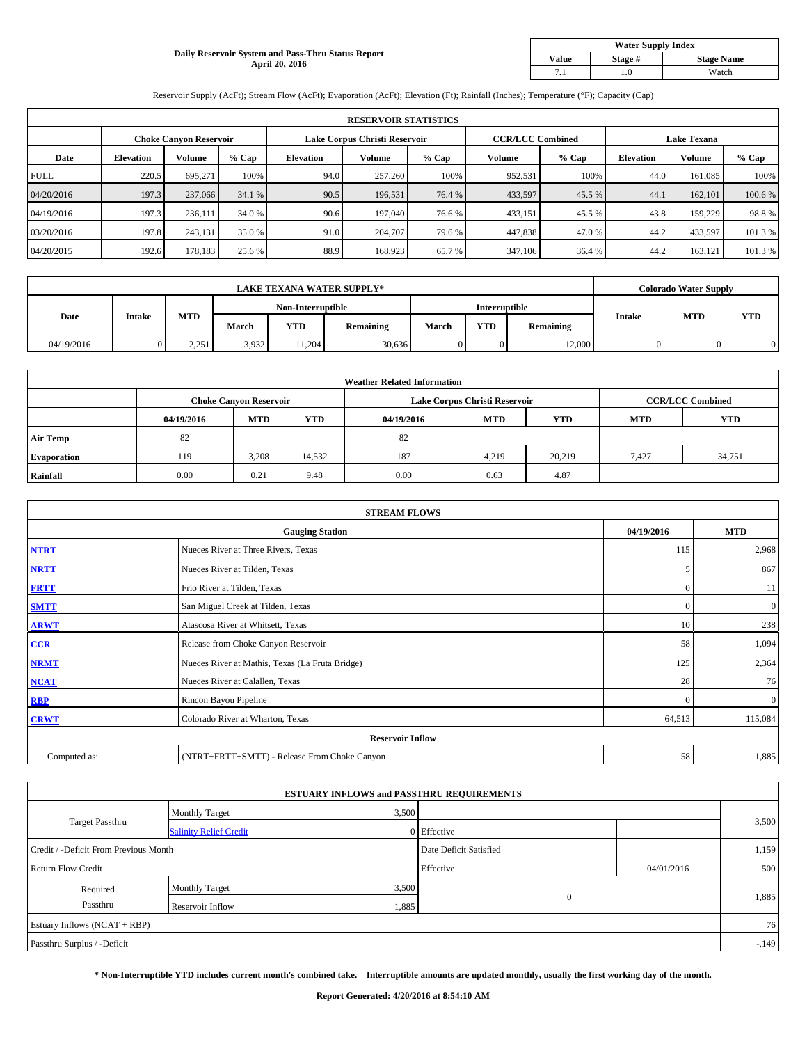**Daily Reservoir System and Pass-Thru Status Report**
**April 20, 2016**

| Water Supply Index | | |
|---|---|---|
| **Value** | **Stage #** | **Stage Name** |
| 7.1 | 1.0 | Watch |

Reservoir Supply (AcFt); Stream Flow (AcFt); Evaporation (AcFt); Elevation (Ft); Rainfall (Inches); Temperature (°F); Capacity (Cap)

| RESERVOIR STATISTICS | | | | | | | | | | | |
|---|---|---|---|---|---|---|---|---|---|---|---|
| | Choke Canyon Reservoir | | | Lake Corpus Christi Reservoir | | | CCR/LCC Combined | | Lake Texana | | |
| **Date** | **Elevation** | **Volume** | **% Cap** | **Elevation** | **Volume** | **% Cap** | **Volume** | **% Cap** | **Elevation** | **Volume** | **% Cap** |
| FULL | 220.5 | 695,271 | 100% | 94.0 | 257,260 | 100% | 952,531 | 100% | 44.0 | 161,085 | 100% |
| 04/20/2016 | 197.3 | 237,066 | 34.1 % | 90.5 | 196,531 | 76.4 % | 433,597 | 45.5 % | 44.1 | 162,101 | 100.6 % |
| 04/19/2016 | 197.3 | 236,111 | 34.0 % | 90.6 | 197,040 | 76.6 % | 433,151 | 45.5 % | 43.8 | 159,229 | 98.8 % |
| 03/20/2016 | 197.8 | 243,131 | 35.0 % | 91.0 | 204,707 | 79.6 % | 447,838 | 47.0 % | 44.2 | 433,597 | 101.3 % |
| 04/20/2015 | 192.6 | 178,183 | 25.6 % | 88.9 | 168,923 | 65.7 % | 347,106 | 36.4 % | 44.2 | 163,121 | 101.3 % |

| LAKE TEXANA WATER SUPPLY* | | | | | | | | | Colorado Water Supply | | |
|---|---|---|---|---|---|---|---|---|---|---|---|
| **Date** | **Intake** | **MTD** | Non-Interruptible | | | Interruptible | | | **Intake** | **MTD** | **YTD** |
| | | | **March** | **YTD** | **Remaining** | **March** | **YTD** | **Remaining** | | | |
| 04/19/2016 | 0 | 2,251 | 3,932 | 11,204 | 30,636 | 0 | 0 | 12,000 | 0 | 0 | 0 |

| Weather Related Information | | | | | | | | |
|---|---|---|---|---|---|---|---|---|
| | Choke Canyon Reservoir | | | Lake Corpus Christi Reservoir | | | CCR/LCC Combined | |
| | **04/19/2016** | **MTD** | **YTD** | **04/19/2016** | **MTD** | **YTD** | **MTD** | **YTD** |
| **Air Temp** | 82 | | | 82 | | | | |
| **Evaporation** | 119 | 3,208 | 14,532 | 187 | 4,219 | 20,219 | 7,427 | 34,751 |
| **Rainfall** | 0.00 | 0.21 | 9.48 | 0.00 | 0.63 | 4.87 | | |

| STREAM FLOWS | | | |
|---|---|---|---|
| | **Gauging Station** | **04/19/2016** | **MTD** |
| **NTRT** | Nueces River at Three Rivers, Texas | 115 | 2,968 |
| **NRTT** | Nueces River at Tilden, Texas | 5 | 867 |
| **FRTT** | Frio River at Tilden, Texas | 0 | 11 |
| **SMTT** | San Miguel Creek at Tilden, Texas | 0 | 0 |
| **ARWT** | Atascosa River at Whitsett, Texas | 10 | 238 |
| **CCR** | Release from Choke Canyon Reservoir | 58 | 1,094 |
| **NRMT** | Nueces River at Mathis, Texas (La Fruta Bridge) | 125 | 2,364 |
| **NCAT** | Nueces River at Calallen, Texas | 28 | 76 |
| **RBP** | Rincon Bayou Pipeline | 0 | 0 |
| **CRWT** | Colorado River at Wharton, Texas | 64,513 | 115,084 |
| | **Reservoir Inflow** | | |
| Computed as: | (NTRT+FRTT+SMTT) - Release From Choke Canyon | 58 | 1,885 |

| ESTUARY INFLOWS and PASSTHRU REQUIREMENTS | | | | | |
|---|---|---|---|---|---|
| Target Passthru | Monthly Target | 3,500 | | | 3,500 |
| | Salinity Relief Credit | 0 | Effective | | |
| Credit / -Deficit From Previous Month | | | Date Deficit Satisfied | | 1,159 |
| Return Flow Credit | | | Effective | 04/01/2016 | 500 |
| Required Passthru | Monthly Target | 3,500 | 0 | | 1,885 |
| | Reservoir Inflow | 1,885 | | | |
| Estuary Inflows (NCAT + RBP) | | | | | 76 |
| Passthru Surplus / -Deficit | | | | | -,149 |

**\* Non-Interruptible YTD includes current month's combined take. Interruptible amounts are updated monthly, usually the first working day of the month.**

**Report Generated: 4/20/2016 at 8:54:10 AM**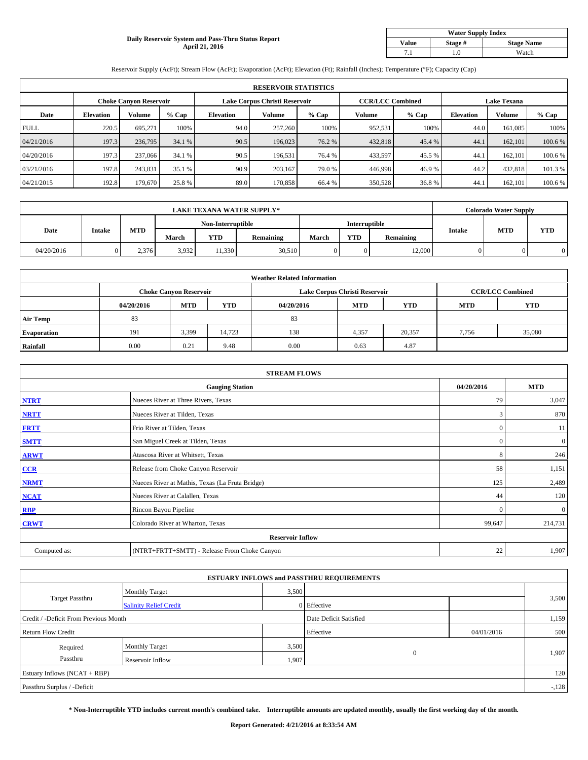**Daily Reservoir System and Pass-Thru Status Report**
**April 21, 2016**

| Water Supply Index | | |
|---|---|---|
| **Value** | **Stage #** | **Stage Name** |
| 7.1 | 1.0 | Watch |

Reservoir Supply (AcFt); Stream Flow (AcFt); Evaporation (AcFt); Elevation (Ft); Rainfall (Inches); Temperature (°F); Capacity (Cap)

| RESERVOIR STATISTICS | | | | | | | | | | | |
|---|---|---|---|---|---|---|---|---|---|---|---|
| | Choke Canyon Reservoir | | | Lake Corpus Christi Reservoir | | | CCR/LCC Combined | | Lake Texana | | |
| **Date** | **Elevation** | **Volume** | **% Cap** | **Elevation** | **Volume** | **% Cap** | **Volume** | **% Cap** | **Elevation** | **Volume** | **% Cap** |
| FULL | 220.5 | 695,271 | 100% | 94.0 | 257,260 | 100% | 952,531 | 100% | 44.0 | 161,085 | 100% |
| 04/21/2016 | 197.3 | 236,795 | 34.1 % | 90.5 | 196,023 | 76.2 % | 432,818 | 45.4 % | 44.1 | 162,101 | 100.6 % |
| 04/20/2016 | 197.3 | 237,066 | 34.1 % | 90.5 | 196,531 | 76.4 % | 433,597 | 45.5 % | 44.1 | 162,101 | 100.6 % |
| 03/21/2016 | 197.8 | 243,831 | 35.1 % | 90.9 | 203,167 | 79.0 % | 446,998 | 46.9 % | 44.2 | 432,818 | 101.3 % |
| 04/21/2015 | 192.8 | 179,670 | 25.8 % | 89.0 | 170,858 | 66.4 % | 350,528 | 36.8 % | 44.1 | 162,101 | 100.6 % |

| LAKE TEXANA WATER SUPPLY* | | | | | | | | | Colorado Water Supply | | |
|---|---|---|---|---|---|---|---|---|---|---|---|
| **Date** | **Intake** | **MTD** | Non-Interruptible | | | Interruptible | | | **Intake** | **MTD** | **YTD** |
| | | | **March** | **YTD** | **Remaining** | **March** | **YTD** | **Remaining** | | | |
| 04/20/2016 | 0 | 2,376 | 3,932 | 11,330 | 30,510 | 0 | 0 | 12,000 | 0 | 0 | 0 |

| Weather Related Information | | | | | | | | |
|---|---|---|---|---|---|---|---|---|
| | Choke Canyon Reservoir | | | Lake Corpus Christi Reservoir | | | CCR/LCC Combined | |
| | **04/20/2016** | **MTD** | **YTD** | **04/20/2016** | **MTD** | **YTD** | **MTD** | **YTD** |
| **Air Temp** | 83 | | | 83 | | | | |
| **Evaporation** | 191 | 3,399 | 14,723 | 138 | 4,357 | 20,357 | 7,756 | 35,080 |
| **Rainfall** | 0.00 | 0.21 | 9.48 | 0.00 | 0.63 | 4.87 | | |

| STREAM FLOWS | | | |
|---|---|---|---|
| | **Gauging Station** | **04/20/2016** | **MTD** |
| NTRT | Nueces River at Three Rivers, Texas | 79 | 3,047 |
| NRTT | Nueces River at Tilden, Texas | 3 | 870 |
| FRTT | Frio River at Tilden, Texas | 0 | 11 |
| SMTT | San Miguel Creek at Tilden, Texas | 0 | 0 |
| ARWT | Atascosa River at Whitsett, Texas | 8 | 246 |
| CCR | Release from Choke Canyon Reservoir | 58 | 1,151 |
| NRMT | Nueces River at Mathis, Texas (La Fruta Bridge) | 125 | 2,489 |
| NCAT | Nueces River at Calallen, Texas | 44 | 120 |
| RBP | Rincon Bayou Pipeline | 0 | 0 |
| CRWT | Colorado River at Wharton, Texas | 99,647 | 214,731 |
| | **Reservoir Inflow** | | |
| Computed as: | (NTRT+FRTT+SMTT) - Release From Choke Canyon | 22 | 1,907 |

| ESTUARY INFLOWS and PASSTHRU REQUIREMENTS | | | | | |
|---|---|---|---|---|---|
| Target Passthru | Monthly Target | 3,500 | | | 3,500 |
| | Salinity Relief Credit | 0 | Effective | | |
| Credit / -Deficit From Previous Month | | | Date Deficit Satisfied | | 1,159 |
| Return Flow Credit | | | Effective | 04/01/2016 | 500 |
| Required Passthru | Monthly Target | 3,500 | 0 | | 1,907 |
| | Reservoir Inflow | 1,907 | | | |
| Estuary Inflows (NCAT + RBP) | | | | | 120 |
| Passthru Surplus / -Deficit | | | | | -,128 |

**\* Non-Interruptible YTD includes current month's combined take. Interruptible amounts are updated monthly, usually the first working day of the month.**

**Report Generated: 4/21/2016 at 8:33:54 AM**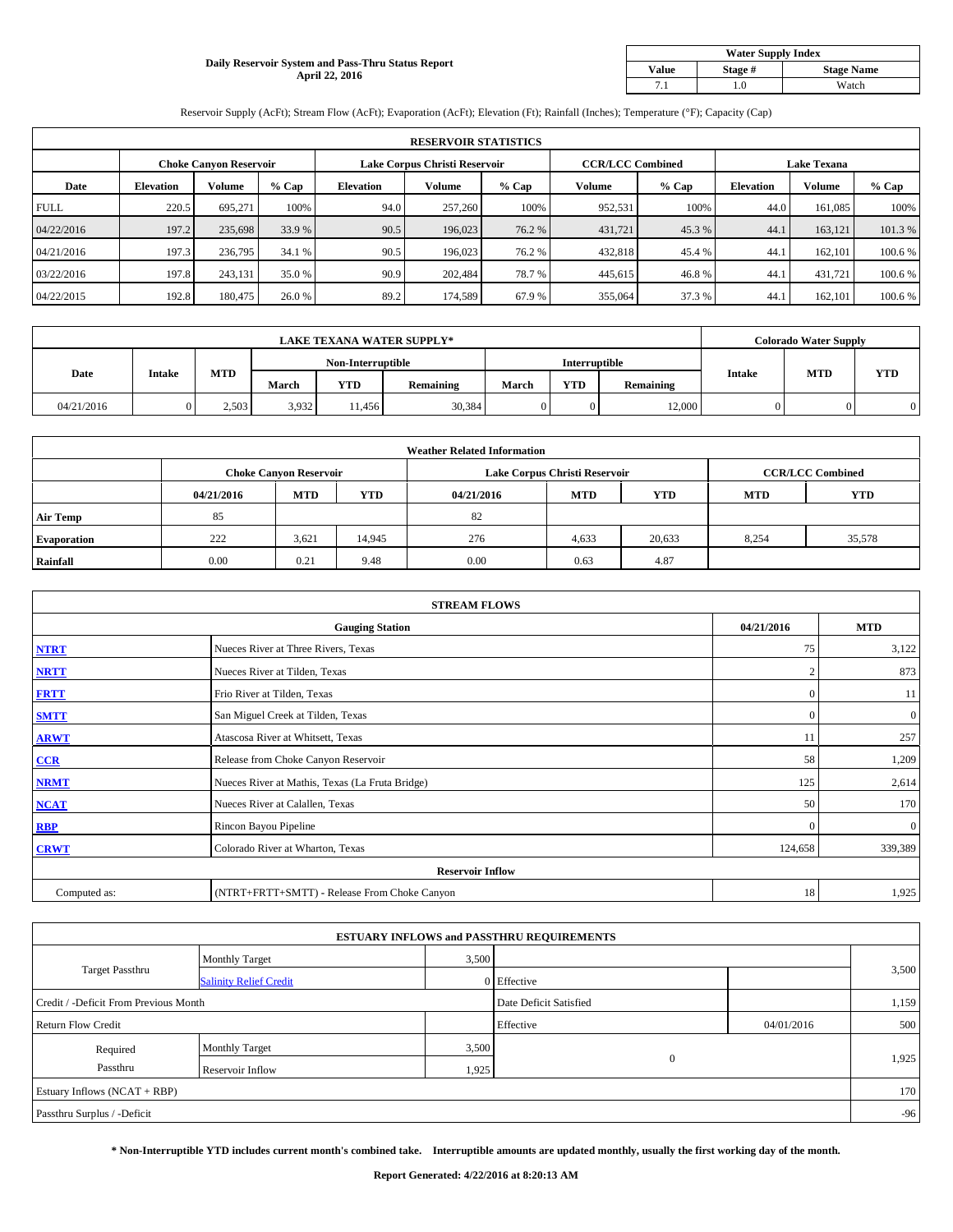**Daily Reservoir System and Pass-Thru Status Report**
**April 22, 2016**

| Water Supply Index | | |
|---|---|---|
| Value | Stage # | Stage Name |
| 7.1 | 1.0 | Watch |

Reservoir Supply (AcFt); Stream Flow (AcFt); Evaporation (AcFt); Elevation (Ft); Rainfall (Inches); Temperature (°F); Capacity (Cap)

| RESERVOIR STATISTICS | | | | | | | | | | | |
|---|---|---|---|---|---|---|---|---|---|---|---|
| | Choke Canyon Reservoir | | | Lake Corpus Christi Reservoir | | | CCR/LCC Combined | | Lake Texana | | |
| Date | Elevation | Volume | % Cap | Elevation | Volume | % Cap | Volume | % Cap | Elevation | Volume | % Cap |
| FULL | 220.5 | 695,271 | 100% | 94.0 | 257,260 | 100% | 952,531 | 100% | 44.0 | 161,085 | 100% |
| 04/22/2016 | 197.2 | 235,698 | 33.9 % | 90.5 | 196,023 | 76.2 % | 431,721 | 45.3 % | 44.1 | 163,121 | 101.3 % |
| 04/21/2016 | 197.3 | 236,795 | 34.1 % | 90.5 | 196,023 | 76.2 % | 432,818 | 45.4 % | 44.1 | 162,101 | 100.6 % |
| 03/22/2016 | 197.8 | 243,131 | 35.0 % | 90.9 | 202,484 | 78.7 % | 445,615 | 46.8 % | 44.1 | 431,721 | 100.6 % |
| 04/22/2015 | 192.8 | 180,475 | 26.0 % | 89.2 | 174,589 | 67.9 % | 355,064 | 37.3 % | 44.1 | 162,101 | 100.6 % |

| LAKE TEXANA WATER SUPPLY* | | | | | | | | | Colorado Water Supply | | |
|---|---|---|---|---|---|---|---|---|---|---|---|
| Date | Intake | MTD | Non-Interruptible | | | Interruptible | | | Intake | MTD | YTD |
| | | | March | YTD | Remaining | March | YTD | Remaining | | | |
| 04/21/2016 | 0 | 2,503 | 3,932 | 11,456 | 30,384 | 0 | 0 | 12,000 | 0 | 0 | 0 |

| Weather Related Information | | | | | | | |
|---|---|---|---|---|---|---|---|
| | Choke Canyon Reservoir | | | Lake Corpus Christi Reservoir | | | CCR/LCC Combined | |
| | 04/21/2016 | MTD | YTD | 04/21/2016 | MTD | YTD | MTD | YTD |
| Air Temp | 85 | | | 82 | | | | |
| Evaporation | 222 | 3,621 | 14,945 | 276 | 4,633 | 20,633 | 8,254 | 35,578 |
| Rainfall | 0.00 | 0.21 | 9.48 | 0.00 | 0.63 | 4.87 | | |

| STREAM FLOWS | | | |
|---|---|---|---|
| Gauging Station | | 04/21/2016 | MTD |
| NTRT | Nueces River at Three Rivers, Texas | 75 | 3,122 |
| NRTT | Nueces River at Tilden, Texas | 2 | 873 |
| FRTT | Frio River at Tilden, Texas | 0 | 11 |
| SMTT | San Miguel Creek at Tilden, Texas | 0 | 0 |
| ARWT | Atascosa River at Whitsett, Texas | 11 | 257 |
| CCR | Release from Choke Canyon Reservoir | 58 | 1,209 |
| NRMT | Nueces River at Mathis, Texas (La Fruta Bridge) | 125 | 2,614 |
| NCAT | Nueces River at Calallen, Texas | 50 | 170 |
| RBP | Rincon Bayou Pipeline | 0 | 0 |
| CRWT | Colorado River at Wharton, Texas | 124,658 | 339,389 |
| Reservoir Inflow | | | |
| Computed as: | (NTRT+FRTT+SMTT) - Release From Choke Canyon | 18 | 1,925 |

| ESTUARY INFLOWS and PASSTHRU REQUIREMENTS | | | | | |
|---|---|---|---|---|---|
| Target Passthru | Monthly Target | 3,500 | | | 3,500 |
| | Salinity Relief Credit | 0 | Effective | | |
| Credit / -Deficit From Previous Month | | | Date Deficit Satisfied | | 1,159 |
| Return Flow Credit | | | Effective | 04/01/2016 | 500 |
| Required Passthru | Monthly Target | 3,500 | 0 | | 1,925 |
| | Reservoir Inflow | 1,925 | | | |
| Estuary Inflows (NCAT + RBP) | | | | | 170 |
| Passthru Surplus / -Deficit | | | | | -96 |

**\* Non-Interruptible YTD includes current month's combined take. Interruptible amounts are updated monthly, usually the first working day of the month.**

**Report Generated: 4/22/2016 at 8:20:13 AM**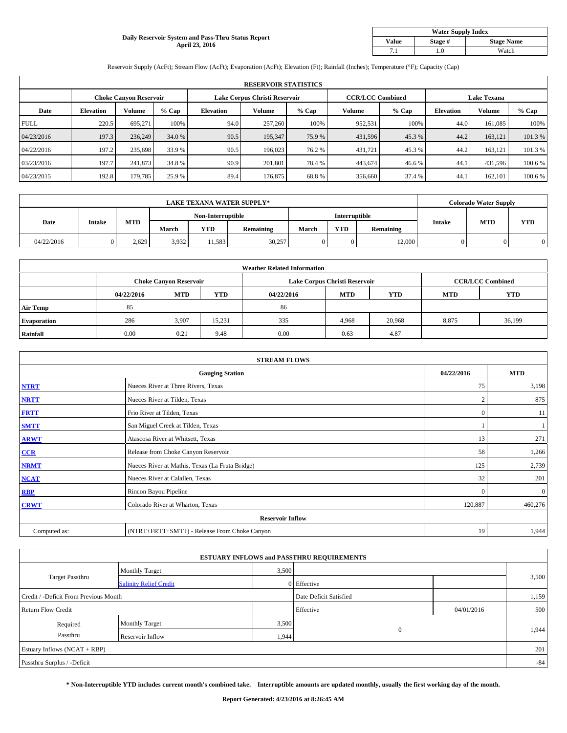**Daily Reservoir System and Pass-Thru Status Report**
**April 23, 2016**

| Water Supply Index | | |
|---|---|---|
| Value | Stage # | Stage Name |
| 7.1 | 1.0 | Watch |

Reservoir Supply (AcFt); Stream Flow (AcFt); Evaporation (AcFt); Elevation (Ft); Rainfall (Inches); Temperature (°F); Capacity (Cap)

| RESERVOIR STATISTICS | | | | | | | | | | | |
|---|---|---|---|---|---|---|---|---|---|---|---|
| | Choke Canyon Reservoir | | | Lake Corpus Christi Reservoir | | | CCR/LCC Combined | | Lake Texana | | |
| Date | Elevation | Volume | % Cap | Elevation | Volume | % Cap | Volume | % Cap | Elevation | Volume | % Cap |
| FULL | 220.5 | 695,271 | 100% | 94.0 | 257,260 | 100% | 952,531 | 100% | 44.0 | 161,085 | 100% |
| 04/23/2016 | 197.3 | 236,249 | 34.0 % | 90.5 | 195,347 | 75.9 % | 431,596 | 45.3 % | 44.2 | 163,121 | 101.3 % |
| 04/22/2016 | 197.2 | 235,698 | 33.9 % | 90.5 | 196,023 | 76.2 % | 431,721 | 45.3 % | 44.2 | 163,121 | 101.3 % |
| 03/23/2016 | 197.7 | 241,873 | 34.8 % | 90.9 | 201,801 | 78.4 % | 443,674 | 46.6 % | 44.1 | 431,596 | 100.6 % |
| 04/23/2015 | 192.8 | 179,785 | 25.9 % | 89.4 | 176,875 | 68.8 % | 356,660 | 37.4 % | 44.1 | 162,101 | 100.6 % |

| LAKE TEXANA WATER SUPPLY* | | | | | | | | | Colorado Water Supply | | |
|---|---|---|---|---|---|---|---|---|---|---|---|
| Date | Intake | MTD | Non-Interruptible | | | Interruptible | | | Intake | MTD | YTD |
| | | | March | YTD | Remaining | March | YTD | Remaining | | | |
| 04/22/2016 | 0 | 2,629 | 3,932 | 11,583 | 30,257 | 0 | 0 | 12,000 | 0 | 0 | 0 |

| Weather Related Information | | | | | | | | |
|---|---|---|---|---|---|---|---|---|
| | Choke Canyon Reservoir | | | Lake Corpus Christi Reservoir | | | CCR/LCC Combined | |
| | 04/22/2016 | MTD | YTD | 04/22/2016 | MTD | YTD | MTD | YTD |
| Air Temp | 85 | | | 86 | | | | |
| Evaporation | 286 | 3,907 | 15,231 | 335 | 4,968 | 20,968 | 8,875 | 36,199 |
| Rainfall | 0.00 | 0.21 | 9.48 | 0.00 | 0.63 | 4.87 | | |

| STREAM FLOWS | | | |
|---|---|---|---|
| Gauging Station | | 04/22/2016 | MTD |
| NTRT | Nueces River at Three Rivers, Texas | 75 | 3,198 |
| NRTT | Nueces River at Tilden, Texas | 2 | 875 |
| FRTT | Frio River at Tilden, Texas | 0 | 11 |
| SMTT | San Miguel Creek at Tilden, Texas | 1 | 1 |
| ARWT | Atascosa River at Whitsett, Texas | 13 | 271 |
| CCR | Release from Choke Canyon Reservoir | 58 | 1,266 |
| NRMT | Nueces River at Mathis, Texas (La Fruta Bridge) | 125 | 2,739 |
| NCAT | Nueces River at Calallen, Texas | 32 | 201 |
| RBP | Rincon Bayou Pipeline | 0 | 0 |
| CRWT | Colorado River at Wharton, Texas | 120,887 | 460,276 |
| Reservoir Inflow | | | |
| Computed as: | (NTRT+FRTT+SMTT) - Release From Choke Canyon | 19 | 1,944 |

| ESTUARY INFLOWS and PASSTHRU REQUIREMENTS | | | | | |
|---|---|---|---|---|---|
| Target Passthru | Monthly Target | 3,500 | | | 3,500 |
| | Salinity Relief Credit | 0 | Effective | | |
| Credit / -Deficit From Previous Month | | | Date Deficit Satisfied | | 1,159 |
| Return Flow Credit | | | Effective | 04/01/2016 | 500 |
| Required Passthru | Monthly Target | 3,500 | 0 | | 1,944 |
| | Reservoir Inflow | 1,944 | | | |
| Estuary Inflows (NCAT + RBP) | | | | | 201 |
| Passthru Surplus / -Deficit | | | | | -84 |

**\* Non-Interruptible YTD includes current month's combined take. Interruptible amounts are updated monthly, usually the first working day of the month.**

**Report Generated: 4/23/2016 at 8:26:45 AM**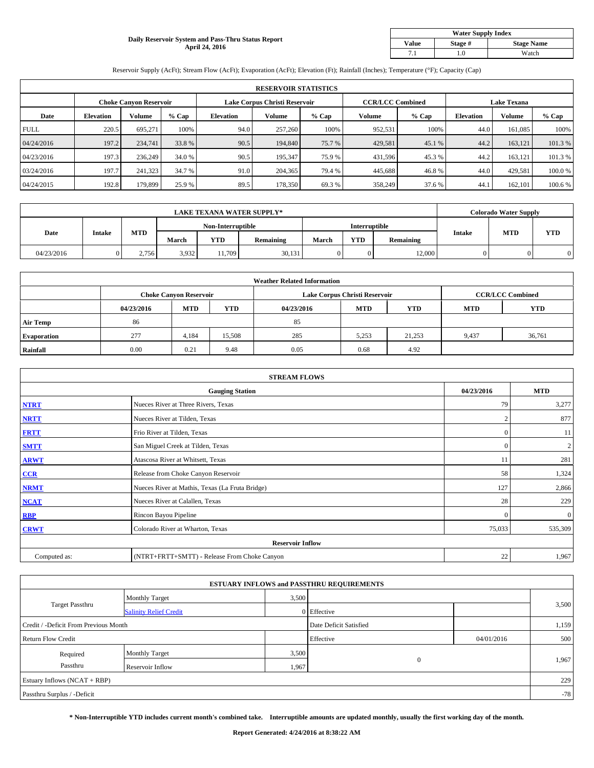# Daily Reservoir System and Pass-Thru Status Report
## April 24, 2016

| Water Supply Index | | |
|---|---|---|
| **Value** | **Stage #** | **Stage Name** |
| 7.1 | 1.0 | Watch |

Reservoir Supply (AcFt); Stream Flow (AcFt); Evaporation (AcFt); Elevation (Ft); Rainfall (Inches); Temperature (°F); Capacity (Cap)

| RESERVOIR STATISTICS | | | | | | | | | | | |
|---|---|---|---|---|---|---|---|---|---|---|---|
| | Choke Canyon Reservoir | | | Lake Corpus Christi Reservoir | | | CCR/LCC Combined | | Lake Texana | | |
| **Date** | **Elevation** | **Volume** | **% Cap** | **Elevation** | **Volume** | **% Cap** | **Volume** | **% Cap** | **Elevation** | **Volume** | **% Cap** |
| FULL | 220.5 | 695,271 | 100% | 94.0 | 257,260 | 100% | 952,531 | 100% | 44.0 | 161,085 | 100% |
| 04/24/2016 | 197.2 | 234,741 | 33.8 % | 90.5 | 194,840 | 75.7 % | 429,581 | 45.1 % | 44.2 | 163,121 | 101.3 % |
| 04/23/2016 | 197.3 | 236,249 | 34.0 % | 90.5 | 195,347 | 75.9 % | 431,596 | 45.3 % | 44.2 | 163,121 | 101.3 % |
| 03/24/2016 | 197.7 | 241,323 | 34.7 % | 91.0 | 204,365 | 79.4 % | 445,688 | 46.8 % | 44.0 | 429,581 | 100.0 % |
| 04/24/2015 | 192.8 | 179,899 | 25.9 % | 89.5 | 178,350 | 69.3 % | 358,249 | 37.6 % | 44.1 | 162,101 | 100.6 % |

| LAKE TEXANA WATER SUPPLY* | | | | | | | | | Colorado Water Supply | | |
|---|---|---|---|---|---|---|---|---|---|---|---|
| Date | Intake | MTD | Non-Interruptible | | | Interruptible | | | Intake | MTD | YTD |
| | | | March | YTD | Remaining | March | YTD | Remaining | | | |
| 04/23/2016 | 0 | 2,756 | 3,932 | 11,709 | 30,131 | 0 | 0 | 12,000 | 0 | 0 | 0 |

| Weather Related Information | | | | | | | | |
|---|---|---|---|---|---|---|---|---|
| | Choke Canyon Reservoir | | | Lake Corpus Christi Reservoir | | | CCR/LCC Combined | |
| | 04/23/2016 | MTD | YTD | 04/23/2016 | MTD | YTD | MTD | YTD |
| **Air Temp** | 86 | | | 85 | | | | |
| **Evaporation** | 277 | 4,184 | 15,508 | 285 | 5,253 | 21,253 | 9,437 | 36,761 |
| **Rainfall** | 0.00 | 0.21 | 9.48 | 0.05 | 0.68 | 4.92 | | |

| STREAM FLOWS | | | |
|---|---|---|---|
| | **Gauging Station** | **04/23/2016** | **MTD** |
| **NTRT** | Nueces River at Three Rivers, Texas | 79 | 3,277 |
| **NRTT** | Nueces River at Tilden, Texas | 2 | 877 |
| **FRTT** | Frio River at Tilden, Texas | 0 | 11 |
| **SMTT** | San Miguel Creek at Tilden, Texas | 0 | 2 |
| **ARWT** | Atascosa River at Whitsett, Texas | 11 | 281 |
| **CCR** | Release from Choke Canyon Reservoir | 58 | 1,324 |
| **NRMT** | Nueces River at Mathis, Texas (La Fruta Bridge) | 127 | 2,866 |
| **NCAT** | Nueces River at Calallen, Texas | 28 | 229 |
| **RBP** | Rincon Bayou Pipeline | 0 | 0 |
| **CRWT** | Colorado River at Wharton, Texas | 75,033 | 535,309 |
| | **Reservoir Inflow** | | |
| Computed as: | (NTRT+FRTT+SMTT) - Release From Choke Canyon | 22 | 1,967 |

| ESTUARY INFLOWS and PASSTHRU REQUIREMENTS | | | | | |
|---|---|---|---|---|---|
| Target Passthru | Monthly Target | 3,500 | | | 3,500 |
| | Salinity Relief Credit | 0 | Effective | | |
| Credit / -Deficit From Previous Month | | | Date Deficit Satisfied | | 1,159 |
| Return Flow Credit | | | Effective | 04/01/2016 | 500 |
| Required Passthru | Monthly Target | 3,500 | 0 | | 1,967 |
| | Reservoir Inflow | 1,967 | | | |
| Estuary Inflows (NCAT + RBP) | | | | | 229 |
| Passthru Surplus / -Deficit | | | | | -78 |

**\* Non-Interruptible YTD includes current month's combined take. Interruptible amounts are updated monthly, usually the first working day of the month.**

**Report Generated: 4/24/2016 at 8:38:22 AM**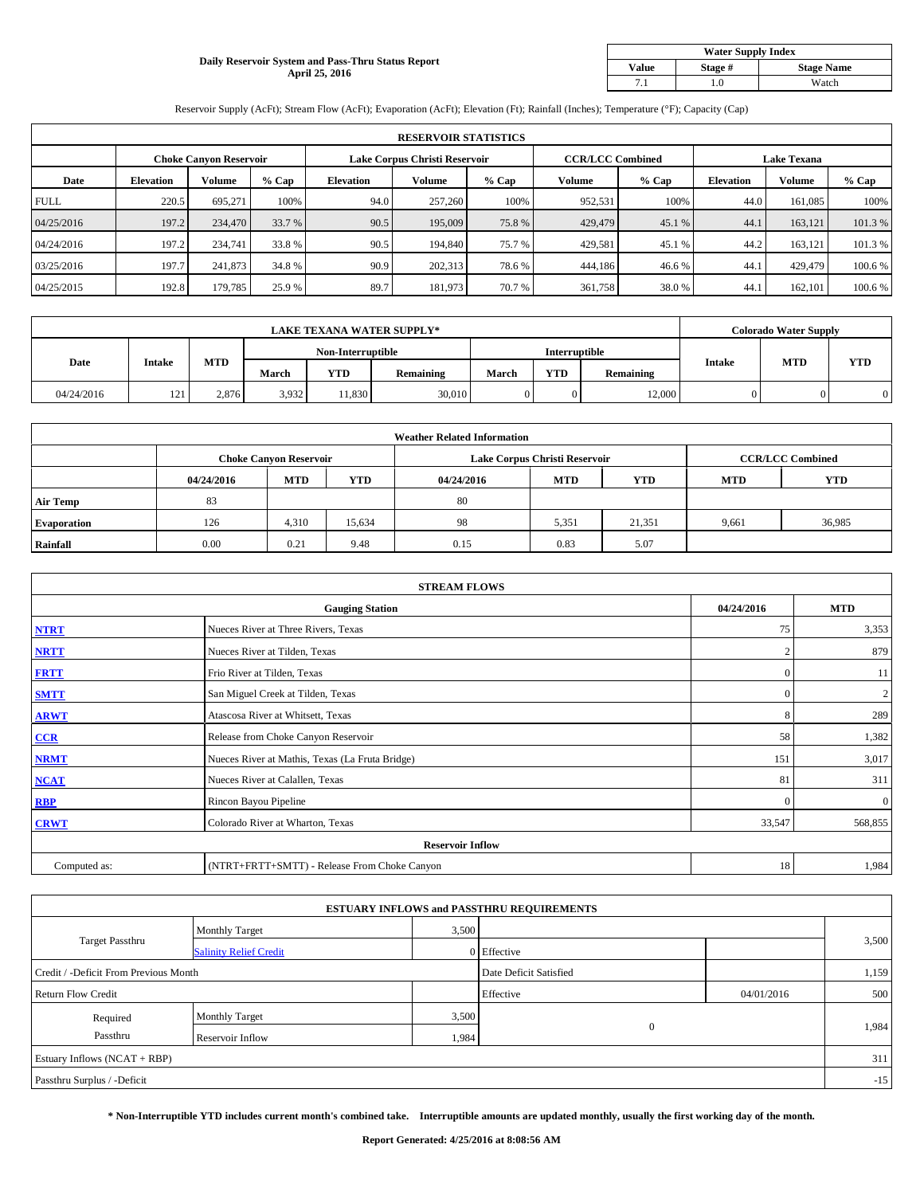**Daily Reservoir System and Pass-Thru Status Report**
**April 25, 2016**

| Water Supply Index | | |
|---|---|---|
| **Value** | **Stage #** | **Stage Name** |
| 7.1 | 1.0 | Watch |

Reservoir Supply (AcFt); Stream Flow (AcFt); Evaporation (AcFt); Elevation (Ft); Rainfall (Inches); Temperature (°F); Capacity (Cap)

| RESERVOIR STATISTICS | | | | | | | | | | | |
|---|---|---|---|---|---|---|---|---|---|---|---|
| | Choke Canyon Reservoir | | | Lake Corpus Christi Reservoir | | | CCR/LCC Combined | | Lake Texana | | |
| Date | Elevation | Volume | % Cap | Elevation | Volume | % Cap | Volume | % Cap | Elevation | Volume | % Cap |
| FULL | 220.5 | 695,271 | 100% | 94.0 | 257,260 | 100% | 952,531 | 100% | 44.0 | 161,085 | 100% |
| 04/25/2016 | 197.2 | 234,470 | 33.7 % | 90.5 | 195,009 | 75.8 % | 429,479 | 45.1 % | 44.1 | 163,121 | 101.3 % |
| 04/24/2016 | 197.2 | 234,741 | 33.8 % | 90.5 | 194,840 | 75.7 % | 429,581 | 45.1 % | 44.2 | 163,121 | 101.3 % |
| 03/25/2016 | 197.7 | 241,873 | 34.8 % | 90.9 | 202,313 | 78.6 % | 444,186 | 46.6 % | 44.1 | 429,479 | 100.6 % |
| 04/25/2015 | 192.8 | 179,785 | 25.9 % | 89.7 | 181,973 | 70.7 % | 361,758 | 38.0 % | 44.1 | 162,101 | 100.6 % |

| LAKE TEXANA WATER SUPPLY* | | | | | | | | | Colorado Water Supply | | |
|---|---|---|---|---|---|---|---|---|---|---|---|
| Date | Intake | MTD | Non-Interruptible | | | Interruptible | | | Intake | MTD | YTD |
| | | | March | YTD | Remaining | March | YTD | Remaining | | | |
| 04/24/2016 | 121 | 2,876 | 3,932 | 11,830 | 30,010 | 0 | 0 | 12,000 | 0 | 0 | 0 |

| Weather Related Information | | | | | | | | |
|---|---|---|---|---|---|---|---|---|
| | Choke Canyon Reservoir | | | Lake Corpus Christi Reservoir | | | CCR/LCC Combined | |
| | 04/24/2016 | MTD | YTD | 04/24/2016 | MTD | YTD | MTD | YTD |
| Air Temp | 83 | | | 80 | | | | |
| Evaporation | 126 | 4,310 | 15,634 | 98 | 5,351 | 21,351 | 9,661 | 36,985 |
| Rainfall | 0.00 | 0.21 | 9.48 | 0.15 | 0.83 | 5.07 | | |

| STREAM FLOWS | | | |
|---|---|---|---|
| Gauging Station | | 04/24/2016 | MTD |
| NTRT | Nueces River at Three Rivers, Texas | 75 | 3,353 |
| NRTT | Nueces River at Tilden, Texas | 2 | 879 |
| FRTT | Frio River at Tilden, Texas | 0 | 11 |
| SMTT | San Miguel Creek at Tilden, Texas | 0 | 2 |
| ARWT | Atascosa River at Whitsett, Texas | 8 | 289 |
| CCR | Release from Choke Canyon Reservoir | 58 | 1,382 |
| NRMT | Nueces River at Mathis, Texas (La Fruta Bridge) | 151 | 3,017 |
| NCAT | Nueces River at Calallen, Texas | 81 | 311 |
| RBP | Rincon Bayou Pipeline | 0 | 0 |
| CRWT | Colorado River at Wharton, Texas | 33,547 | 568,855 |
| Reservoir Inflow | | | |
| Computed as: | (NTRT+FRTT+SMTT) - Release From Choke Canyon | 18 | 1,984 |

| ESTUARY INFLOWS and PASSTHRU REQUIREMENTS | | | | | |
|---|---|---|---|---|---|
| Target Passthru | Monthly Target | 3,500 | | | 3,500 |
| | Salinity Relief Credit | 0 | Effective | | |
| Credit / -Deficit From Previous Month | | | Date Deficit Satisfied | | 1,159 |
| Return Flow Credit | | | Effective | 04/01/2016 | 500 |
| Required Passthru | Monthly Target | 3,500 | 0 | | 1,984 |
| | Reservoir Inflow | 1,984 | | | |
| Estuary Inflows (NCAT + RBP) | | | | | 311 |
| Passthru Surplus / -Deficit | | | | | -15 |

**\* Non-Interruptible YTD includes current month's combined take. Interruptible amounts are updated monthly, usually the first working day of the month.**

**Report Generated: 4/25/2016 at 8:08:56 AM**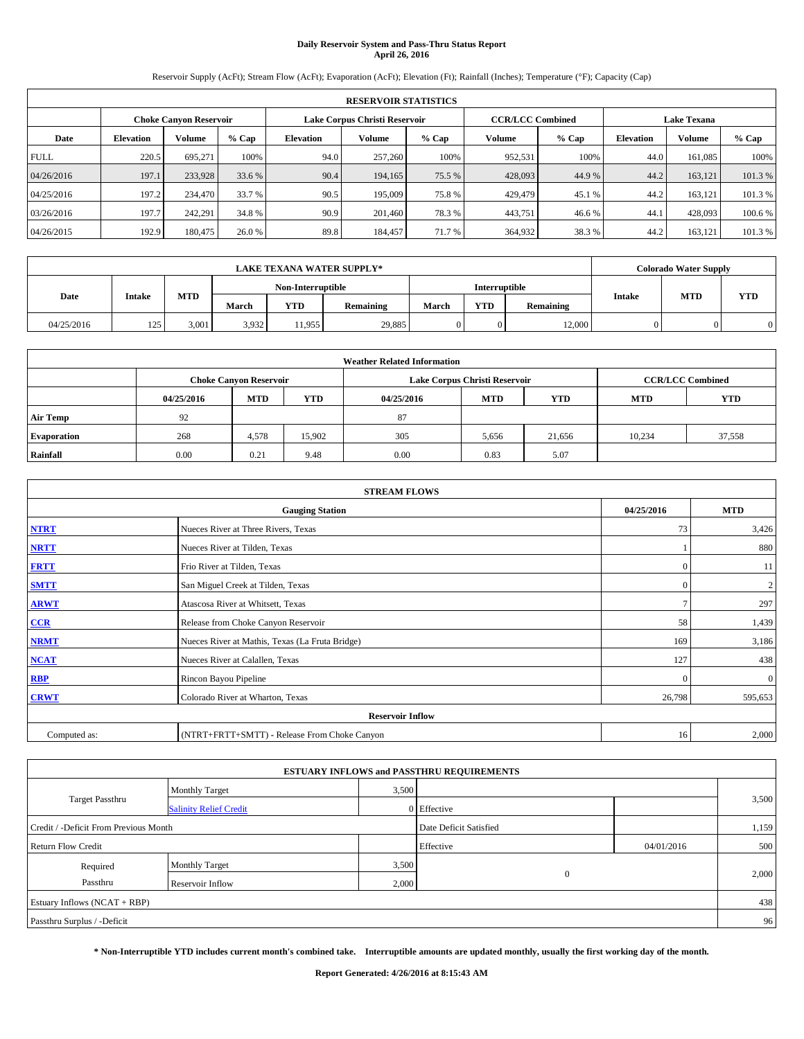**Daily Reservoir System and Pass-Thru Status Report**
**April 26, 2016**

Reservoir Supply (AcFt); Stream Flow (AcFt); Evaporation (AcFt); Elevation (Ft); Rainfall (Inches); Temperature (°F); Capacity (Cap)

| RESERVOIR STATISTICS | | | | | | | | | | | |
|---|---|---|---|---|---|---|---|---|---|---|---|
| | Choke Canyon Reservoir | | | Lake Corpus Christi Reservoir | | | CCR/LCC Combined | | Lake Texana | | |
| Date | Elevation | Volume | % Cap | Elevation | Volume | % Cap | Volume | % Cap | Elevation | Volume | % Cap |
| FULL | 220.5 | 695,271 | 100% | 94.0 | 257,260 | 100% | 952,531 | 100% | 44.0 | 161,085 | 100% |
| 04/26/2016 | 197.1 | 233,928 | 33.6 % | 90.4 | 194,165 | 75.5 % | 428,093 | 44.9 % | 44.2 | 163,121 | 101.3 % |
| 04/25/2016 | 197.2 | 234,470 | 33.7 % | 90.5 | 195,009 | 75.8 % | 429,479 | 45.1 % | 44.2 | 163,121 | 101.3 % |
| 03/26/2016 | 197.7 | 242,291 | 34.8 % | 90.9 | 201,460 | 78.3 % | 443,751 | 46.6 % | 44.1 | 428,093 | 100.6 % |
| 04/26/2015 | 192.9 | 180,475 | 26.0 % | 89.8 | 184,457 | 71.7 % | 364,932 | 38.3 % | 44.2 | 163,121 | 101.3 % |

| LAKE TEXANA WATER SUPPLY* | | | | | | | | | Colorado Water Supply | | |
|---|---|---|---|---|---|---|---|---|---|---|---|
| Date | Intake | MTD | Non-Interruptible | | | Interruptible | | | Intake | MTD | YTD |
| | | | March | YTD | Remaining | March | YTD | Remaining | | | |
| 04/25/2016 | 125 | 3,001 | 3,932 | 11,955 | 29,885 | 0 | 0 | 12,000 | 0 | 0 | 0 |

| Weather Related Information | | | | | | | | |
|---|---|---|---|---|---|---|---|---|
| | Choke Canyon Reservoir | | | Lake Corpus Christi Reservoir | | | CCR/LCC Combined | |
| | 04/25/2016 | MTD | YTD | 04/25/2016 | MTD | YTD | MTD | YTD |
| Air Temp | 92 | | | 87 | | | | |
| Evaporation | 268 | 4,578 | 15,902 | 305 | 5,656 | 21,656 | 10,234 | 37,558 |
| Rainfall | 0.00 | 0.21 | 9.48 | 0.00 | 0.83 | 5.07 | | |

| STREAM FLOWS | | | |
|---|---|---|---|
| Gauging Station | | 04/25/2016 | MTD |
| NTRT | Nueces River at Three Rivers, Texas | 73 | 3,426 |
| NRTT | Nueces River at Tilden, Texas | 1 | 880 |
| FRTT | Frio River at Tilden, Texas | 0 | 11 |
| SMTT | San Miguel Creek at Tilden, Texas | 0 | 2 |
| ARWT | Atascosa River at Whitsett, Texas | 7 | 297 |
| CCR | Release from Choke Canyon Reservoir | 58 | 1,439 |
| NRMT | Nueces River at Mathis, Texas (La Fruta Bridge) | 169 | 3,186 |
| NCAT | Nueces River at Calallen, Texas | 127 | 438 |
| RBP | Rincon Bayou Pipeline | 0 | 0 |
| CRWT | Colorado River at Wharton, Texas | 26,798 | 595,653 |
| Reservoir Inflow | | | |
| Computed as: | (NTRT+FRTT+SMTT) - Release From Choke Canyon | 16 | 2,000 |

| ESTUARY INFLOWS and PASSTHRU REQUIREMENTS | | | | | |
|---|---|---|---|---|---|
| Target Passthru | Monthly Target | 3,500 | | | 3,500 |
| | Salinity Relief Credit | 0 | Effective | | |
| Credit / -Deficit From Previous Month | | | Date Deficit Satisfied | | 1,159 |
| Return Flow Credit | | | Effective | 04/01/2016 | 500 |
| Required Passthru | Monthly Target | 3,500 | 0 | | 2,000 |
| | Reservoir Inflow | 2,000 | | | |
| Estuary Inflows (NCAT + RBP) | | | | | 438 |
| Passthru Surplus / -Deficit | | | | | 96 |

**\* Non-Interruptible YTD includes current month's combined take. Interruptible amounts are updated monthly, usually the first working day of the month.**

**Report Generated: 4/26/2016 at 8:15:43 AM**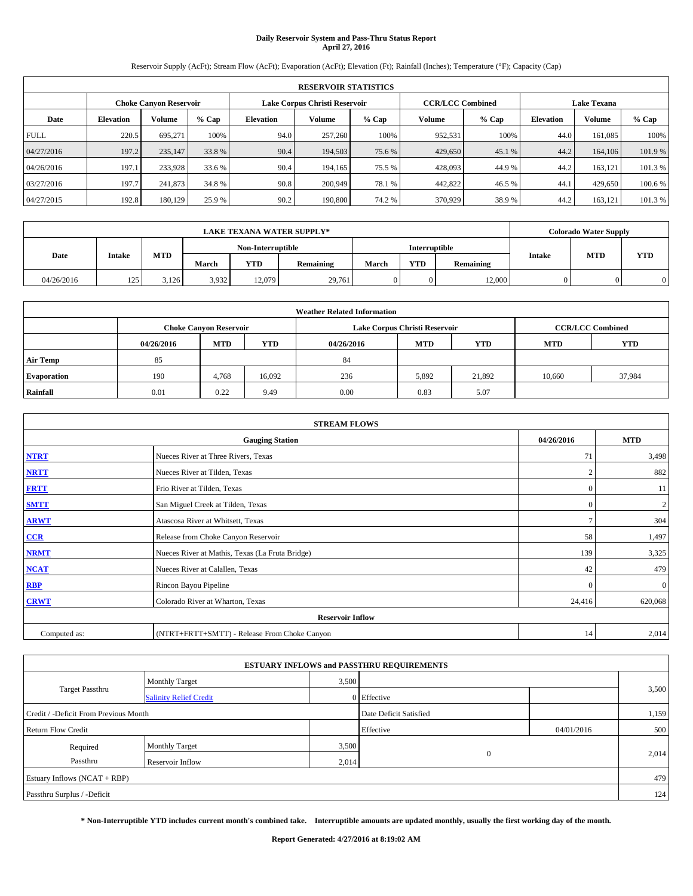# Daily Reservoir System and Pass-Thru Status Report
## April 27, 2016

Reservoir Supply (AcFt); Stream Flow (AcFt); Evaporation (AcFt); Elevation (Ft); Rainfall (Inches); Temperature (°F); Capacity (Cap)

| RESERVOIR STATISTICS | | | | | | | | | | | |
|---|---|---|---|---|---|---|---|---|---|---|---|
| | Choke Canyon Reservoir | | | Lake Corpus Christi Reservoir | | | CCR/LCC Combined | | Lake Texana | | |
| Date | Elevation | Volume | % Cap | Elevation | Volume | % Cap | Volume | % Cap | Elevation | Volume | % Cap |
| FULL | 220.5 | 695,271 | 100% | 94.0 | 257,260 | 100% | 952,531 | 100% | 44.0 | 161,085 | 100% |
| 04/27/2016 | 197.2 | 235,147 | 33.8 % | 90.4 | 194,503 | 75.6 % | 429,650 | 45.1 % | 44.2 | 164,106 | 101.9 % |
| 04/26/2016 | 197.1 | 233,928 | 33.6 % | 90.4 | 194,165 | 75.5 % | 428,093 | 44.9 % | 44.2 | 163,121 | 101.3 % |
| 03/27/2016 | 197.7 | 241,873 | 34.8 % | 90.8 | 200,949 | 78.1 % | 442,822 | 46.5 % | 44.1 | 429,650 | 100.6 % |
| 04/27/2015 | 192.8 | 180,129 | 25.9 % | 90.2 | 190,800 | 74.2 % | 370,929 | 38.9 % | 44.2 | 163,121 | 101.3 % |

| LAKE TEXANA WATER SUPPLY* | | | | | | | | | Colorado Water Supply | | |
|---|---|---|---|---|---|---|---|---|---|---|---|
| Date | Intake | MTD | Non-Interruptible | | | Interruptible | | | Intake | MTD | YTD |
| | | | March | YTD | Remaining | March | YTD | Remaining | | | |
| 04/26/2016 | 125 | 3,126 | 3,932 | 12,079 | 29,761 | 0 | 0 | 12,000 | 0 | 0 | 0 |

| Weather Related Information | | | | | | | | |
|---|---|---|---|---|---|---|---|---|
| | Choke Canyon Reservoir | | | Lake Corpus Christi Reservoir | | | CCR/LCC Combined | |
| | 04/26/2016 | MTD | YTD | 04/26/2016 | MTD | YTD | MTD | YTD |
| Air Temp | 85 | | | 84 | | | | |
| Evaporation | 190 | 4,768 | 16,092 | 236 | 5,892 | 21,892 | 10,660 | 37,984 |
| Rainfall | 0.01 | 0.22 | 9.49 | 0.00 | 0.83 | 5.07 | | |

| STREAM FLOWS | | | |
|---|---|---|---|
| | Gauging Station | 04/26/2016 | MTD |
| NTRT | Nueces River at Three Rivers, Texas | 71 | 3,498 |
| NRTT | Nueces River at Tilden, Texas | 2 | 882 |
| FRTT | Frio River at Tilden, Texas | 0 | 11 |
| SMTT | San Miguel Creek at Tilden, Texas | 0 | 2 |
| ARWT | Atascosa River at Whitsett, Texas | 7 | 304 |
| CCR | Release from Choke Canyon Reservoir | 58 | 1,497 |
| NRMT | Nueces River at Mathis, Texas (La Fruta Bridge) | 139 | 3,325 |
| NCAT | Nueces River at Calallen, Texas | 42 | 479 |
| RBP | Rincon Bayou Pipeline | 0 | 0 |
| CRWT | Colorado River at Wharton, Texas | 24,416 | 620,068 |
| Reservoir Inflow | | | |
| Computed as: | (NTRT+FRTT+SMTT) - Release From Choke Canyon | 14 | 2,014 |

| ESTUARY INFLOWS and PASSTHRU REQUIREMENTS | | | | | |
|---|---|---|---|---|---|
| Target Passthru | Monthly Target | 3,500 | | | 3,500 |
| | Salinity Relief Credit | 0 | Effective | | |
| Credit / -Deficit From Previous Month | | | Date Deficit Satisfied | | 1,159 |
| Return Flow Credit | | | Effective | 04/01/2016 | 500 |
| Required Passthru | Monthly Target | 3,500 | 0 | | 2,014 |
| | Reservoir Inflow | 2,014 | | | |
| Estuary Inflows (NCAT + RBP) | | | | | 479 |
| Passthru Surplus / -Deficit | | | | | 124 |

**\* Non-Interruptible YTD includes current month's combined take. Interruptible amounts are updated monthly, usually the first working day of the month.**

**Report Generated: 4/27/2016 at 8:19:02 AM**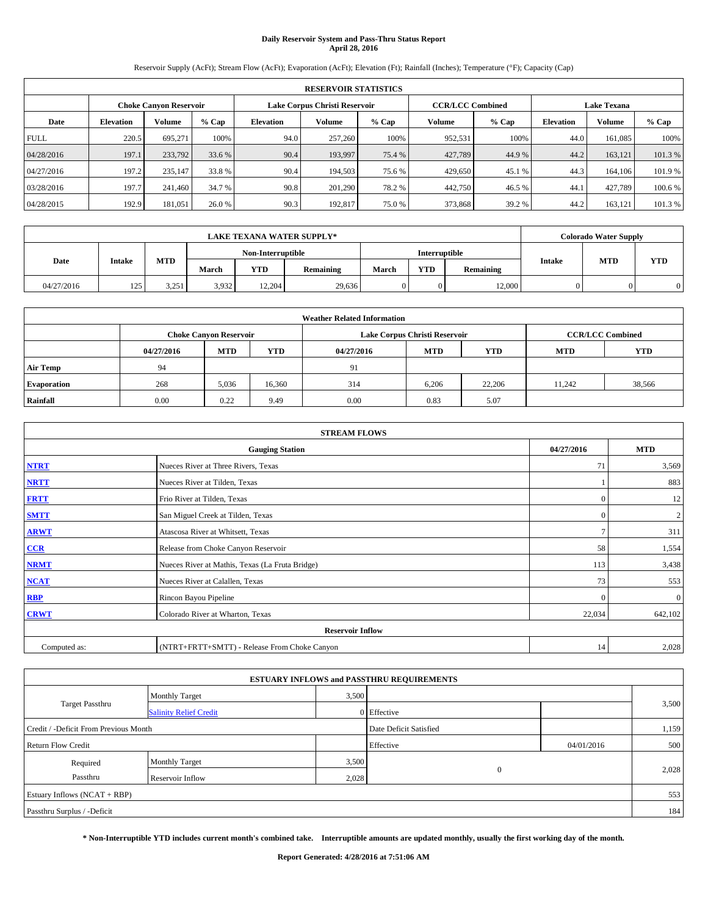# Daily Reservoir System and Pass-Thru Status Report
## April 28, 2016

Reservoir Supply (AcFt); Stream Flow (AcFt); Evaporation (AcFt); Elevation (Ft); Rainfall (Inches); Temperature (°F); Capacity (Cap)

| RESERVOIR STATISTICS | | | | | | | | | | | |
|---|---|---|---|---|---|---|---|---|---|---|---|
| | Choke Canyon Reservoir | | | Lake Corpus Christi Reservoir | | | CCR/LCC Combined | | Lake Texana | | |
| Date | Elevation | Volume | % Cap | Elevation | Volume | % Cap | Volume | % Cap | Elevation | Volume | % Cap |
| FULL | 220.5 | 695,271 | 100% | 94.0 | 257,260 | 100% | 952,531 | 100% | 44.0 | 161,085 | 100% |
| 04/28/2016 | 197.1 | 233,792 | 33.6 % | 90.4 | 193,997 | 75.4 % | 427,789 | 44.9 % | 44.2 | 163,121 | 101.3 % |
| 04/27/2016 | 197.2 | 235,147 | 33.8 % | 90.4 | 194,503 | 75.6 % | 429,650 | 45.1 % | 44.3 | 164,106 | 101.9 % |
| 03/28/2016 | 197.7 | 241,460 | 34.7 % | 90.8 | 201,290 | 78.2 % | 442,750 | 46.5 % | 44.1 | 427,789 | 100.6 % |
| 04/28/2015 | 192.9 | 181,051 | 26.0 % | 90.3 | 192,817 | 75.0 % | 373,868 | 39.2 % | 44.2 | 163,121 | 101.3 % |

| LAKE TEXANA WATER SUPPLY* | | | | | | | | | Colorado Water Supply | | |
|---|---|---|---|---|---|---|---|---|---|---|---|
| Date | Intake | MTD | Non-Interruptible | | | Interruptible | | | Intake | MTD | YTD |
| | | | March | YTD | Remaining | March | YTD | Remaining | | | |
| 04/27/2016 | 125 | 3,251 | 3,932 | 12,204 | 29,636 | 0 | 0 | 12,000 | 0 | 0 | 0 |

| Weather Related Information | | | | | | | | |
|---|---|---|---|---|---|---|---|---|
| | Choke Canyon Reservoir | | | Lake Corpus Christi Reservoir | | | CCR/LCC Combined | |
| | 04/27/2016 | MTD | YTD | 04/27/2016 | MTD | YTD | MTD | YTD |
| Air Temp | 94 | | | 91 | | | | |
| Evaporation | 268 | 5,036 | 16,360 | 314 | 6,206 | 22,206 | 11,242 | 38,566 |
| Rainfall | 0.00 | 0.22 | 9.49 | 0.00 | 0.83 | 5.07 | | |

| STREAM FLOWS | | | |
|---|---|---|---|
| Gauging Station | | 04/27/2016 | MTD |
| NTRT | Nueces River at Three Rivers, Texas | 71 | 3,569 |
| NRTT | Nueces River at Tilden, Texas | 1 | 883 |
| FRTT | Frio River at Tilden, Texas | 0 | 12 |
| SMTT | San Miguel Creek at Tilden, Texas | 0 | 2 |
| ARWT | Atascosa River at Whitsett, Texas | 7 | 311 |
| CCR | Release from Choke Canyon Reservoir | 58 | 1,554 |
| NRMT | Nueces River at Mathis, Texas (La Fruta Bridge) | 113 | 3,438 |
| NCAT | Nueces River at Calallen, Texas | 73 | 553 |
| RBP | Rincon Bayou Pipeline | 0 | 0 |
| CRWT | Colorado River at Wharton, Texas | 22,034 | 642,102 |
| Reservoir Inflow | | | |
| Computed as: | (NTRT+FRTT+SMTT) - Release From Choke Canyon | 14 | 2,028 |

| ESTUARY INFLOWS and PASSTHRU REQUIREMENTS | | | | | |
|---|---|---|---|---|---|
| Target Passthru | Monthly Target | 3,500 | | | 3,500 |
| | Salinity Relief Credit | 0 | Effective | | |
| Credit / -Deficit From Previous Month | | | Date Deficit Satisfied | | 1,159 |
| Return Flow Credit | | | Effective | 04/01/2016 | 500 |
| Required Passthru | Monthly Target | 3,500 | 0 | | 2,028 |
| | Reservoir Inflow | 2,028 | | | |
| Estuary Inflows (NCAT + RBP) | | | | | 553 |
| Passthru Surplus / -Deficit | | | | | 184 |

**\* Non-Interruptible YTD includes current month's combined take. Interruptible amounts are updated monthly, usually the first working day of the month.**

**Report Generated: 4/28/2016 at 7:51:06 AM**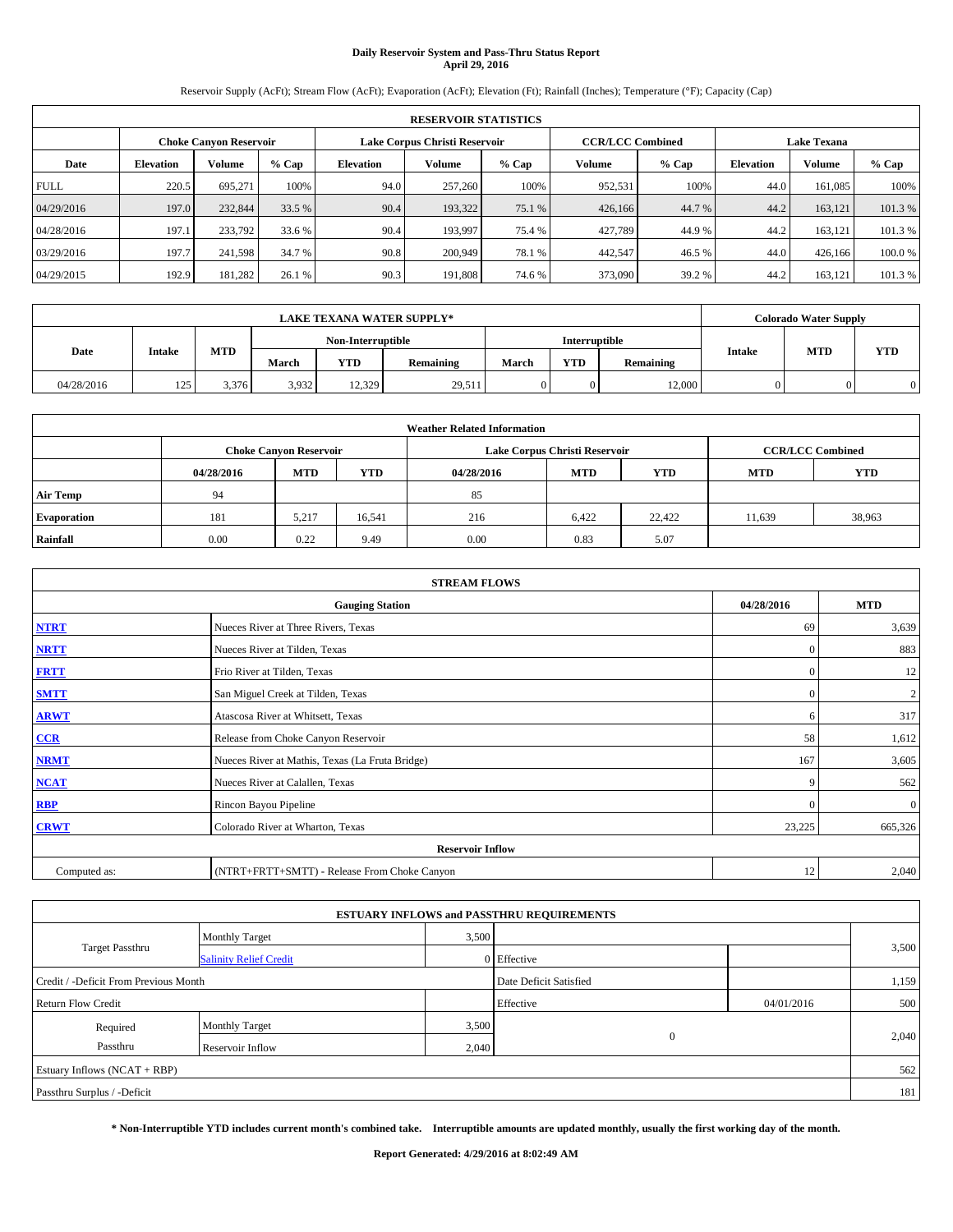# Daily Reservoir System and Pass-Thru Status Report
## April 29, 2016

Reservoir Supply (AcFt); Stream Flow (AcFt); Evaporation (AcFt); Elevation (Ft); Rainfall (Inches); Temperature (°F); Capacity (Cap)

| RESERVOIR STATISTICS | | | | | | | | | | | |
|---|---|---|---|---|---|---|---|---|---|---|---|
| | Choke Canyon Reservoir | | | Lake Corpus Christi Reservoir | | | CCR/LCC Combined | | Lake Texana | | |
| Date | Elevation | Volume | % Cap | Elevation | Volume | % Cap | Volume | % Cap | Elevation | Volume | % Cap |
| FULL | 220.5 | 695,271 | 100% | 94.0 | 257,260 | 100% | 952,531 | 100% | 44.0 | 161,085 | 100% |
| 04/29/2016 | 197.0 | 232,844 | 33.5 % | 90.4 | 193,322 | 75.1 % | 426,166 | 44.7 % | 44.2 | 163,121 | 101.3 % |
| 04/28/2016 | 197.1 | 233,792 | 33.6 % | 90.4 | 193,997 | 75.4 % | 427,789 | 44.9 % | 44.2 | 163,121 | 101.3 % |
| 03/29/2016 | 197.7 | 241,598 | 34.7 % | 90.8 | 200,949 | 78.1 % | 442,547 | 46.5 % | 44.0 | 426,166 | 100.0 % |
| 04/29/2015 | 192.9 | 181,282 | 26.1 % | 90.3 | 191,808 | 74.6 % | 373,090 | 39.2 % | 44.2 | 163,121 | 101.3 % |

| LAKE TEXANA WATER SUPPLY* | | | | | | | | | Colorado Water Supply | | |
|---|---|---|---|---|---|---|---|---|---|---|---|
| Date | Intake | MTD | Non-Interruptible | | | Interruptible | | | Intake | MTD | YTD |
| | | | March | YTD | Remaining | March | YTD | Remaining | | | |
| 04/28/2016 | 125 | 3,376 | 3,932 | 12,329 | 29,511 | 0 | 0 | 12,000 | 0 | 0 | 0 |

| Weather Related Information | | | | | | | | |
|---|---|---|---|---|---|---|---|---|
| | Choke Canyon Reservoir | | | Lake Corpus Christi Reservoir | | | CCR/LCC Combined | |
| | 04/28/2016 | MTD | YTD | 04/28/2016 | MTD | YTD | MTD | YTD |
| Air Temp | 94 | | | 85 | | | | |
| Evaporation | 181 | 5,217 | 16,541 | 216 | 6,422 | 22,422 | 11,639 | 38,963 |
| Rainfall | 0.00 | 0.22 | 9.49 | 0.00 | 0.83 | 5.07 | | |

| STREAM FLOWS | | | |
|---|---|---|---|
| | Gauging Station | 04/28/2016 | MTD |
| NTRT | Nueces River at Three Rivers, Texas | 69 | 3,639 |
| NRTT | Nueces River at Tilden, Texas | 0 | 883 |
| FRTT | Frio River at Tilden, Texas | 0 | 12 |
| SMTT | San Miguel Creek at Tilden, Texas | 0 | 2 |
| ARWT | Atascosa River at Whitsett, Texas | 6 | 317 |
| CCR | Release from Choke Canyon Reservoir | 58 | 1,612 |
| NRMT | Nueces River at Mathis, Texas (La Fruta Bridge) | 167 | 3,605 |
| NCAT | Nueces River at Calallen, Texas | 9 | 562 |
| RBP | Rincon Bayou Pipeline | 0 | 0 |
| CRWT | Colorado River at Wharton, Texas | 23,225 | 665,326 |
| | Reservoir Inflow | | |
| Computed as: | (NTRT+FRTT+SMTT) - Release From Choke Canyon | 12 | 2,040 |

| ESTUARY INFLOWS and PASSTHRU REQUIREMENTS | | | | | |
|---|---|---|---|---|---|
| Target Passthru | Monthly Target | 3,500 | | | 3,500 |
| | Salinity Relief Credit | 0 | Effective | | |
| Credit / -Deficit From Previous Month | | | Date Deficit Satisfied | | 1,159 |
| Return Flow Credit | | | Effective | 04/01/2016 | 500 |
| Required Passthru | Monthly Target | 3,500 | 0 | | 2,040 |
| | Reservoir Inflow | 2,040 | | | |
| Estuary Inflows (NCAT + RBP) | | | | | 562 |
| Passthru Surplus / -Deficit | | | | | 181 |

**\* Non-Interruptible YTD includes current month's combined take. Interruptible amounts are updated monthly, usually the first working day of the month.**

**Report Generated: 4/29/2016 at 8:02:49 AM**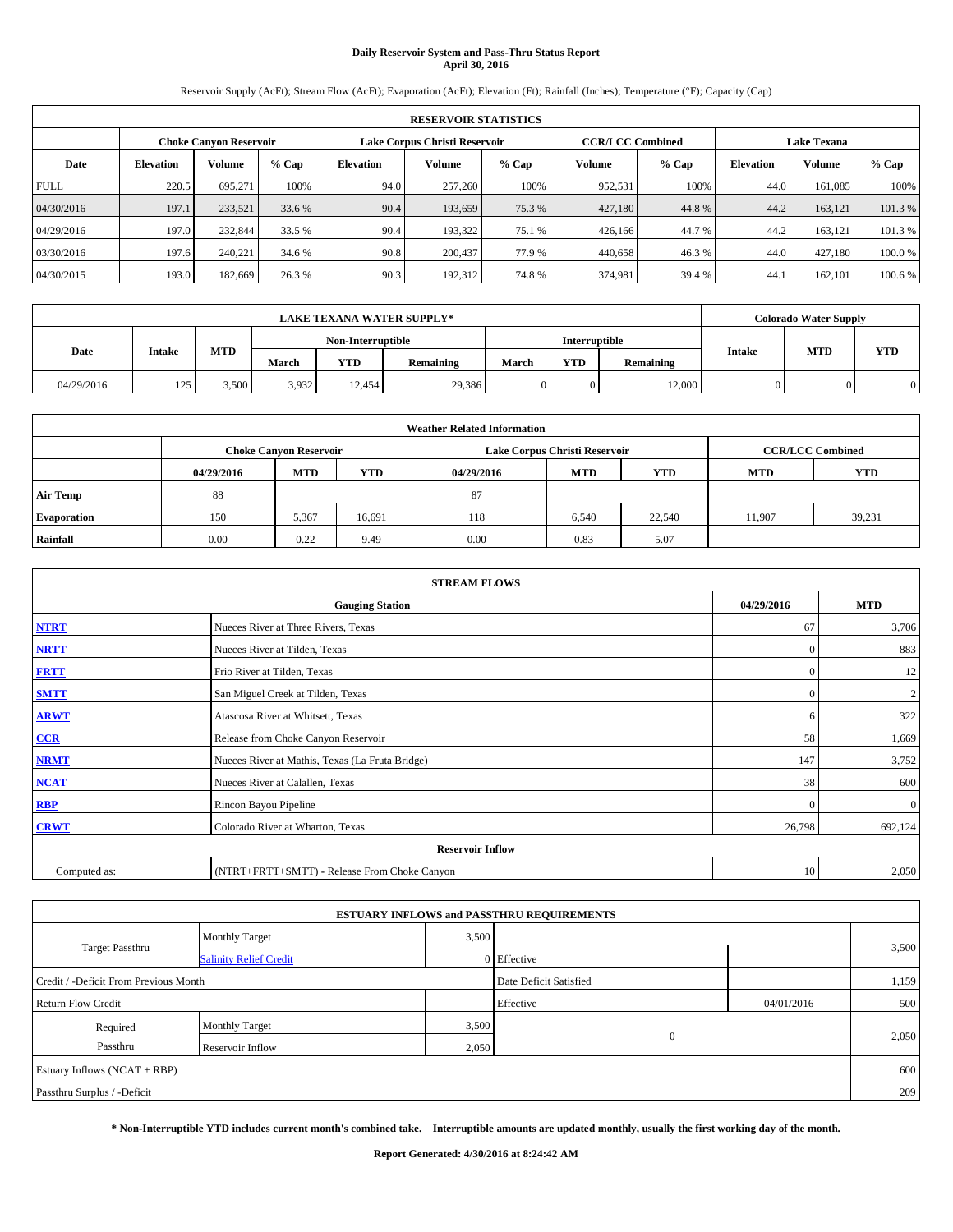# Daily Reservoir System and Pass-Thru Status Report
## April 30, 2016

Reservoir Supply (AcFt); Stream Flow (AcFt); Evaporation (AcFt); Elevation (Ft); Rainfall (Inches); Temperature (°F); Capacity (Cap)

| RESERVOIR STATISTICS | | | | | | | | | | | |
|---|---|---|---|---|---|---|---|---|---|---|---|
| | Choke Canyon Reservoir | | | Lake Corpus Christi Reservoir | | | CCR/LCC Combined | | Lake Texana | | |
| Date | Elevation | Volume | % Cap | Elevation | Volume | % Cap | Volume | % Cap | Elevation | Volume | % Cap |
| FULL | 220.5 | 695,271 | 100% | 94.0 | 257,260 | 100% | 952,531 | 100% | 44.0 | 161,085 | 100% |
| 04/30/2016 | 197.1 | 233,521 | 33.6 % | 90.4 | 193,659 | 75.3 % | 427,180 | 44.8 % | 44.2 | 163,121 | 101.3 % |
| 04/29/2016 | 197.0 | 232,844 | 33.5 % | 90.4 | 193,322 | 75.1 % | 426,166 | 44.7 % | 44.2 | 163,121 | 101.3 % |
| 03/30/2016 | 197.6 | 240,221 | 34.6 % | 90.8 | 200,437 | 77.9 % | 440,658 | 46.3 % | 44.0 | 427,180 | 100.0 % |
| 04/30/2015 | 193.0 | 182,669 | 26.3 % | 90.3 | 192,312 | 74.8 % | 374,981 | 39.4 % | 44.1 | 162,101 | 100.6 % |

| LAKE TEXANA WATER SUPPLY* | | | | | | | | | Colorado Water Supply | | |
|---|---|---|---|---|---|---|---|---|---|---|---|
| Date | Intake | MTD | Non-Interruptible | | | Interruptible | | | Intake | MTD | YTD |
| | | | March | YTD | Remaining | March | YTD | Remaining | | | |
| 04/29/2016 | 125 | 3,500 | 3,932 | 12,454 | 29,386 | 0 | 0 | 12,000 | 0 | 0 | 0 |

| Weather Related Information | | | | | | | | |
|---|---|---|---|---|---|---|---|---|
| | Choke Canyon Reservoir | | | Lake Corpus Christi Reservoir | | | CCR/LCC Combined | |
| | 04/29/2016 | MTD | YTD | 04/29/2016 | MTD | YTD | MTD | YTD |
| Air Temp | 88 | | | 87 | | | | |
| Evaporation | 150 | 5,367 | 16,691 | 118 | 6,540 | 22,540 | 11,907 | 39,231 |
| Rainfall | 0.00 | 0.22 | 9.49 | 0.00 | 0.83 | 5.07 | | |

| STREAM FLOWS | | | |
|---|---|---|---|
| Gauging Station | | 04/29/2016 | MTD |
| NTRT | Nueces River at Three Rivers, Texas | 67 | 3,706 |
| NRTT | Nueces River at Tilden, Texas | 0 | 883 |
| FRTT | Frio River at Tilden, Texas | 0 | 12 |
| SMTT | San Miguel Creek at Tilden, Texas | 0 | 2 |
| ARWT | Atascosa River at Whitsett, Texas | 6 | 322 |
| CCR | Release from Choke Canyon Reservoir | 58 | 1,669 |
| NRMT | Nueces River at Mathis, Texas (La Fruta Bridge) | 147 | 3,752 |
| NCAT | Nueces River at Calallen, Texas | 38 | 600 |
| RBP | Rincon Bayou Pipeline | 0 | 0 |
| CRWT | Colorado River at Wharton, Texas | 26,798 | 692,124 |
| Reservoir Inflow | | | |
| Computed as: | (NTRT+FRTT+SMTT) - Release From Choke Canyon | 10 | 2,050 |

| ESTUARY INFLOWS and PASSTHRU REQUIREMENTS | | | | | |
|---|---|---|---|---|---|
| Target Passthru | Monthly Target | 3,500 | | | 3,500 |
| | Salinity Relief Credit | 0 | Effective | | |
| Credit / -Deficit From Previous Month | | | Date Deficit Satisfied | | 1,159 |
| Return Flow Credit | | | Effective | 04/01/2016 | 500 |
| Required Passthru | Monthly Target | 3,500 | 0 | | 2,050 |
| | Reservoir Inflow | 2,050 | | | |
| Estuary Inflows (NCAT + RBP) | | | | | 600 |
| Passthru Surplus / -Deficit | | | | | 209 |

**\* Non-Interruptible YTD includes current month's combined take. Interruptible amounts are updated monthly, usually the first working day of the month.**

**Report Generated: 4/30/2016 at 8:24:42 AM**